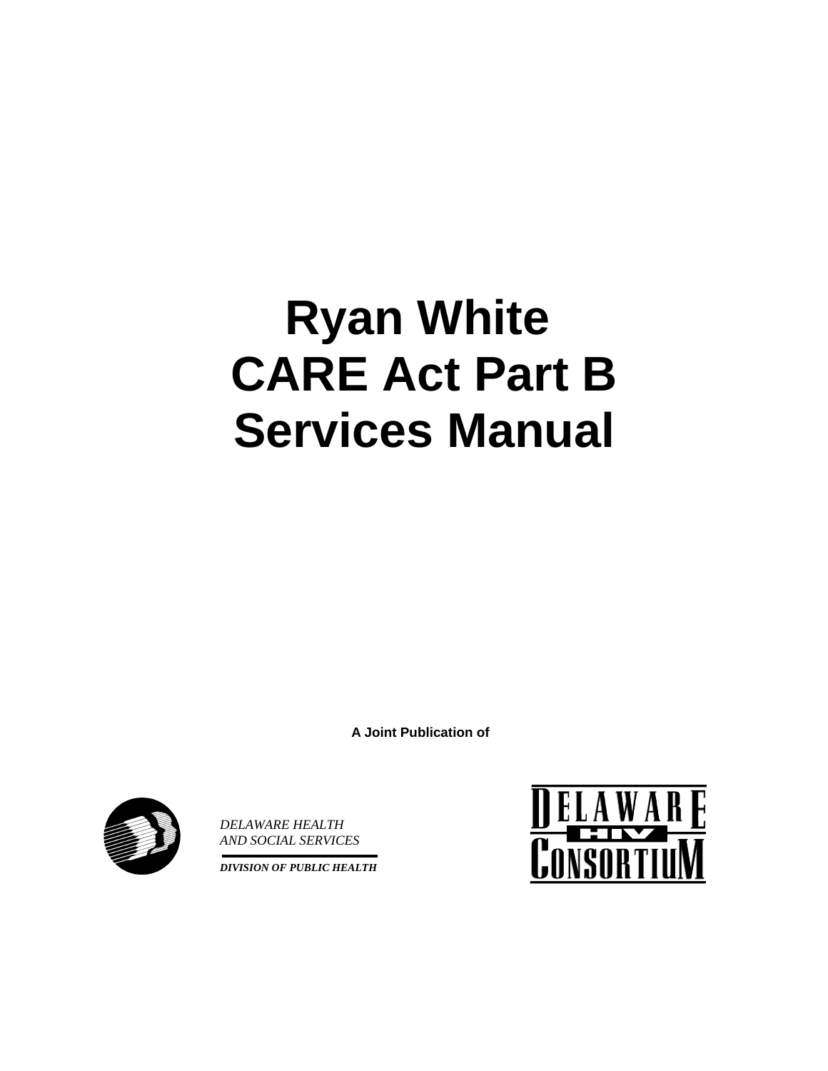# Ryan White CARE Act Part B Services Manual

**A Joint Publication of**

*DELAWARE HEALTH AND SOCIAL SERVICES*

***DIVISION OF PUBLIC HEALTH***

DELAWARE HIV CONSORTIUM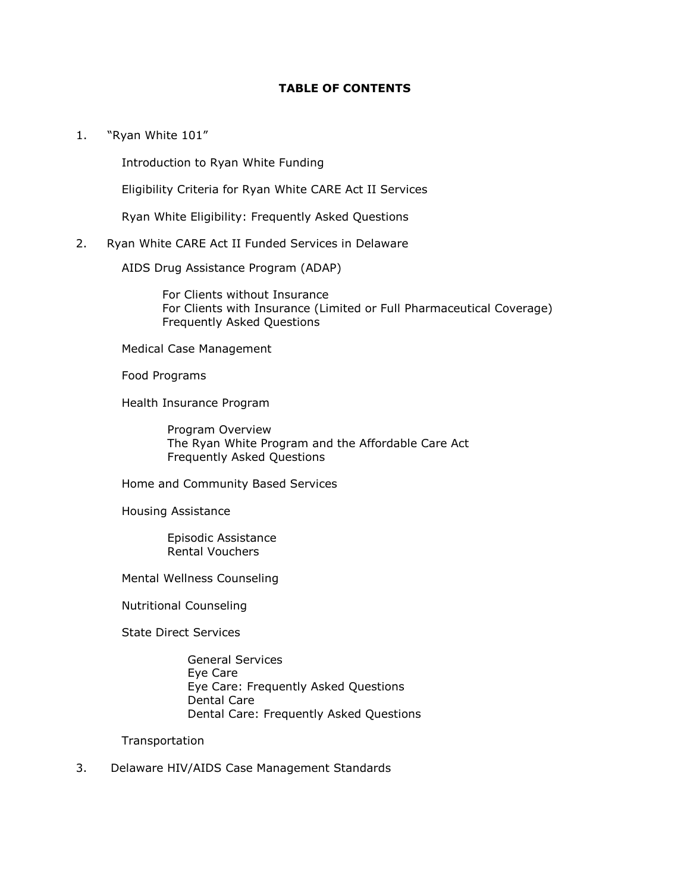# TABLE OF CONTENTS

1. "Ryan White 101"

   Introduction to Ryan White Funding

   Eligibility Criteria for Ryan White CARE Act II Services

   Ryan White Eligibility: Frequently Asked Questions

2. Ryan White CARE Act II Funded Services in Delaware

   AIDS Drug Assistance Program (ADAP)

   - For Clients without Insurance
   - For Clients with Insurance (Limited or Full Pharmaceutical Coverage)
   - Frequently Asked Questions

   Medical Case Management

   Food Programs

   Health Insurance Program

   - Program Overview
   - The Ryan White Program and the Affordable Care Act
   - Frequently Asked Questions

   Home and Community Based Services

   Housing Assistance

   - Episodic Assistance
   - Rental Vouchers

   Mental Wellness Counseling

   Nutritional Counseling

   State Direct Services

   - General Services
   - Eye Care
   - Eye Care: Frequently Asked Questions
   - Dental Care
   - Dental Care: Frequently Asked Questions

   Transportation

3. Delaware HIV/AIDS Case Management Standards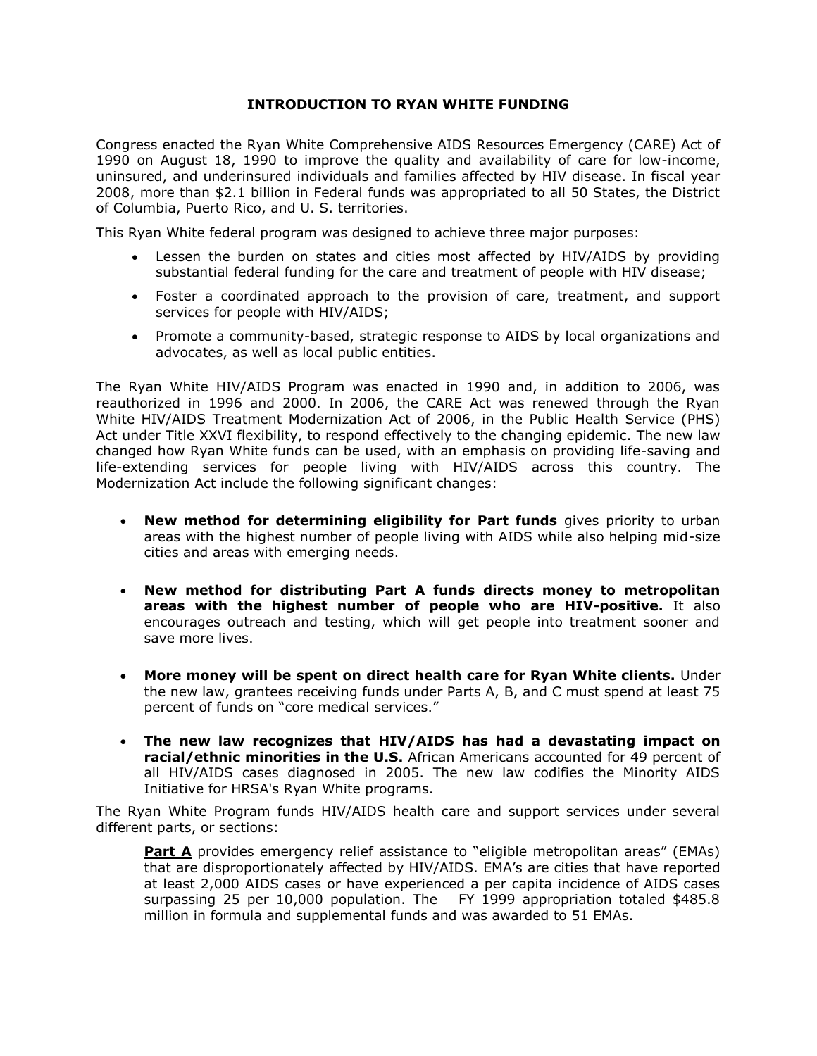# INTRODUCTION TO RYAN WHITE FUNDING

Congress enacted the Ryan White Comprehensive AIDS Resources Emergency (CARE) Act of 1990 on August 18, 1990 to improve the quality and availability of care for low-income, uninsured, and underinsured individuals and families affected by HIV disease. In fiscal year 2008, more than $2.1 billion in Federal funds was appropriated to all 50 States, the District of Columbia, Puerto Rico, and U. S. territories.

This Ryan White federal program was designed to achieve three major purposes:

- Lessen the burden on states and cities most affected by HIV/AIDS by providing substantial federal funding for the care and treatment of people with HIV disease;
- Foster a coordinated approach to the provision of care, treatment, and support services for people with HIV/AIDS;
- Promote a community-based, strategic response to AIDS by local organizations and advocates, as well as local public entities.

The Ryan White HIV/AIDS Program was enacted in 1990 and, in addition to 2006, was reauthorized in 1996 and 2000. In 2006, the CARE Act was renewed through the Ryan White HIV/AIDS Treatment Modernization Act of 2006, in the Public Health Service (PHS) Act under Title XXVI flexibility, to respond effectively to the changing epidemic. The new law changed how Ryan White funds can be used, with an emphasis on providing life-saving and life-extending services for people living with HIV/AIDS across this country. The Modernization Act include the following significant changes:

- **New method for determining eligibility for Part funds** gives priority to urban areas with the highest number of people living with AIDS while also helping mid-size cities and areas with emerging needs.
- **New method for distributing Part A funds directs money to metropolitan areas with the highest number of people who are HIV-positive.** It also encourages outreach and testing, which will get people into treatment sooner and save more lives.
- **More money will be spent on direct health care for Ryan White clients.** Under the new law, grantees receiving funds under Parts A, B, and C must spend at least 75 percent of funds on "core medical services."
- **The new law recognizes that HIV/AIDS has had a devastating impact on racial/ethnic minorities in the U.S.** African Americans accounted for 49 percent of all HIV/AIDS cases diagnosed in 2005. The new law codifies the Minority AIDS Initiative for HRSA's Ryan White programs.

The Ryan White Program funds HIV/AIDS health care and support services under several different parts, or sections:

**Part A** provides emergency relief assistance to "eligible metropolitan areas" (EMAs) that are disproportionately affected by HIV/AIDS. EMA's are cities that have reported at least 2,000 AIDS cases or have experienced a per capita incidence of AIDS cases surpassing 25 per 10,000 population. The FY 1999 appropriation totaled $485.8 million in formula and supplemental funds and was awarded to 51 EMAs.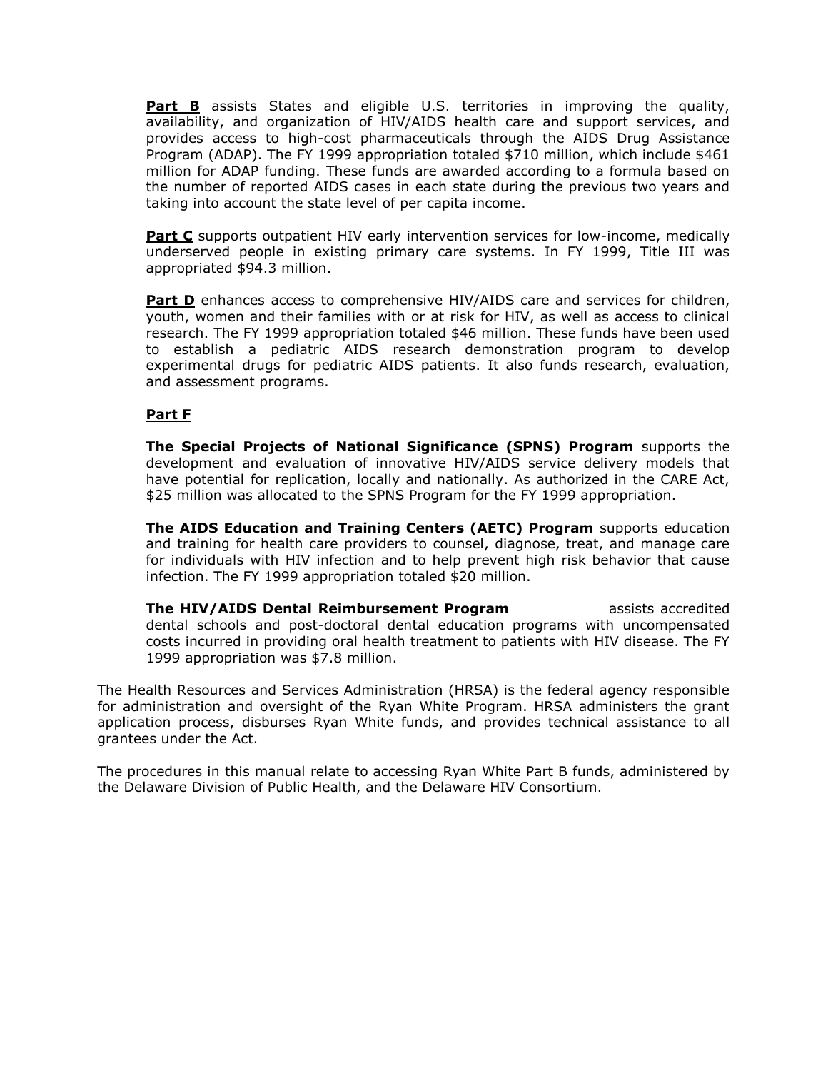**<u>Part B</u>** assists States and eligible U.S. territories in improving the quality, availability, and organization of HIV/AIDS health care and support services, and provides access to high-cost pharmaceuticals through the AIDS Drug Assistance Program (ADAP). The FY 1999 appropriation totaled $710 million, which include $461 million for ADAP funding. These funds are awarded according to a formula based on the number of reported AIDS cases in each state during the previous two years and taking into account the state level of per capita income.

**<u>Part C</u>** supports outpatient HIV early intervention services for low-income, medically underserved people in existing primary care systems. In FY 1999, Title III was appropriated $94.3 million.

**<u>Part D</u>** enhances access to comprehensive HIV/AIDS care and services for children, youth, women and their families with or at risk for HIV, as well as access to clinical research. The FY 1999 appropriation totaled $46 million. These funds have been used to establish a pediatric AIDS research demonstration program to develop experimental drugs for pediatric AIDS patients. It also funds research, evaluation, and assessment programs.

**<u>Part F</u>**

**The Special Projects of National Significance (SPNS) Program** supports the development and evaluation of innovative HIV/AIDS service delivery models that have potential for replication, locally and nationally. As authorized in the CARE Act, $25 million was allocated to the SPNS Program for the FY 1999 appropriation.

**The AIDS Education and Training Centers (AETC) Program** supports education and training for health care providers to counsel, diagnose, treat, and manage care for individuals with HIV infection and to help prevent high risk behavior that cause infection. The FY 1999 appropriation totaled $20 million.

**The HIV/AIDS Dental Reimbursement Program** assists accredited dental schools and post-doctoral dental education programs with uncompensated costs incurred in providing oral health treatment to patients with HIV disease. The FY 1999 appropriation was $7.8 million.

The Health Resources and Services Administration (HRSA) is the federal agency responsible for administration and oversight of the Ryan White Program. HRSA administers the grant application process, disburses Ryan White funds, and provides technical assistance to all grantees under the Act.

The procedures in this manual relate to accessing Ryan White Part B funds, administered by the Delaware Division of Public Health, and the Delaware HIV Consortium.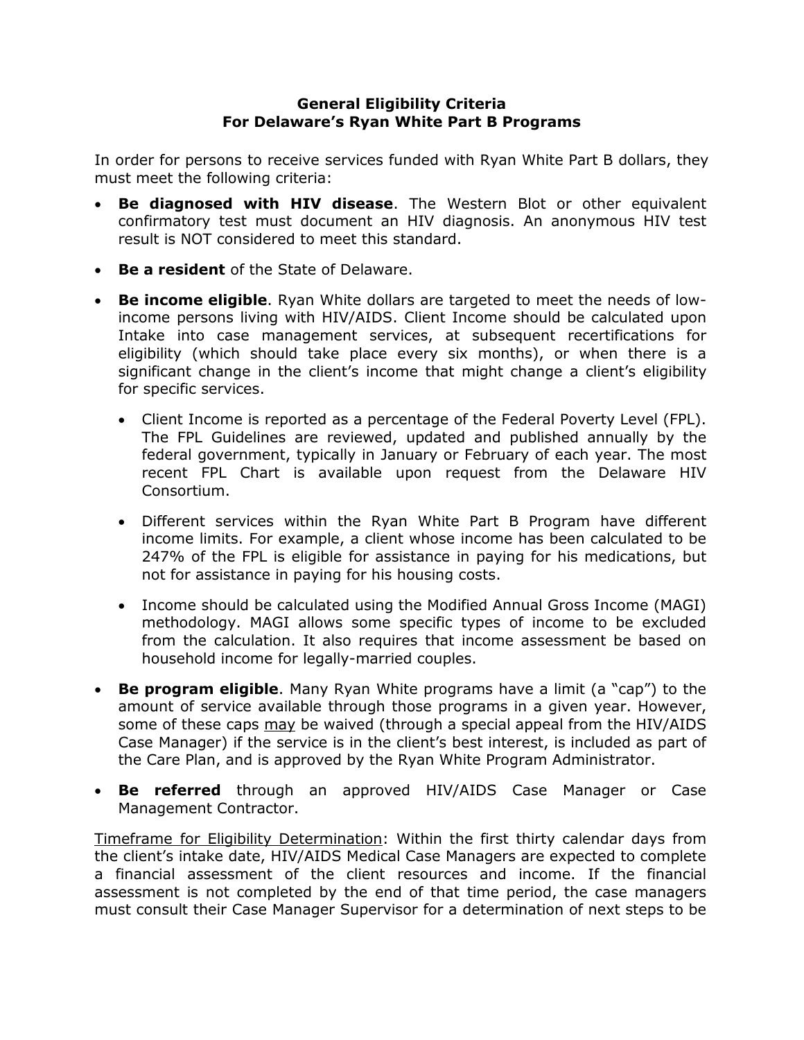**General Eligibility Criteria**
**For Delaware's Ryan White Part B Programs**

In order for persons to receive services funded with Ryan White Part B dollars, they must meet the following criteria:

- **Be diagnosed with HIV disease**. The Western Blot or other equivalent confirmatory test must document an HIV diagnosis. An anonymous HIV test result is NOT considered to meet this standard.
- **Be a resident** of the State of Delaware.
- **Be income eligible**. Ryan White dollars are targeted to meet the needs of low-income persons living with HIV/AIDS. Client Income should be calculated upon Intake into case management services, at subsequent recertifications for eligibility (which should take place every six months), or when there is a significant change in the client's income that might change a client's eligibility for specific services.
  - Client Income is reported as a percentage of the Federal Poverty Level (FPL). The FPL Guidelines are reviewed, updated and published annually by the federal government, typically in January or February of each year. The most recent FPL Chart is available upon request from the Delaware HIV Consortium.
  - Different services within the Ryan White Part B Program have different income limits. For example, a client whose income has been calculated to be 247% of the FPL is eligible for assistance in paying for his medications, but not for assistance in paying for his housing costs.
  - Income should be calculated using the Modified Annual Gross Income (MAGI) methodology. MAGI allows some specific types of income to be excluded from the calculation. It also requires that income assessment be based on household income for legally-married couples.
- **Be program eligible**. Many Ryan White programs have a limit (a "cap") to the amount of service available through those programs in a given year. However, some of these caps may be waived (through a special appeal from the HIV/AIDS Case Manager) if the service is in the client's best interest, is included as part of the Care Plan, and is approved by the Ryan White Program Administrator.
- **Be referred** through an approved HIV/AIDS Case Manager or Case Management Contractor.

Timeframe for Eligibility Determination: Within the first thirty calendar days from the client's intake date, HIV/AIDS Medical Case Managers are expected to complete a financial assessment of the client resources and income. If the financial assessment is not completed by the end of that time period, the case managers must consult their Case Manager Supervisor for a determination of next steps to be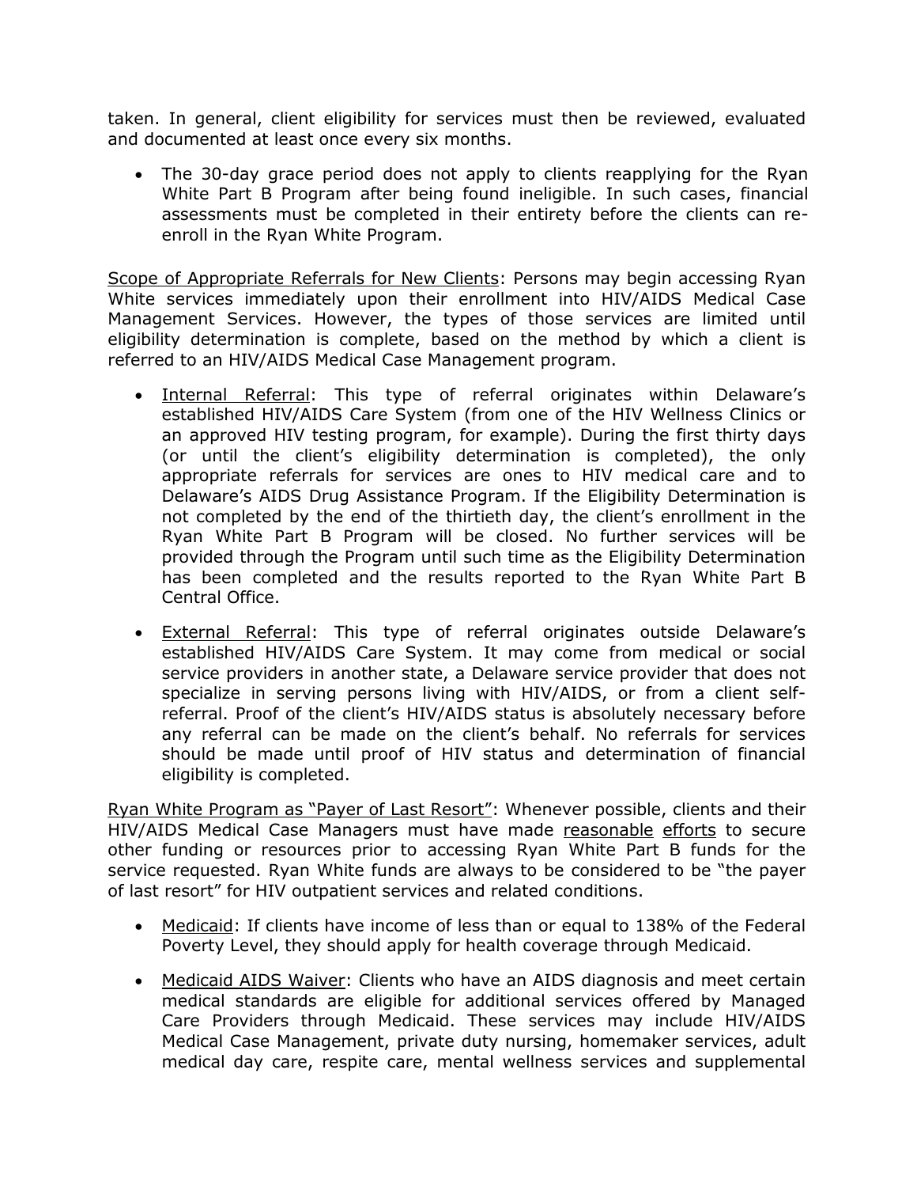taken. In general, client eligibility for services must then be reviewed, evaluated and documented at least once every six months.

- The 30-day grace period does not apply to clients reapplying for the Ryan White Part B Program after being found ineligible. In such cases, financial assessments must be completed in their entirety before the clients can re-enroll in the Ryan White Program.

<u>Scope of Appropriate Referrals for New Clients</u>: Persons may begin accessing Ryan White services immediately upon their enrollment into HIV/AIDS Medical Case Management Services. However, the types of those services are limited until eligibility determination is complete, based on the method by which a client is referred to an HIV/AIDS Medical Case Management program.

- <u>Internal Referral</u>: This type of referral originates within Delaware's established HIV/AIDS Care System (from one of the HIV Wellness Clinics or an approved HIV testing program, for example). During the first thirty days (or until the client's eligibility determination is completed), the only appropriate referrals for services are ones to HIV medical care and to Delaware's AIDS Drug Assistance Program. If the Eligibility Determination is not completed by the end of the thirtieth day, the client's enrollment in the Ryan White Part B Program will be closed. No further services will be provided through the Program until such time as the Eligibility Determination has been completed and the results reported to the Ryan White Part B Central Office.

- <u>External Referral</u>: This type of referral originates outside Delaware's established HIV/AIDS Care System. It may come from medical or social service providers in another state, a Delaware service provider that does not specialize in serving persons living with HIV/AIDS, or from a client self-referral. Proof of the client's HIV/AIDS status is absolutely necessary before any referral can be made on the client's behalf. No referrals for services should be made until proof of HIV status and determination of financial eligibility is completed.

<u>Ryan White Program as "Payer of Last Resort"</u>: Whenever possible, clients and their HIV/AIDS Medical Case Managers must have made <u>reasonable</u> <u>efforts</u> to secure other funding or resources prior to accessing Ryan White Part B funds for the service requested. Ryan White funds are always to be considered to be "the payer of last resort" for HIV outpatient services and related conditions.

- <u>Medicaid</u>: If clients have income of less than or equal to 138% of the Federal Poverty Level, they should apply for health coverage through Medicaid.

- <u>Medicaid AIDS Waiver</u>: Clients who have an AIDS diagnosis and meet certain medical standards are eligible for additional services offered by Managed Care Providers through Medicaid. These services may include HIV/AIDS Medical Case Management, private duty nursing, homemaker services, adult medical day care, respite care, mental wellness services and supplemental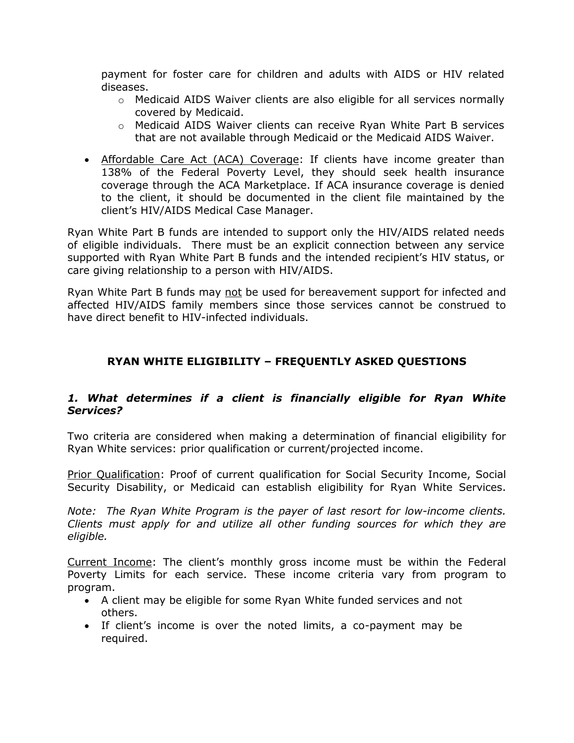payment for foster care for children and adults with AIDS or HIV related diseases.
    - Medicaid AIDS Waiver clients are also eligible for all services normally covered by Medicaid.
    - Medicaid AIDS Waiver clients can receive Ryan White Part B services that are not available through Medicaid or the Medicaid AIDS Waiver.

- Affordable Care Act (ACA) Coverage: If clients have income greater than 138% of the Federal Poverty Level, they should seek health insurance coverage through the ACA Marketplace. If ACA insurance coverage is denied to the client, it should be documented in the client file maintained by the client's HIV/AIDS Medical Case Manager.

Ryan White Part B funds are intended to support only the HIV/AIDS related needs of eligible individuals. There must be an explicit connection between any service supported with Ryan White Part B funds and the intended recipient's HIV status, or care giving relationship to a person with HIV/AIDS.

Ryan White Part B funds may not be used for bereavement support for infected and affected HIV/AIDS family members since those services cannot be construed to have direct benefit to HIV-infected individuals.

## RYAN WHITE ELIGIBILITY – FREQUENTLY ASKED QUESTIONS

### *1. What determines if a client is financially eligible for Ryan White Services?*

Two criteria are considered when making a determination of financial eligibility for Ryan White services: prior qualification or current/projected income.

Prior Qualification: Proof of current qualification for Social Security Income, Social Security Disability, or Medicaid can establish eligibility for Ryan White Services.

*Note: The Ryan White Program is the payer of last resort for low-income clients. Clients must apply for and utilize all other funding sources for which they are eligible.*

Current Income: The client's monthly gross income must be within the Federal Poverty Limits for each service. These income criteria vary from program to program.

- A client may be eligible for some Ryan White funded services and not others.
- If client's income is over the noted limits, a co-payment may be required.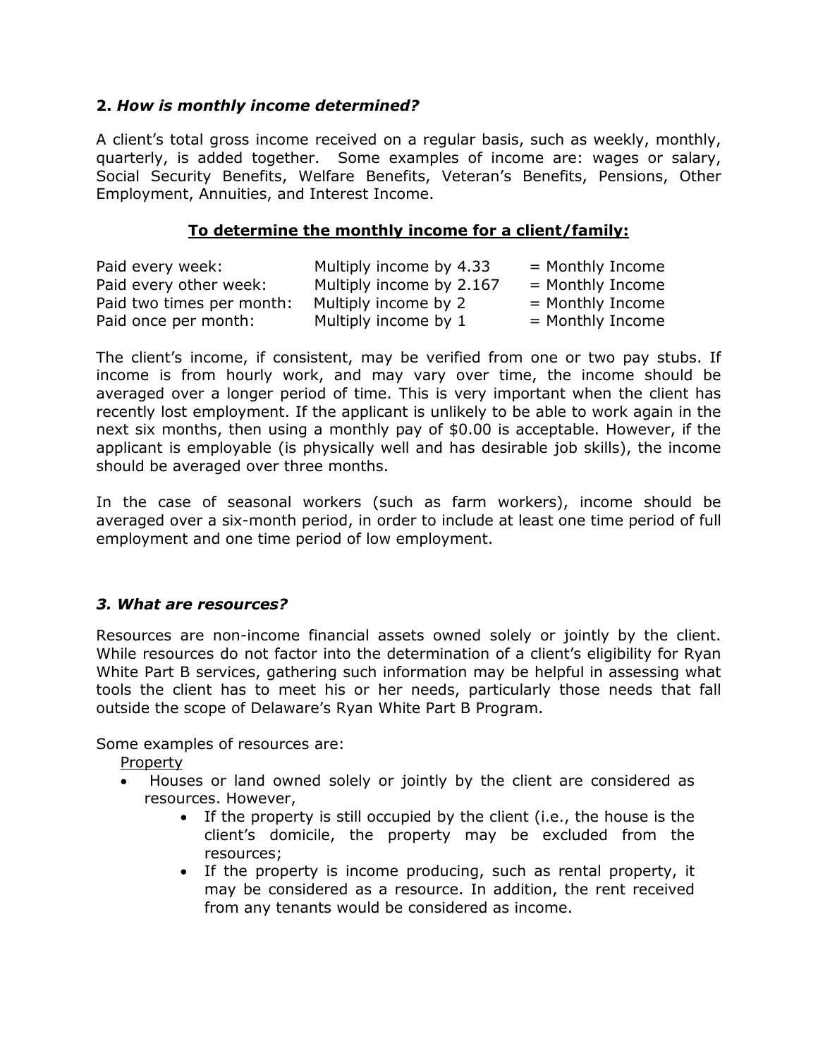### 2. *How is monthly income determined?*

A client's total gross income received on a regular basis, such as weekly, monthly, quarterly, is added together. Some examples of income are: wages or salary, Social Security Benefits, Welfare Benefits, Veteran's Benefits, Pensions, Other Employment, Annuities, and Interest Income.

**To determine the monthly income for a client/family:**

| | | |
|---|---|---|
| Paid every week: | Multiply income by 4.33 | = Monthly Income |
| Paid every other week: | Multiply income by 2.167 | = Monthly Income |
| Paid two times per month: | Multiply income by 2 | = Monthly Income |
| Paid once per month: | Multiply income by 1 | = Monthly Income |

The client's income, if consistent, may be verified from one or two pay stubs. If income is from hourly work, and may vary over time, the income should be averaged over a longer period of time. This is very important when the client has recently lost employment. If the applicant is unlikely to be able to work again in the next six months, then using a monthly pay of $0.00 is acceptable. However, if the applicant is employable (is physically well and has desirable job skills), the income should be averaged over three months.

In the case of seasonal workers (such as farm workers), income should be averaged over a six-month period, in order to include at least one time period of full employment and one time period of low employment.

### *3. What are resources?*

Resources are non-income financial assets owned solely or jointly by the client. While resources do not factor into the determination of a client's eligibility for Ryan White Part B services, gathering such information may be helpful in assessing what tools the client has to meet his or her needs, particularly those needs that fall outside the scope of Delaware's Ryan White Part B Program.

Some examples of resources are:

Property

- Houses or land owned solely or jointly by the client are considered as resources. However,
  - If the property is still occupied by the client (i.e., the house is the client's domicile, the property may be excluded from the resources;
  - If the property is income producing, such as rental property, it may be considered as a resource. In addition, the rent received from any tenants would be considered as income.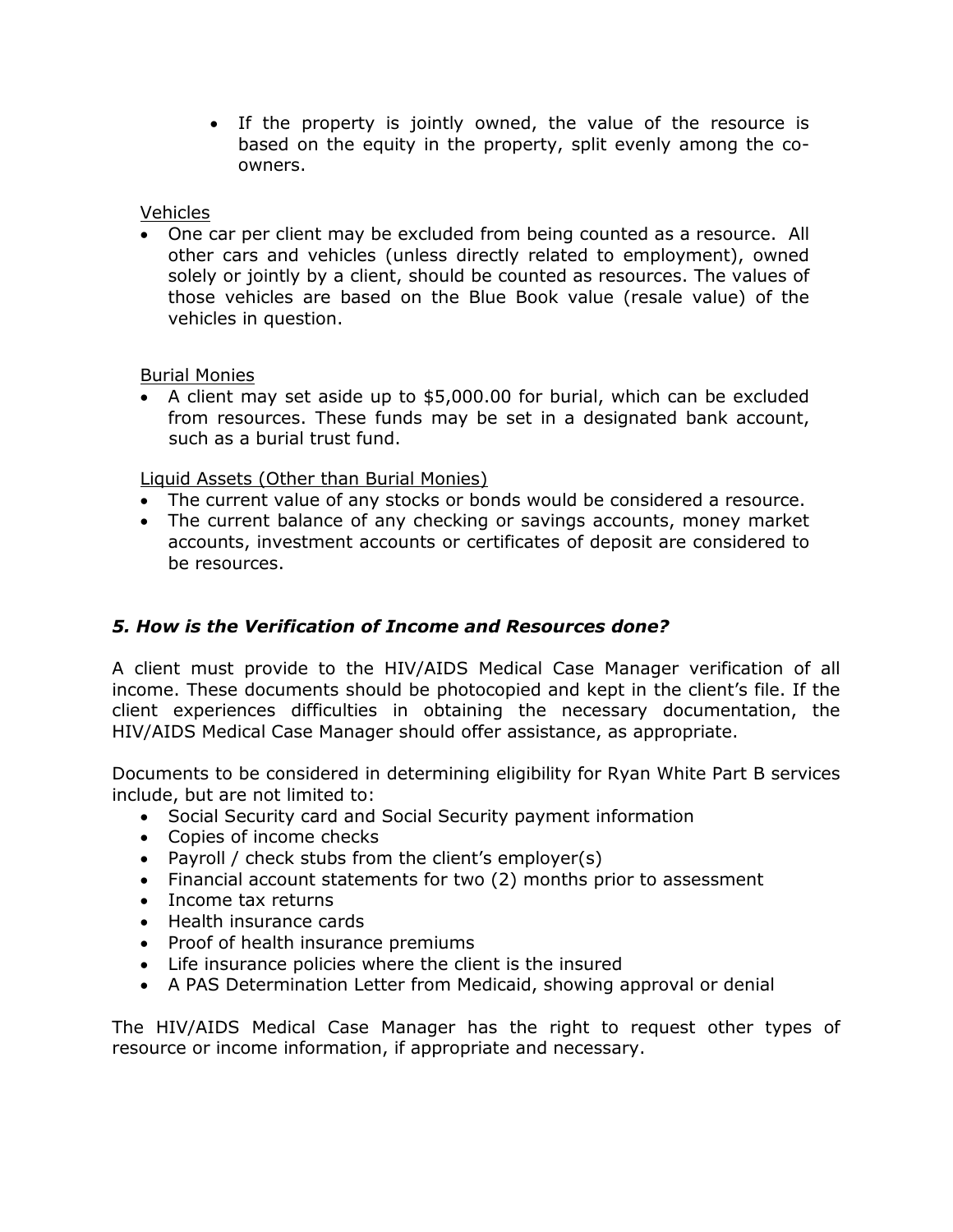- If the property is jointly owned, the value of the resource is based on the equity in the property, split evenly among the co-owners.

Vehicles

- One car per client may be excluded from being counted as a resource. All other cars and vehicles (unless directly related to employment), owned solely or jointly by a client, should be counted as resources. The values of those vehicles are based on the Blue Book value (resale value) of the vehicles in question.

Burial Monies

- A client may set aside up to $5,000.00 for burial, which can be excluded from resources. These funds may be set in a designated bank account, such as a burial trust fund.

Liquid Assets (Other than Burial Monies)

- The current value of any stocks or bonds would be considered a resource.
- The current balance of any checking or savings accounts, money market accounts, investment accounts or certificates of deposit are considered to be resources.

### *5. How is the Verification of Income and Resources done?*

A client must provide to the HIV/AIDS Medical Case Manager verification of all income. These documents should be photocopied and kept in the client's file. If the client experiences difficulties in obtaining the necessary documentation, the HIV/AIDS Medical Case Manager should offer assistance, as appropriate.

Documents to be considered in determining eligibility for Ryan White Part B services include, but are not limited to:

- Social Security card and Social Security payment information
- Copies of income checks
- Payroll / check stubs from the client's employer(s)
- Financial account statements for two (2) months prior to assessment
- Income tax returns
- Health insurance cards
- Proof of health insurance premiums
- Life insurance policies where the client is the insured
- A PAS Determination Letter from Medicaid, showing approval or denial

The HIV/AIDS Medical Case Manager has the right to request other types of resource or income information, if appropriate and necessary.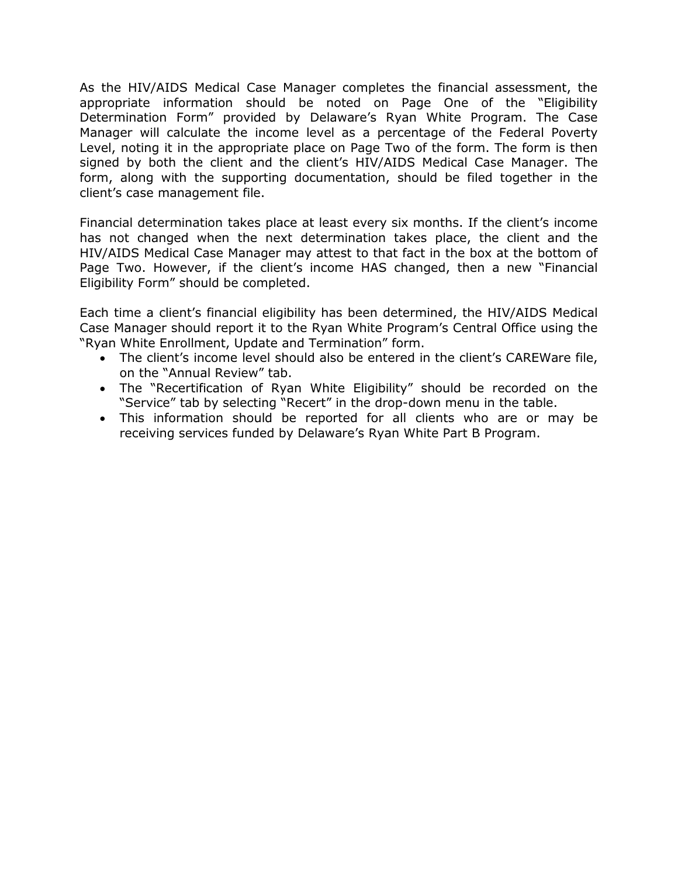As the HIV/AIDS Medical Case Manager completes the financial assessment, the appropriate information should be noted on Page One of the "Eligibility Determination Form" provided by Delaware's Ryan White Program. The Case Manager will calculate the income level as a percentage of the Federal Poverty Level, noting it in the appropriate place on Page Two of the form. The form is then signed by both the client and the client's HIV/AIDS Medical Case Manager. The form, along with the supporting documentation, should be filed together in the client's case management file.

Financial determination takes place at least every six months. If the client's income has not changed when the next determination takes place, the client and the HIV/AIDS Medical Case Manager may attest to that fact in the box at the bottom of Page Two. However, if the client's income HAS changed, then a new "Financial Eligibility Form" should be completed.

Each time a client's financial eligibility has been determined, the HIV/AIDS Medical Case Manager should report it to the Ryan White Program's Central Office using the "Ryan White Enrollment, Update and Termination" form.

- The client's income level should also be entered in the client's CAREWare file, on the "Annual Review" tab.
- The "Recertification of Ryan White Eligibility" should be recorded on the "Service" tab by selecting "Recert" in the drop-down menu in the table.
- This information should be reported for all clients who are or may be receiving services funded by Delaware's Ryan White Part B Program.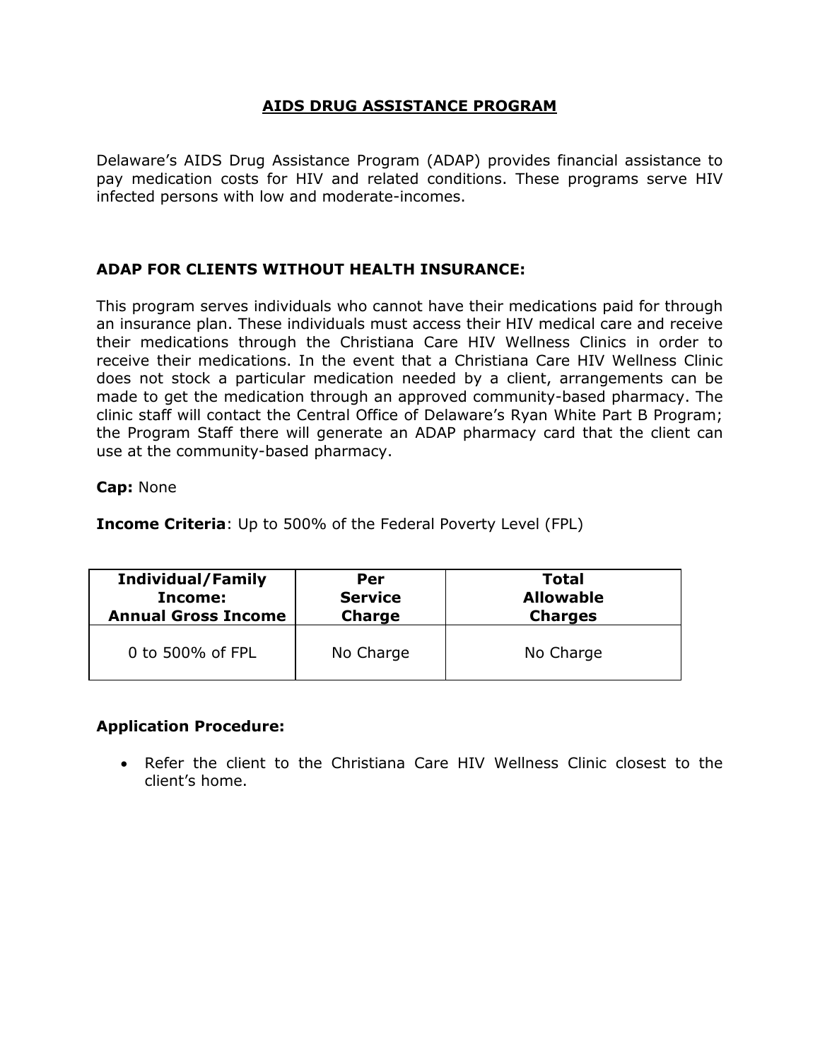# AIDS DRUG ASSISTANCE PROGRAM

Delaware's AIDS Drug Assistance Program (ADAP) provides financial assistance to pay medication costs for HIV and related conditions. These programs serve HIV infected persons with low and moderate-incomes.

### ADAP FOR CLIENTS WITHOUT HEALTH INSURANCE:

This program serves individuals who cannot have their medications paid for through an insurance plan. These individuals must access their HIV medical care and receive their medications through the Christiana Care HIV Wellness Clinics in order to receive their medications. In the event that a Christiana Care HIV Wellness Clinic does not stock a particular medication needed by a client, arrangements can be made to get the medication through an approved community-based pharmacy. The clinic staff will contact the Central Office of Delaware's Ryan White Part B Program; the Program Staff there will generate an ADAP pharmacy card that the client can use at the community-based pharmacy.

**Cap:** None

**Income Criteria**: Up to 500% of the Federal Poverty Level (FPL)

| Individual/Family Income: Annual Gross Income | Per Service Charge | Total Allowable Charges |
|---|---|---|
| 0 to 500% of FPL | No Charge | No Charge |

**Application Procedure:**

- Refer the client to the Christiana Care HIV Wellness Clinic closest to the client's home.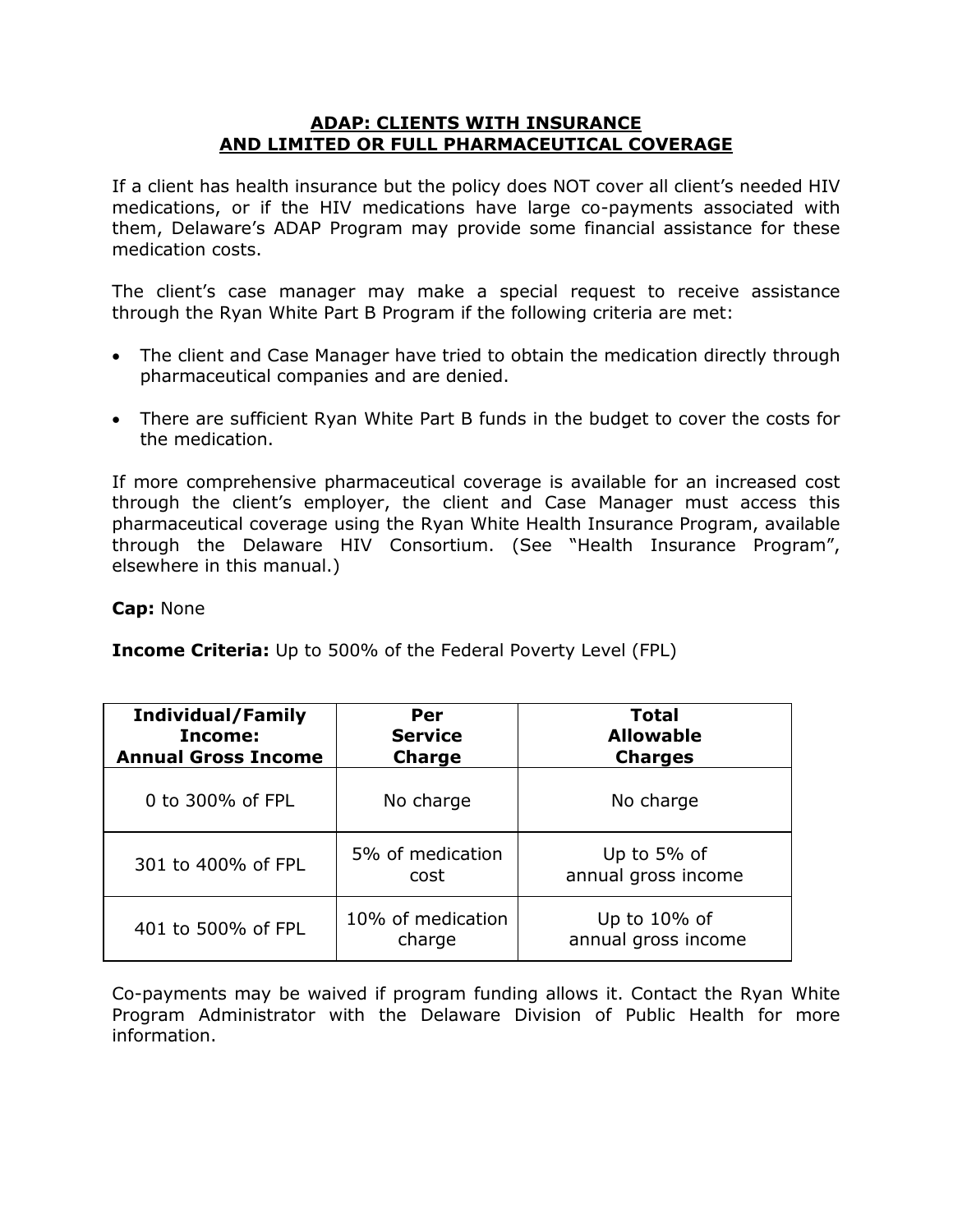## ADAP: CLIENTS WITH INSURANCE AND LIMITED OR FULL PHARMACEUTICAL COVERAGE

If a client has health insurance but the policy does NOT cover all client's needed HIV medications, or if the HIV medications have large co-payments associated with them, Delaware's ADAP Program may provide some financial assistance for these medication costs.

The client's case manager may make a special request to receive assistance through the Ryan White Part B Program if the following criteria are met:

- The client and Case Manager have tried to obtain the medication directly through pharmaceutical companies and are denied.
- There are sufficient Ryan White Part B funds in the budget to cover the costs for the medication.

If more comprehensive pharmaceutical coverage is available for an increased cost through the client's employer, the client and Case Manager must access this pharmaceutical coverage using the Ryan White Health Insurance Program, available through the Delaware HIV Consortium. (See "Health Insurance Program", elsewhere in this manual.)

**Cap:** None

**Income Criteria:** Up to 500% of the Federal Poverty Level (FPL)

| Individual/Family Income: Annual Gross Income | Per Service Charge | Total Allowable Charges |
|---|---|---|
| 0 to 300% of FPL | No charge | No charge |
| 301 to 400% of FPL | 5% of medication cost | Up to 5% of annual gross income |
| 401 to 500% of FPL | 10% of medication charge | Up to 10% of annual gross income |

Co-payments may be waived if program funding allows it. Contact the Ryan White Program Administrator with the Delaware Division of Public Health for more information.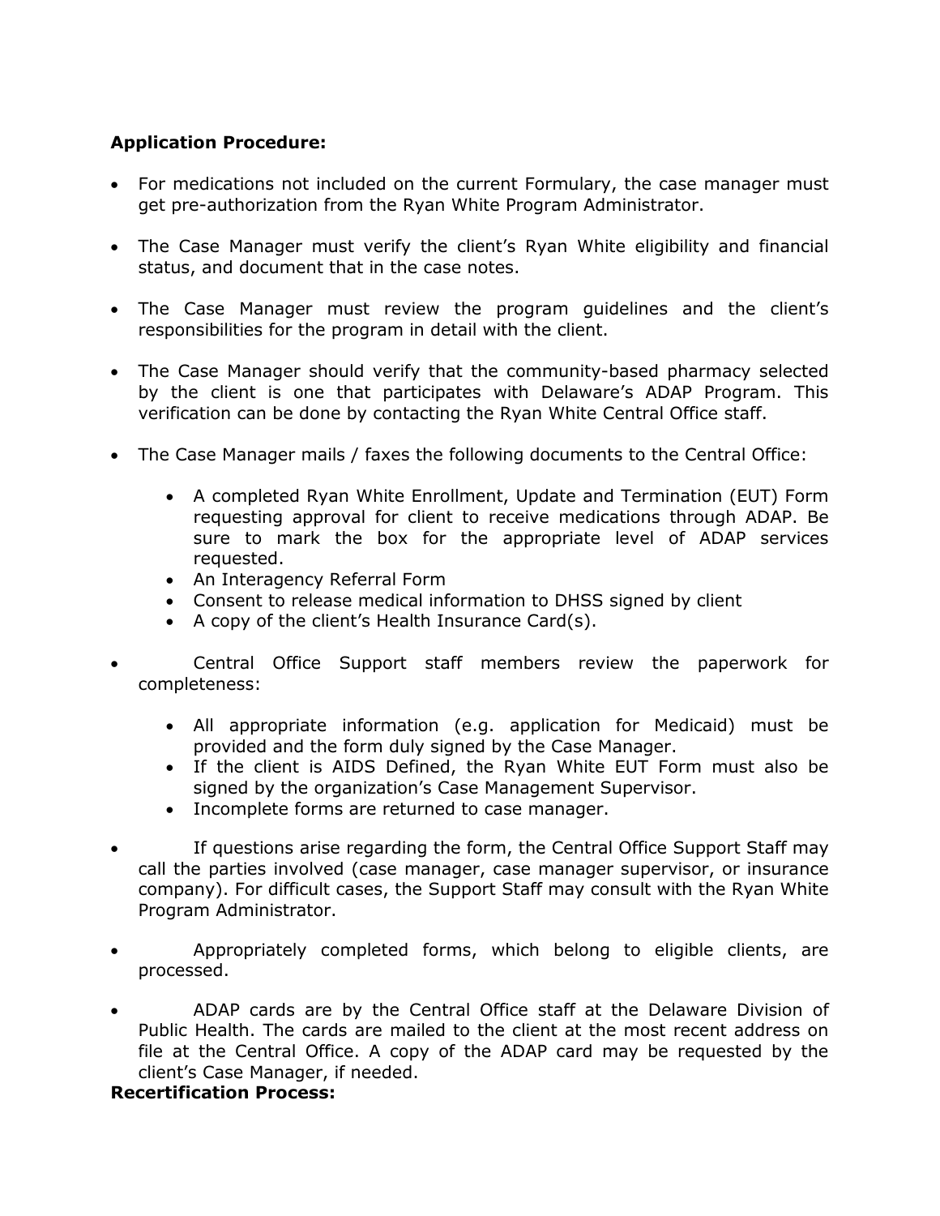**Application Procedure:**

- For medications not included on the current Formulary, the case manager must get pre-authorization from the Ryan White Program Administrator.
- The Case Manager must verify the client's Ryan White eligibility and financial status, and document that in the case notes.
- The Case Manager must review the program guidelines and the client's responsibilities for the program in detail with the client.
- The Case Manager should verify that the community-based pharmacy selected by the client is one that participates with Delaware's ADAP Program. This verification can be done by contacting the Ryan White Central Office staff.
- The Case Manager mails / faxes the following documents to the Central Office:
    - A completed Ryan White Enrollment, Update and Termination (EUT) Form requesting approval for client to receive medications through ADAP. Be sure to mark the box for the appropriate level of ADAP services requested.
    - An Interagency Referral Form
    - Consent to release medical information to DHSS signed by client
    - A copy of the client's Health Insurance Card(s).
- Central Office Support staff members review the paperwork for completeness:
    - All appropriate information (e.g. application for Medicaid) must be provided and the form duly signed by the Case Manager.
    - If the client is AIDS Defined, the Ryan White EUT Form must also be signed by the organization's Case Management Supervisor.
    - Incomplete forms are returned to case manager.
- If questions arise regarding the form, the Central Office Support Staff may call the parties involved (case manager, case manager supervisor, or insurance company). For difficult cases, the Support Staff may consult with the Ryan White Program Administrator.
- Appropriately completed forms, which belong to eligible clients, are processed.
- ADAP cards are by the Central Office staff at the Delaware Division of Public Health. The cards are mailed to the client at the most recent address on file at the Central Office. A copy of the ADAP card may be requested by the client's Case Manager, if needed.

**Recertification Process:**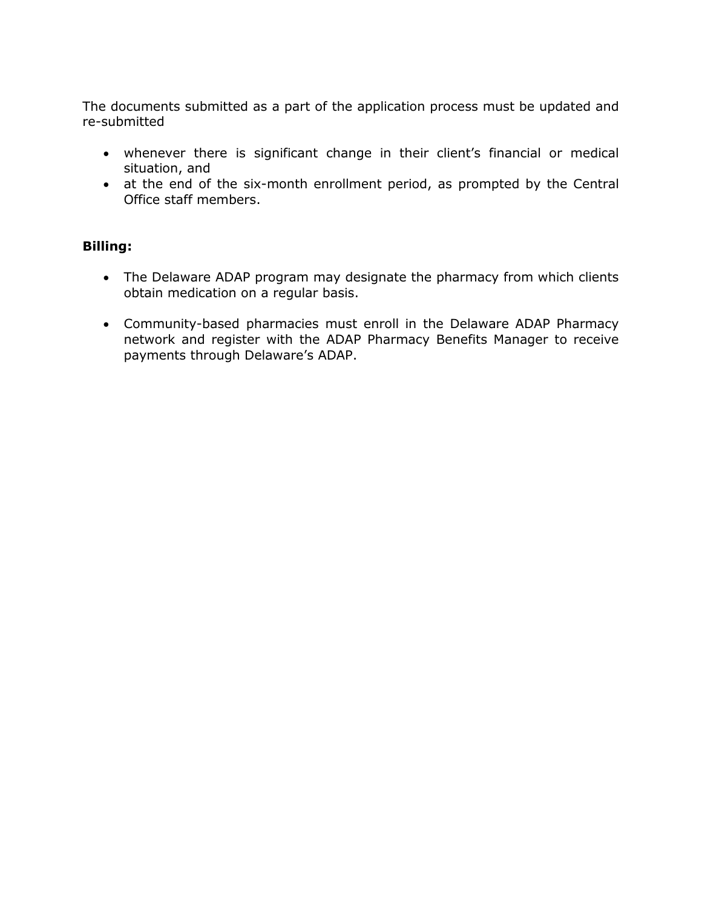The documents submitted as a part of the application process must be updated and re-submitted

- whenever there is significant change in their client's financial or medical situation, and
- at the end of the six-month enrollment period, as prompted by the Central Office staff members.

**Billing:**

- The Delaware ADAP program may designate the pharmacy from which clients obtain medication on a regular basis.

- Community-based pharmacies must enroll in the Delaware ADAP Pharmacy network and register with the ADAP Pharmacy Benefits Manager to receive payments through Delaware's ADAP.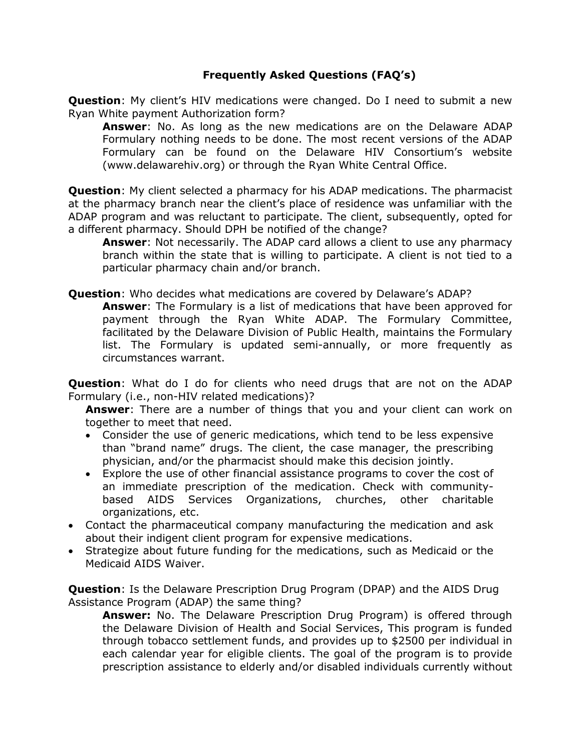## Frequently Asked Questions (FAQ's)

**Question**: My client's HIV medications were changed. Do I need to submit a new Ryan White payment Authorization form?

> **Answer**: No. As long as the new medications are on the Delaware ADAP Formulary nothing needs to be done. The most recent versions of the ADAP Formulary can be found on the Delaware HIV Consortium's website (www.delawarehiv.org) or through the Ryan White Central Office.

**Question**: My client selected a pharmacy for his ADAP medications. The pharmacist at the pharmacy branch near the client's place of residence was unfamiliar with the ADAP program and was reluctant to participate. The client, subsequently, opted for a different pharmacy. Should DPH be notified of the change?

> **Answer**: Not necessarily. The ADAP card allows a client to use any pharmacy branch within the state that is willing to participate. A client is not tied to a particular pharmacy chain and/or branch.

**Question**: Who decides what medications are covered by Delaware's ADAP?

> **Answer**: The Formulary is a list of medications that have been approved for payment through the Ryan White ADAP. The Formulary Committee, facilitated by the Delaware Division of Public Health, maintains the Formulary list. The Formulary is updated semi-annually, or more frequently as circumstances warrant.

**Question**: What do I do for clients who need drugs that are not on the ADAP Formulary (i.e., non-HIV related medications)?

> **Answer**: There are a number of things that you and your client can work on together to meet that need.
>
> - Consider the use of generic medications, which tend to be less expensive than "brand name" drugs. The client, the case manager, the prescribing physician, and/or the pharmacist should make this decision jointly.
> - Explore the use of other financial assistance programs to cover the cost of an immediate prescription of the medication. Check with community-based AIDS Services Organizations, churches, other charitable organizations, etc.

- Contact the pharmaceutical company manufacturing the medication and ask about their indigent client program for expensive medications.
- Strategize about future funding for the medications, such as Medicaid or the Medicaid AIDS Waiver.

**Question**: Is the Delaware Prescription Drug Program (DPAP) and the AIDS Drug Assistance Program (ADAP) the same thing?

> **Answer:** No. The Delaware Prescription Drug Program) is offered through the Delaware Division of Health and Social Services, This program is funded through tobacco settlement funds, and provides up to $2500 per individual in each calendar year for eligible clients. The goal of the program is to provide prescription assistance to elderly and/or disabled individuals currently without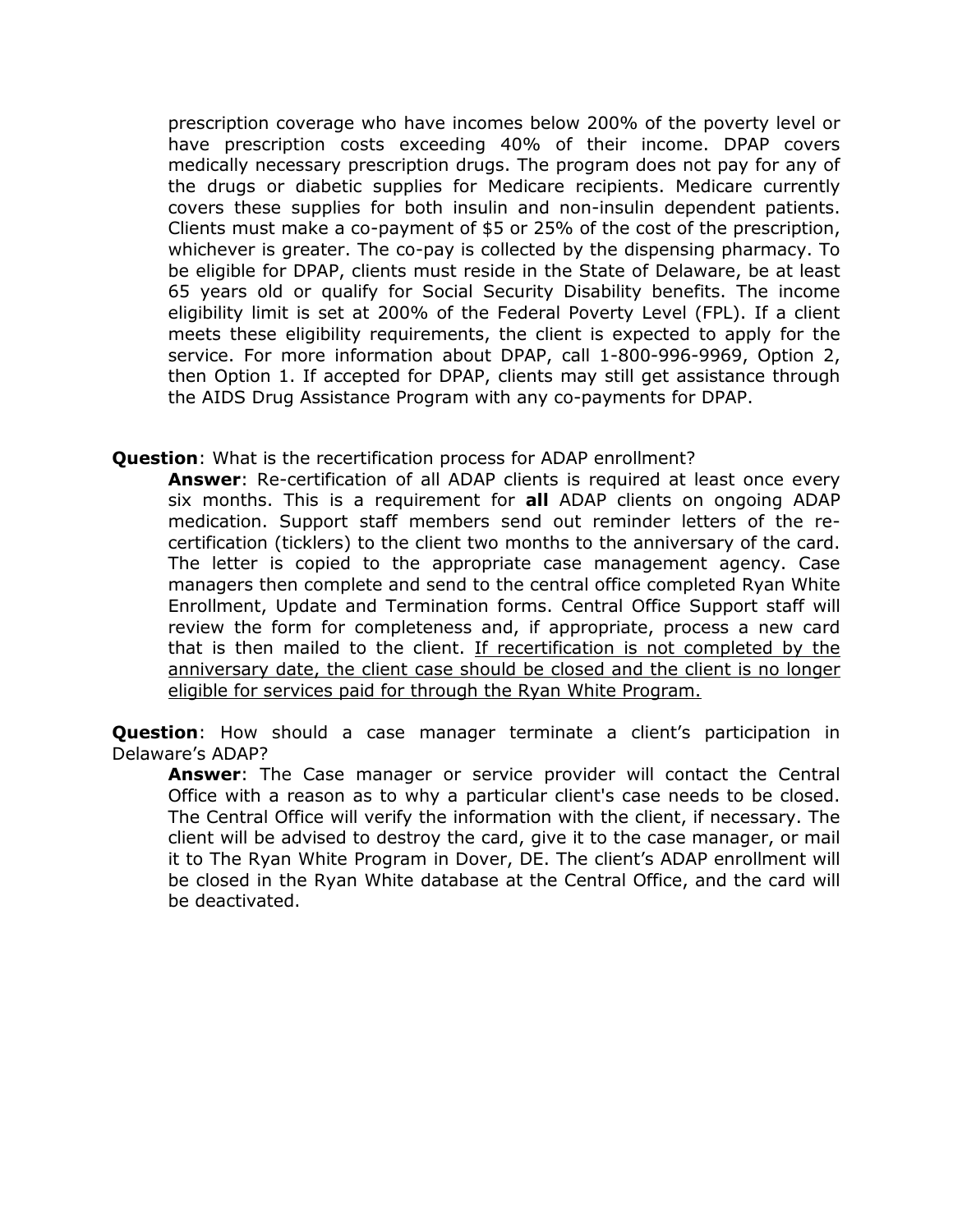prescription coverage who have incomes below 200% of the poverty level or have prescription costs exceeding 40% of their income. DPAP covers medically necessary prescription drugs. The program does not pay for any of the drugs or diabetic supplies for Medicare recipients. Medicare currently covers these supplies for both insulin and non-insulin dependent patients. Clients must make a co-payment of $5 or 25% of the cost of the prescription, whichever is greater. The co-pay is collected by the dispensing pharmacy. To be eligible for DPAP, clients must reside in the State of Delaware, be at least 65 years old or qualify for Social Security Disability benefits. The income eligibility limit is set at 200% of the Federal Poverty Level (FPL). If a client meets these eligibility requirements, the client is expected to apply for the service. For more information about DPAP, call 1-800-996-9969, Option 2, then Option 1. If accepted for DPAP, clients may still get assistance through the AIDS Drug Assistance Program with any co-payments for DPAP.

**Question**: What is the recertification process for ADAP enrollment?

**Answer**: Re-certification of all ADAP clients is required at least once every six months. This is a requirement for **all** ADAP clients on ongoing ADAP medication. Support staff members send out reminder letters of the re-certification (ticklers) to the client two months to the anniversary of the card. The letter is copied to the appropriate case management agency. Case managers then complete and send to the central office completed Ryan White Enrollment, Update and Termination forms. Central Office Support staff will review the form for completeness and, if appropriate, process a new card that is then mailed to the client. <u>If recertification is not completed by the anniversary date, the client case should be closed and the client is no longer eligible for services paid for through the Ryan White Program.</u>

**Question**: How should a case manager terminate a client's participation in Delaware's ADAP?

**Answer**: The Case manager or service provider will contact the Central Office with a reason as to why a particular client's case needs to be closed. The Central Office will verify the information with the client, if necessary. The client will be advised to destroy the card, give it to the case manager, or mail it to The Ryan White Program in Dover, DE. The client's ADAP enrollment will be closed in the Ryan White database at the Central Office, and the card will be deactivated.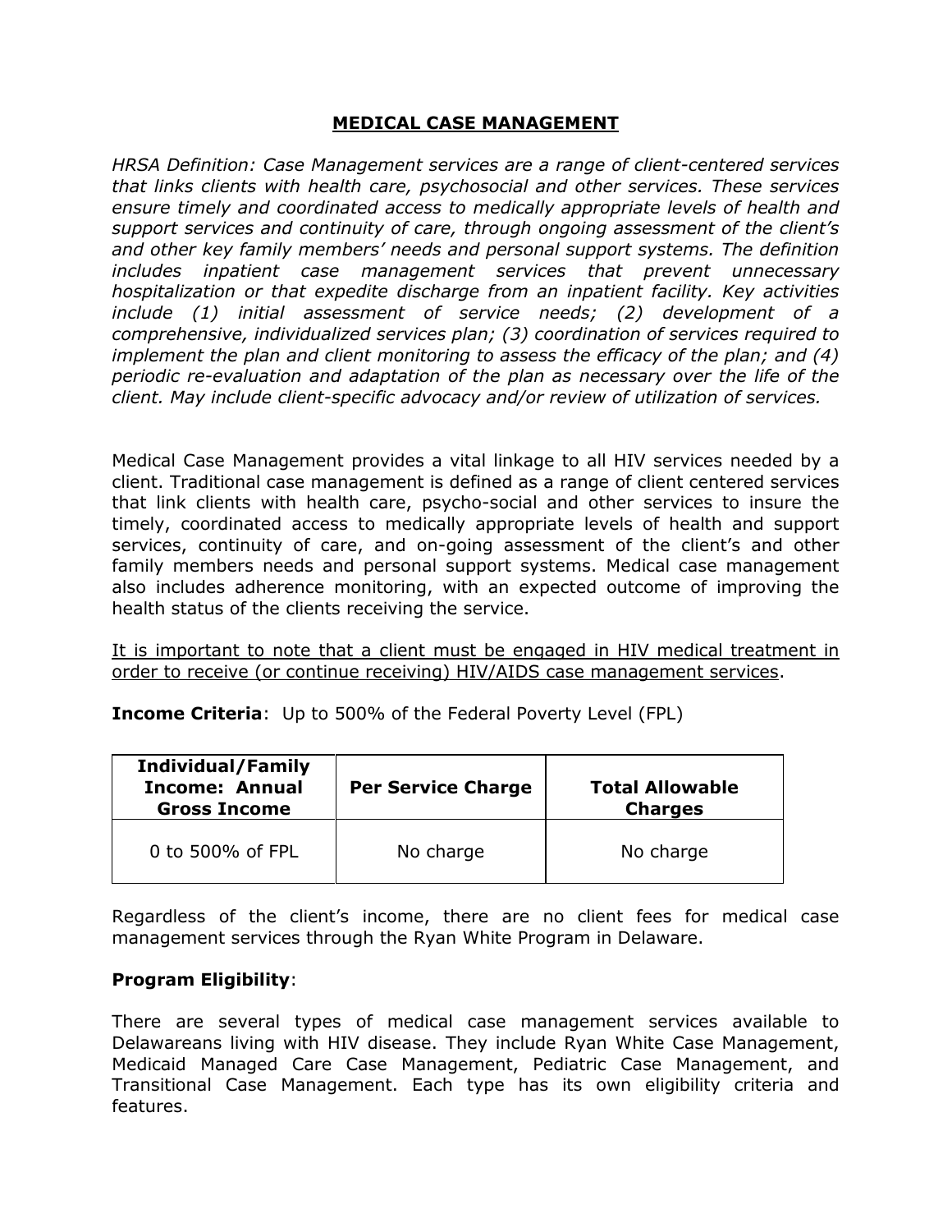## MEDICAL CASE MANAGEMENT

*HRSA Definition: Case Management services are a range of client-centered services that links clients with health care, psychosocial and other services. These services ensure timely and coordinated access to medically appropriate levels of health and support services and continuity of care, through ongoing assessment of the client's and other key family members' needs and personal support systems. The definition includes inpatient case management services that prevent unnecessary hospitalization or that expedite discharge from an inpatient facility. Key activities include (1) initial assessment of service needs; (2) development of a comprehensive, individualized services plan; (3) coordination of services required to implement the plan and client monitoring to assess the efficacy of the plan; and (4) periodic re-evaluation and adaptation of the plan as necessary over the life of the client. May include client-specific advocacy and/or review of utilization of services.*

Medical Case Management provides a vital linkage to all HIV services needed by a client. Traditional case management is defined as a range of client centered services that link clients with health care, psycho-social and other services to insure the timely, coordinated access to medically appropriate levels of health and support services, continuity of care, and on-going assessment of the client's and other family members needs and personal support systems. Medical case management also includes adherence monitoring, with an expected outcome of improving the health status of the clients receiving the service.

<u>It is important to note that a client must be engaged in HIV medical treatment in order to receive (or continue receiving) HIV/AIDS case management services</u>.

**Income Criteria**: Up to 500% of the Federal Poverty Level (FPL)

| Individual/Family Income: Annual Gross Income | Per Service Charge | Total Allowable Charges |
|---|---|---|
| 0 to 500% of FPL | No charge | No charge |

Regardless of the client's income, there are no client fees for medical case management services through the Ryan White Program in Delaware.

**Program Eligibility**:

There are several types of medical case management services available to Delawareans living with HIV disease. They include Ryan White Case Management, Medicaid Managed Care Case Management, Pediatric Case Management, and Transitional Case Management. Each type has its own eligibility criteria and features.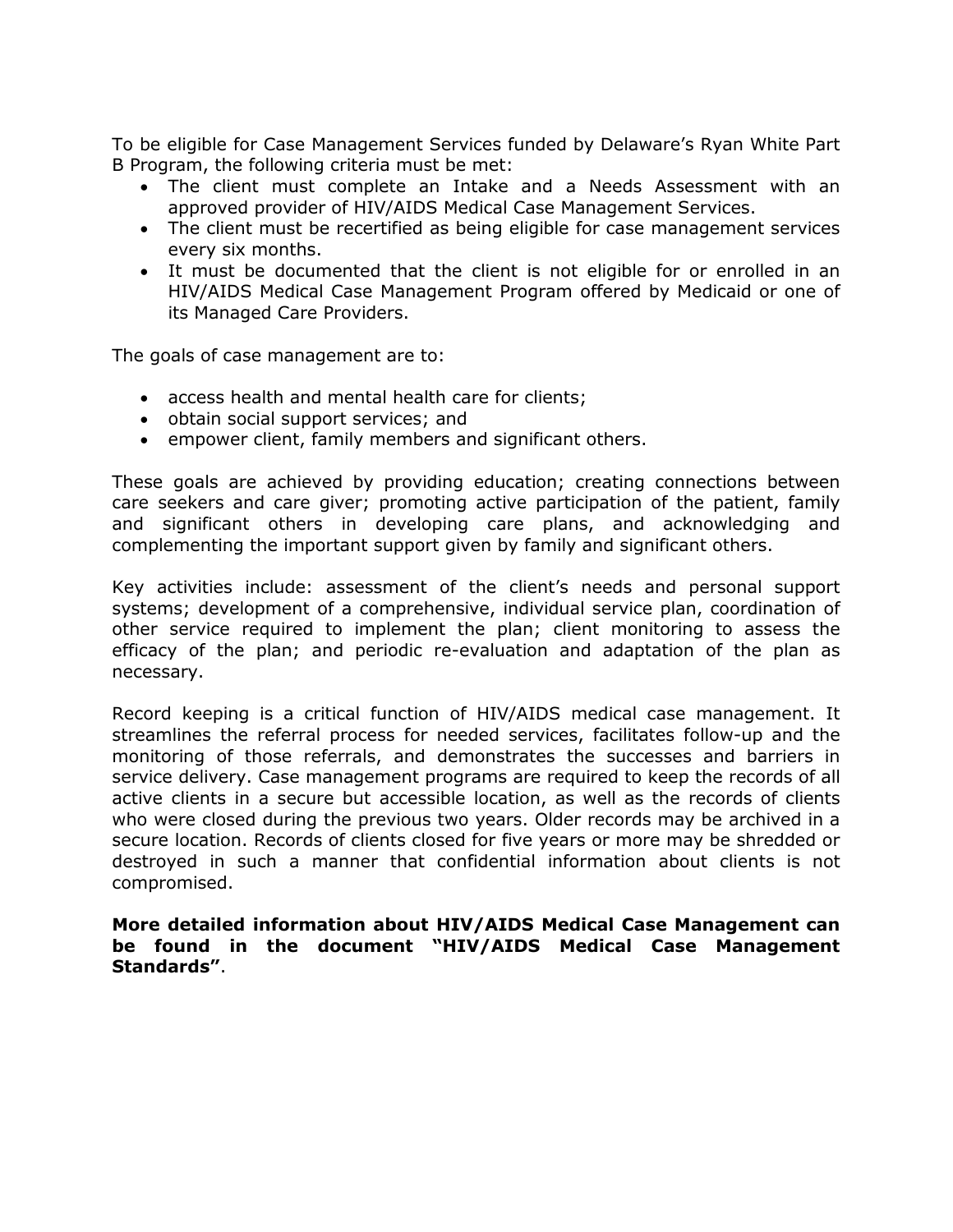To be eligible for Case Management Services funded by Delaware's Ryan White Part B Program, the following criteria must be met:

- The client must complete an Intake and a Needs Assessment with an approved provider of HIV/AIDS Medical Case Management Services.
- The client must be recertified as being eligible for case management services every six months.
- It must be documented that the client is not eligible for or enrolled in an HIV/AIDS Medical Case Management Program offered by Medicaid or one of its Managed Care Providers.

The goals of case management are to:

- access health and mental health care for clients;
- obtain social support services; and
- empower client, family members and significant others.

These goals are achieved by providing education; creating connections between care seekers and care giver; promoting active participation of the patient, family and significant others in developing care plans, and acknowledging and complementing the important support given by family and significant others.

Key activities include: assessment of the client's needs and personal support systems; development of a comprehensive, individual service plan, coordination of other service required to implement the plan; client monitoring to assess the efficacy of the plan; and periodic re-evaluation and adaptation of the plan as necessary.

Record keeping is a critical function of HIV/AIDS medical case management. It streamlines the referral process for needed services, facilitates follow-up and the monitoring of those referrals, and demonstrates the successes and barriers in service delivery. Case management programs are required to keep the records of all active clients in a secure but accessible location, as well as the records of clients who were closed during the previous two years. Older records may be archived in a secure location. Records of clients closed for five years or more may be shredded or destroyed in such a manner that confidential information about clients is not compromised.

**More detailed information about HIV/AIDS Medical Case Management can be found in the document "HIV/AIDS Medical Case Management Standards"**.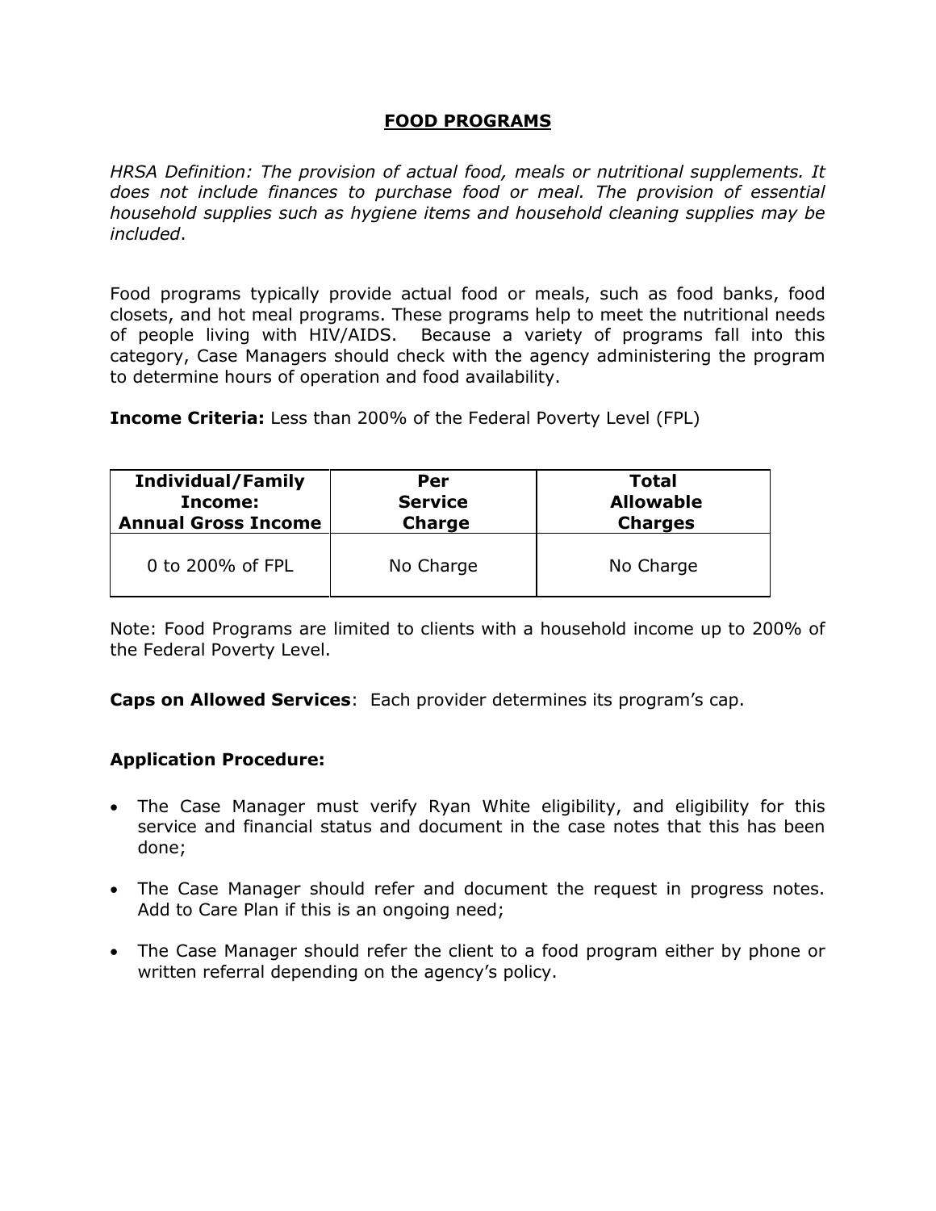# FOOD PROGRAMS

*HRSA Definition: The provision of actual food, meals or nutritional supplements. It does not include finances to purchase food or meal. The provision of essential household supplies such as hygiene items and household cleaning supplies may be included*.

Food programs typically provide actual food or meals, such as food banks, food closets, and hot meal programs. These programs help to meet the nutritional needs of people living with HIV/AIDS. Because a variety of programs fall into this category, Case Managers should check with the agency administering the program to determine hours of operation and food availability.

**Income Criteria:** Less than 200% of the Federal Poverty Level (FPL)

| Individual/Family Income: Annual Gross Income | Per Service Charge | Total Allowable Charges |
|---|---|---|
| 0 to 200% of FPL | No Charge | No Charge |

Note: Food Programs are limited to clients with a household income up to 200% of the Federal Poverty Level.

**Caps on Allowed Services**: Each provider determines its program's cap.

**Application Procedure:**

- The Case Manager must verify Ryan White eligibility, and eligibility for this service and financial status and document in the case notes that this has been done;
- The Case Manager should refer and document the request in progress notes. Add to Care Plan if this is an ongoing need;
- The Case Manager should refer the client to a food program either by phone or written referral depending on the agency's policy.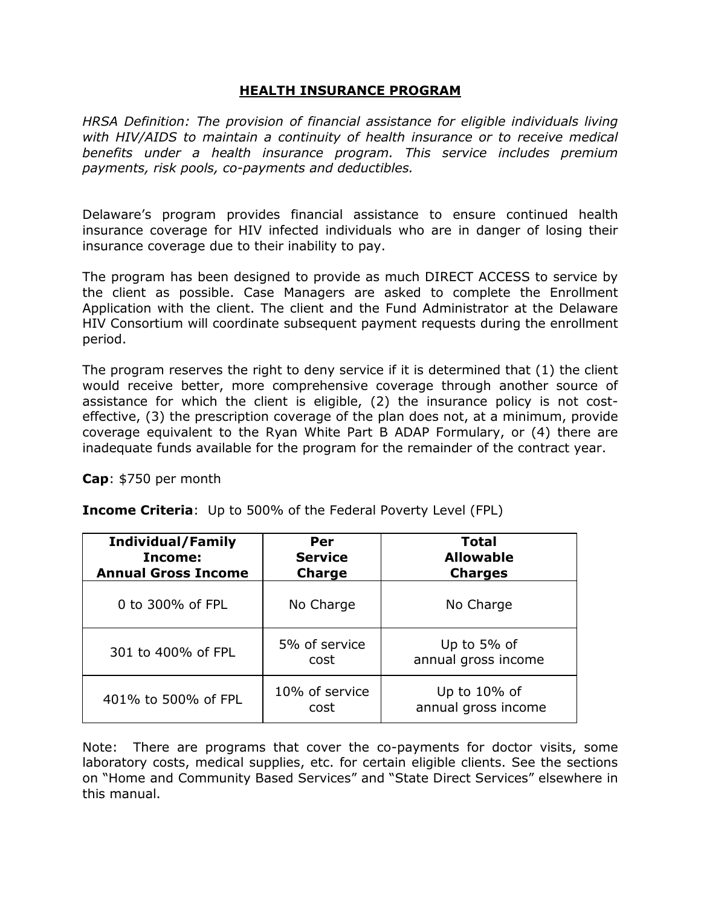## HEALTH INSURANCE PROGRAM

*HRSA Definition: The provision of financial assistance for eligible individuals living with HIV/AIDS to maintain a continuity of health insurance or to receive medical benefits under a health insurance program. This service includes premium payments, risk pools, co-payments and deductibles.*

Delaware's program provides financial assistance to ensure continued health insurance coverage for HIV infected individuals who are in danger of losing their insurance coverage due to their inability to pay.

The program has been designed to provide as much DIRECT ACCESS to service by the client as possible. Case Managers are asked to complete the Enrollment Application with the client. The client and the Fund Administrator at the Delaware HIV Consortium will coordinate subsequent payment requests during the enrollment period.

The program reserves the right to deny service if it is determined that (1) the client would receive better, more comprehensive coverage through another source of assistance for which the client is eligible, (2) the insurance policy is not cost-effective, (3) the prescription coverage of the plan does not, at a minimum, provide coverage equivalent to the Ryan White Part B ADAP Formulary, or (4) there are inadequate funds available for the program for the remainder of the contract year.

**Cap**: $750 per month

**Income Criteria**: Up to 500% of the Federal Poverty Level (FPL)

| Individual/Family Income: Annual Gross Income | Per Service Charge | Total Allowable Charges |
|---|---|---|
| 0 to 300% of FPL | No Charge | No Charge |
| 301 to 400% of FPL | 5% of service cost | Up to 5% of annual gross income |
| 401% to 500% of FPL | 10% of service cost | Up to 10% of annual gross income |

Note: There are programs that cover the co-payments for doctor visits, some laboratory costs, medical supplies, etc. for certain eligible clients. See the sections on "Home and Community Based Services" and "State Direct Services" elsewhere in this manual.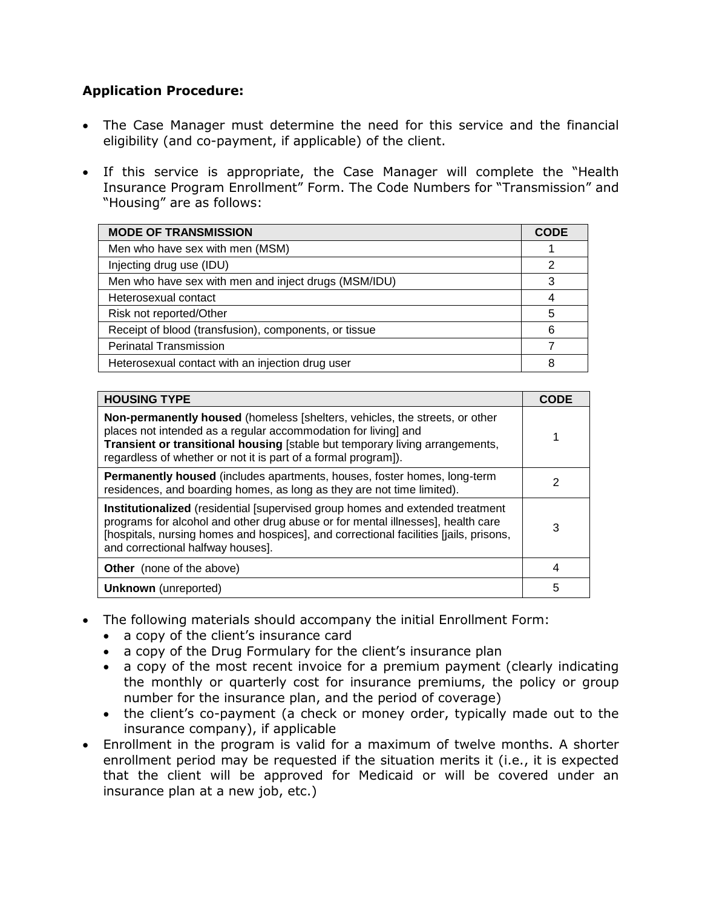**Application Procedure:**

- The Case Manager must determine the need for this service and the financial eligibility (and co-payment, if applicable) of the client.
- If this service is appropriate, the Case Manager will complete the "Health Insurance Program Enrollment" Form. The Code Numbers for "Transmission" and "Housing" are as follows:

| MODE OF TRANSMISSION | CODE |
|---|---|
| Men who have sex with men (MSM) | 1 |
| Injecting drug use (IDU) | 2 |
| Men who have sex with men and inject drugs (MSM/IDU) | 3 |
| Heterosexual contact | 4 |
| Risk not reported/Other | 5 |
| Receipt of blood (transfusion), components, or tissue | 6 |
| Perinatal Transmission | 7 |
| Heterosexual contact with an injection drug user | 8 |

| HOUSING TYPE | CODE |
|---|---|
| **Non-permanently housed** (homeless [shelters, vehicles, the streets, or other places not intended as a regular accommodation for living] and **Transient or transitional housing** [stable but temporary living arrangements, regardless of whether or not it is part of a formal program]). | 1 |
| **Permanently housed** (includes apartments, houses, foster homes, long-term residences, and boarding homes, as long as they are not time limited). | 2 |
| **Institutionalized** (residential [supervised group homes and extended treatment programs for alcohol and other drug abuse or for mental illnesses], health care [hospitals, nursing homes and hospices], and correctional facilities [jails, prisons, and correctional halfway houses]. | 3 |
| **Other** (none of the above) | 4 |
| **Unknown** (unreported) | 5 |

- The following materials should accompany the initial Enrollment Form:
  - a copy of the client's insurance card
  - a copy of the Drug Formulary for the client's insurance plan
  - a copy of the most recent invoice for a premium payment (clearly indicating the monthly or quarterly cost for insurance premiums, the policy or group number for the insurance plan, and the period of coverage)
  - the client's co-payment (a check or money order, typically made out to the insurance company), if applicable
- Enrollment in the program is valid for a maximum of twelve months. A shorter enrollment period may be requested if the situation merits it (i.e., it is expected that the client will be approved for Medicaid or will be covered under an insurance plan at a new job, etc.)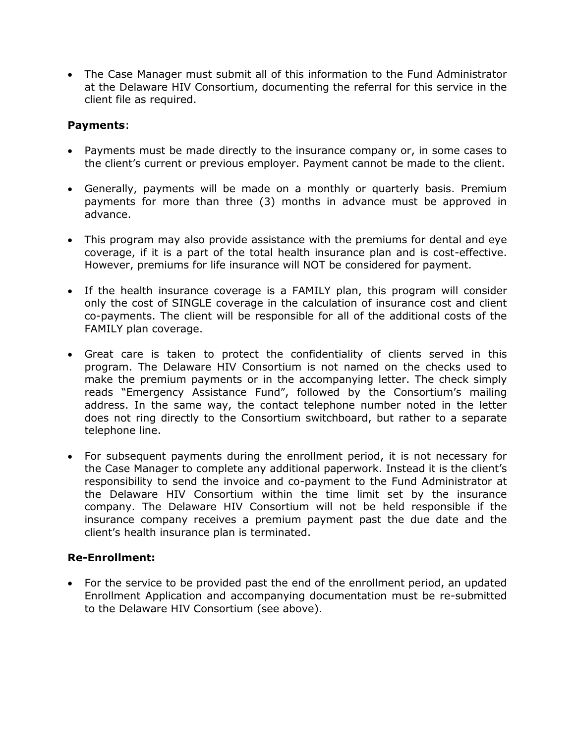- The Case Manager must submit all of this information to the Fund Administrator at the Delaware HIV Consortium, documenting the referral for this service in the client file as required.

**Payments**:

- Payments must be made directly to the insurance company or, in some cases to the client's current or previous employer. Payment cannot be made to the client.

- Generally, payments will be made on a monthly or quarterly basis. Premium payments for more than three (3) months in advance must be approved in advance.

- This program may also provide assistance with the premiums for dental and eye coverage, if it is a part of the total health insurance plan and is cost-effective. However, premiums for life insurance will NOT be considered for payment.

- If the health insurance coverage is a FAMILY plan, this program will consider only the cost of SINGLE coverage in the calculation of insurance cost and client co-payments. The client will be responsible for all of the additional costs of the FAMILY plan coverage.

- Great care is taken to protect the confidentiality of clients served in this program. The Delaware HIV Consortium is not named on the checks used to make the premium payments or in the accompanying letter. The check simply reads "Emergency Assistance Fund", followed by the Consortium's mailing address. In the same way, the contact telephone number noted in the letter does not ring directly to the Consortium switchboard, but rather to a separate telephone line.

- For subsequent payments during the enrollment period, it is not necessary for the Case Manager to complete any additional paperwork. Instead it is the client's responsibility to send the invoice and co-payment to the Fund Administrator at the Delaware HIV Consortium within the time limit set by the insurance company. The Delaware HIV Consortium will not be held responsible if the insurance company receives a premium payment past the due date and the client's health insurance plan is terminated.

**Re-Enrollment:**

- For the service to be provided past the end of the enrollment period, an updated Enrollment Application and accompanying documentation must be re-submitted to the Delaware HIV Consortium (see above).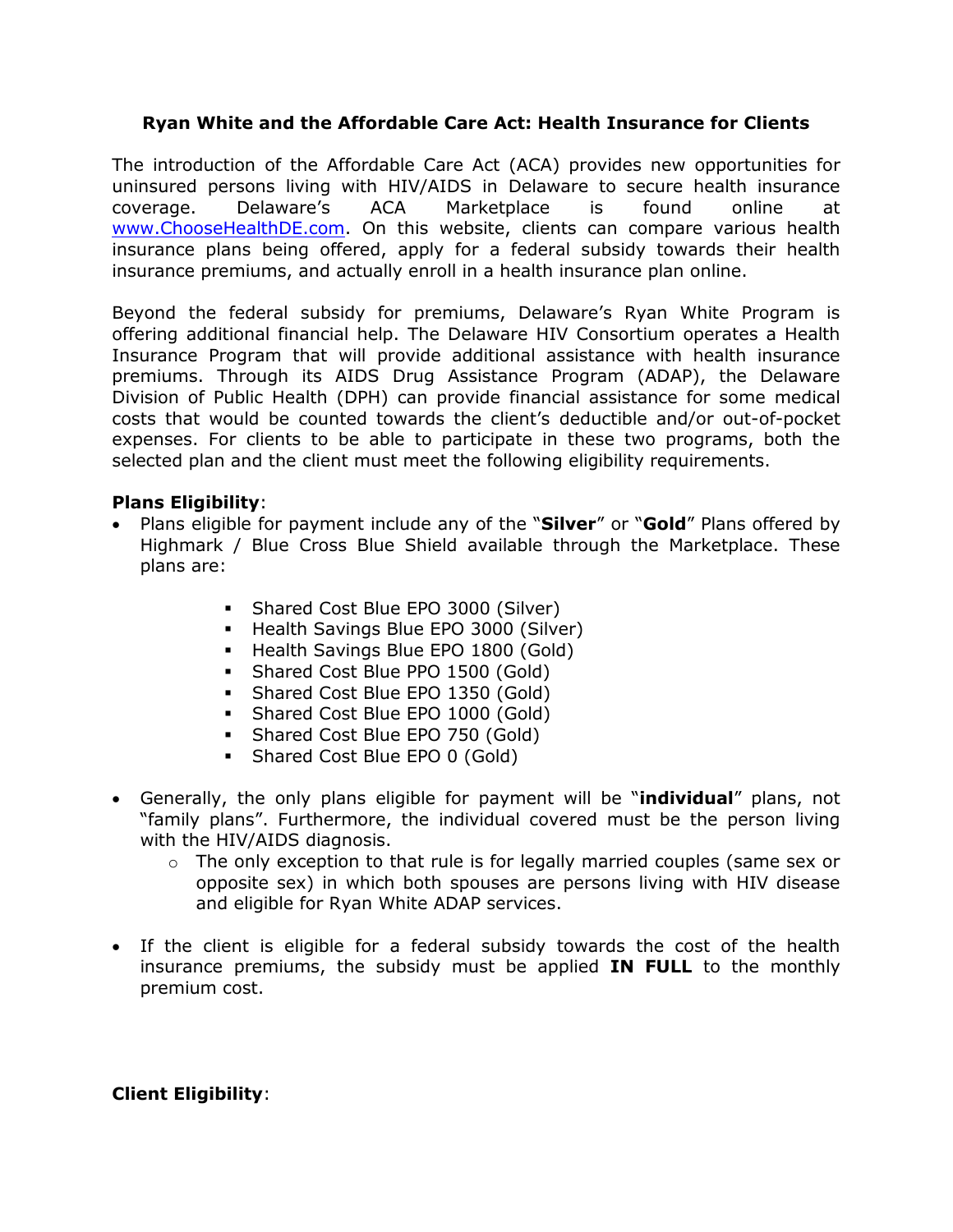## Ryan White and the Affordable Care Act: Health Insurance for Clients

The introduction of the Affordable Care Act (ACA) provides new opportunities for uninsured persons living with HIV/AIDS in Delaware to secure health insurance coverage. Delaware's ACA Marketplace is found online at [www.ChooseHealthDE.com](http://www.ChooseHealthDE.com). On this website, clients can compare various health insurance plans being offered, apply for a federal subsidy towards their health insurance premiums, and actually enroll in a health insurance plan online.

Beyond the federal subsidy for premiums, Delaware's Ryan White Program is offering additional financial help. The Delaware HIV Consortium operates a Health Insurance Program that will provide additional assistance with health insurance premiums. Through its AIDS Drug Assistance Program (ADAP), the Delaware Division of Public Health (DPH) can provide financial assistance for some medical costs that would be counted towards the client's deductible and/or out-of-pocket expenses. For clients to be able to participate in these two programs, both the selected plan and the client must meet the following eligibility requirements.

**Plans Eligibility**:

- Plans eligible for payment include any of the "**Silver**" or "**Gold**" Plans offered by Highmark / Blue Cross Blue Shield available through the Marketplace. These plans are:
  - Shared Cost Blue EPO 3000 (Silver)
  - Health Savings Blue EPO 3000 (Silver)
  - Health Savings Blue EPO 1800 (Gold)
  - Shared Cost Blue PPO 1500 (Gold)
  - Shared Cost Blue EPO 1350 (Gold)
  - Shared Cost Blue EPO 1000 (Gold)
  - Shared Cost Blue EPO 750 (Gold)
  - Shared Cost Blue EPO 0 (Gold)
- Generally, the only plans eligible for payment will be "**individual**" plans, not "family plans". Furthermore, the individual covered must be the person living with the HIV/AIDS diagnosis.
  - The only exception to that rule is for legally married couples (same sex or opposite sex) in which both spouses are persons living with HIV disease and eligible for Ryan White ADAP services.
- If the client is eligible for a federal subsidy towards the cost of the health insurance premiums, the subsidy must be applied **IN FULL** to the monthly premium cost.

**Client Eligibility**: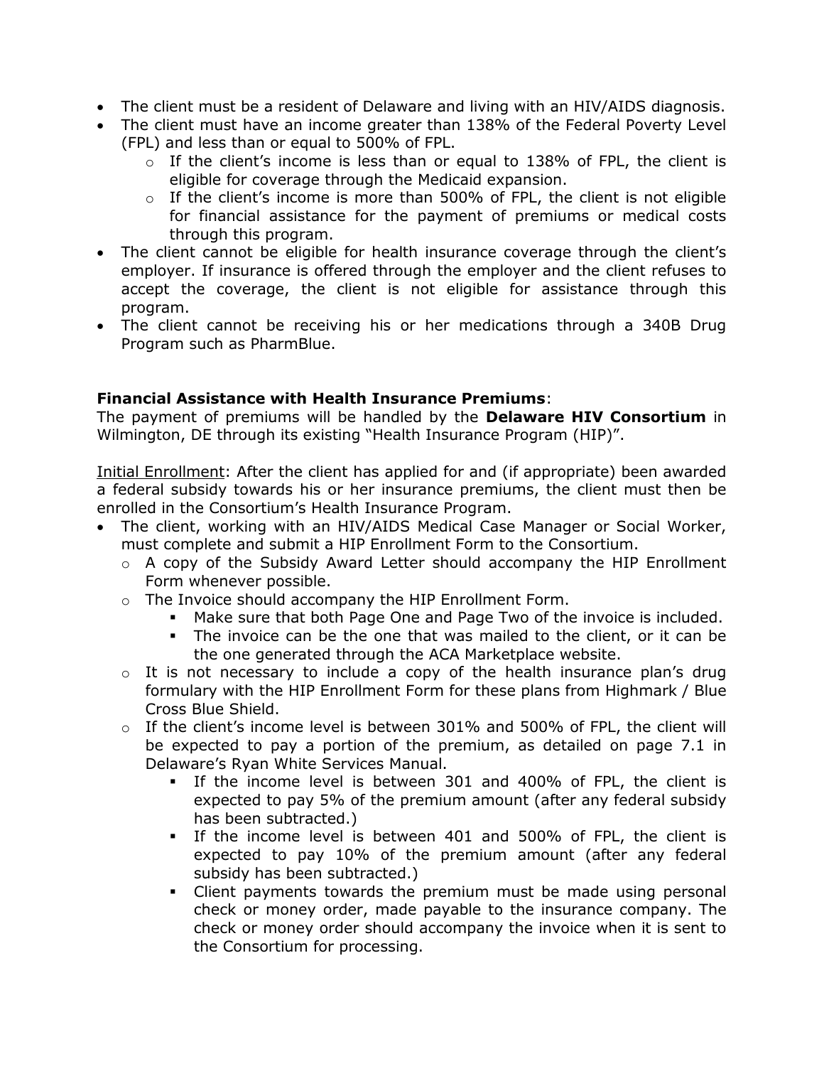- The client must be a resident of Delaware and living with an HIV/AIDS diagnosis.
- The client must have an income greater than 138% of the Federal Poverty Level (FPL) and less than or equal to 500% of FPL.
  - If the client's income is less than or equal to 138% of FPL, the client is eligible for coverage through the Medicaid expansion.
  - If the client's income is more than 500% of FPL, the client is not eligible for financial assistance for the payment of premiums or medical costs through this program.
- The client cannot be eligible for health insurance coverage through the client's employer. If insurance is offered through the employer and the client refuses to accept the coverage, the client is not eligible for assistance through this program.
- The client cannot be receiving his or her medications through a 340B Drug Program such as PharmBlue.

**Financial Assistance with Health Insurance Premiums**:
The payment of premiums will be handled by the **Delaware HIV Consortium** in Wilmington, DE through its existing "Health Insurance Program (HIP)".

Initial Enrollment: After the client has applied for and (if appropriate) been awarded a federal subsidy towards his or her insurance premiums, the client must then be enrolled in the Consortium's Health Insurance Program.

- The client, working with an HIV/AIDS Medical Case Manager or Social Worker, must complete and submit a HIP Enrollment Form to the Consortium.
  - A copy of the Subsidy Award Letter should accompany the HIP Enrollment Form whenever possible.
  - The Invoice should accompany the HIP Enrollment Form.
    - Make sure that both Page One and Page Two of the invoice is included.
    - The invoice can be the one that was mailed to the client, or it can be the one generated through the ACA Marketplace website.
  - It is not necessary to include a copy of the health insurance plan's drug formulary with the HIP Enrollment Form for these plans from Highmark / Blue Cross Blue Shield.
  - If the client's income level is between 301% and 500% of FPL, the client will be expected to pay a portion of the premium, as detailed on page 7.1 in Delaware's Ryan White Services Manual.
    - If the income level is between 301 and 400% of FPL, the client is expected to pay 5% of the premium amount (after any federal subsidy has been subtracted.)
    - If the income level is between 401 and 500% of FPL, the client is expected to pay 10% of the premium amount (after any federal subsidy has been subtracted.)
    - Client payments towards the premium must be made using personal check or money order, made payable to the insurance company. The check or money order should accompany the invoice when it is sent to the Consortium for processing.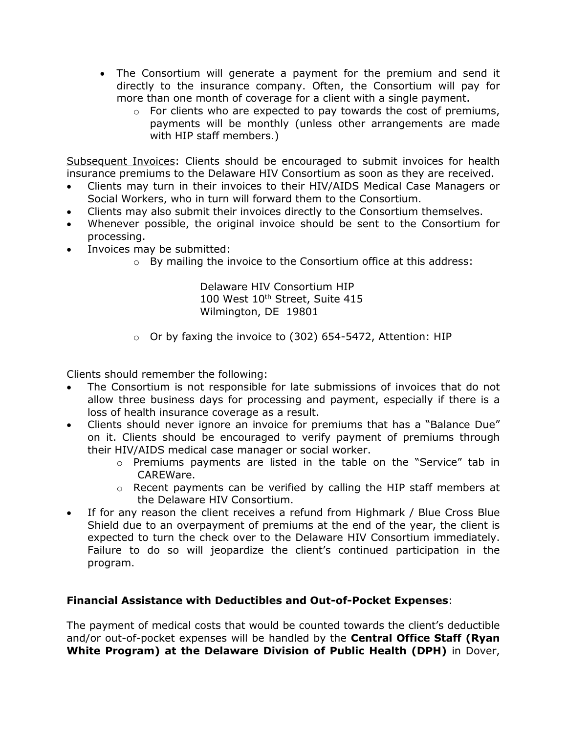- The Consortium will generate a payment for the premium and send it directly to the insurance company. Often, the Consortium will pay for more than one month of coverage for a client with a single payment.
    - For clients who are expected to pay towards the cost of premiums, payments will be monthly (unless other arrangements are made with HIP staff members.)

Subsequent Invoices: Clients should be encouraged to submit invoices for health insurance premiums to the Delaware HIV Consortium as soon as they are received.

- Clients may turn in their invoices to their HIV/AIDS Medical Case Managers or Social Workers, who in turn will forward them to the Consortium.
- Clients may also submit their invoices directly to the Consortium themselves.
- Whenever possible, the original invoice should be sent to the Consortium for processing.
- Invoices may be submitted:
    - By mailing the invoice to the Consortium office at this address:

      Delaware HIV Consortium HIP
      100 West 10th Street, Suite 415
      Wilmington, DE 19801

    - Or by faxing the invoice to (302) 654-5472, Attention: HIP

Clients should remember the following:

- The Consortium is not responsible for late submissions of invoices that do not allow three business days for processing and payment, especially if there is a loss of health insurance coverage as a result.
- Clients should never ignore an invoice for premiums that has a "Balance Due" on it. Clients should be encouraged to verify payment of premiums through their HIV/AIDS medical case manager or social worker.
    - Premiums payments are listed in the table on the "Service" tab in CAREWare.
    - Recent payments can be verified by calling the HIP staff members at the Delaware HIV Consortium.
- If for any reason the client receives a refund from Highmark / Blue Cross Blue Shield due to an overpayment of premiums at the end of the year, the client is expected to turn the check over to the Delaware HIV Consortium immediately. Failure to do so will jeopardize the client's continued participation in the program.

**Financial Assistance with Deductibles and Out-of-Pocket Expenses**:

The payment of medical costs that would be counted towards the client's deductible and/or out-of-pocket expenses will be handled by the **Central Office Staff (Ryan White Program) at the Delaware Division of Public Health (DPH)** in Dover,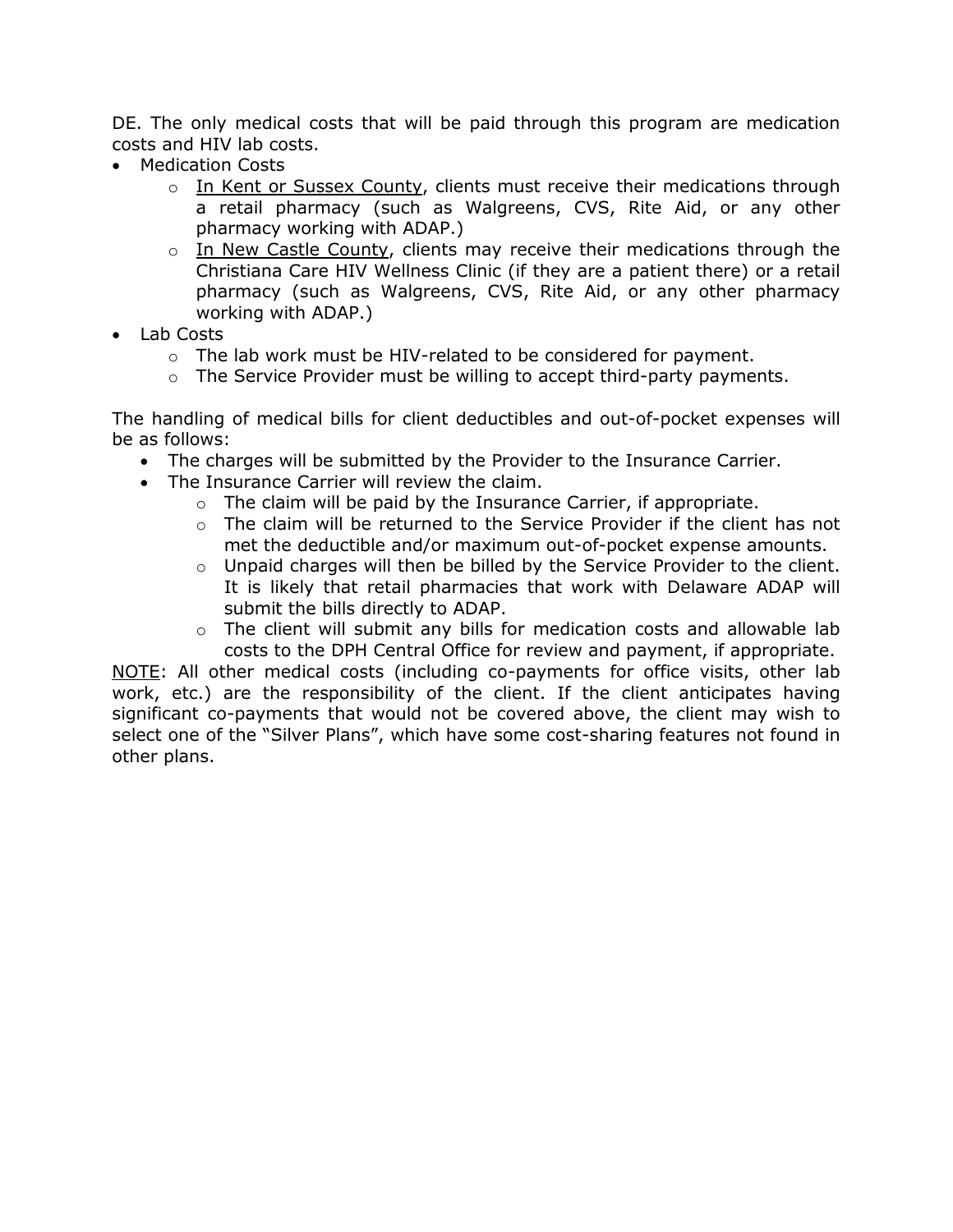DE. The only medical costs that will be paid through this program are medication costs and HIV lab costs.

- Medication Costs
  - In Kent or Sussex County, clients must receive their medications through a retail pharmacy (such as Walgreens, CVS, Rite Aid, or any other pharmacy working with ADAP.)
  - In New Castle County, clients may receive their medications through the Christiana Care HIV Wellness Clinic (if they are a patient there) or a retail pharmacy (such as Walgreens, CVS, Rite Aid, or any other pharmacy working with ADAP.)
- Lab Costs
  - The lab work must be HIV-related to be considered for payment.
  - The Service Provider must be willing to accept third-party payments.

The handling of medical bills for client deductibles and out-of-pocket expenses will be as follows:

- The charges will be submitted by the Provider to the Insurance Carrier.
- The Insurance Carrier will review the claim.
  - The claim will be paid by the Insurance Carrier, if appropriate.
  - The claim will be returned to the Service Provider if the client has not met the deductible and/or maximum out-of-pocket expense amounts.
  - Unpaid charges will then be billed by the Service Provider to the client. It is likely that retail pharmacies that work with Delaware ADAP will submit the bills directly to ADAP.
  - The client will submit any bills for medication costs and allowable lab costs to the DPH Central Office for review and payment, if appropriate.

NOTE: All other medical costs (including co-payments for office visits, other lab work, etc.) are the responsibility of the client. If the client anticipates having significant co-payments that would not be covered above, the client may wish to select one of the "Silver Plans", which have some cost-sharing features not found in other plans.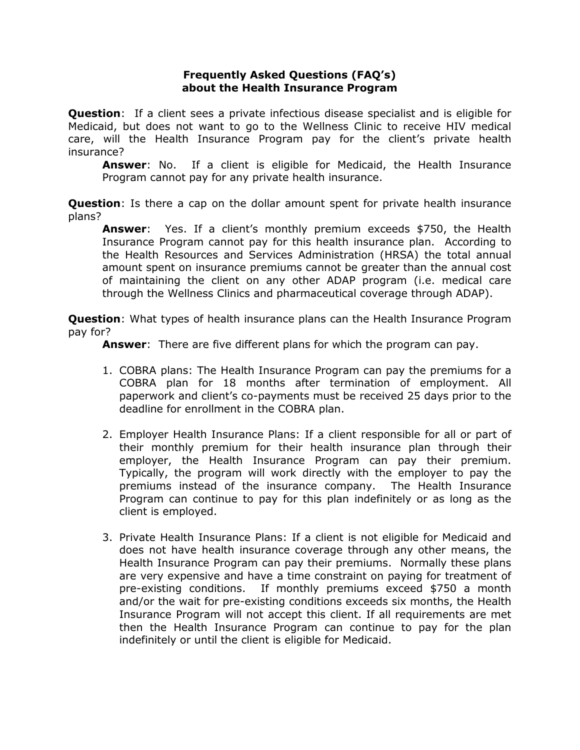# Frequently Asked Questions (FAQ's) about the Health Insurance Program

**Question**: If a client sees a private infectious disease specialist and is eligible for Medicaid, but does not want to go to the Wellness Clinic to receive HIV medical care, will the Health Insurance Program pay for the client's private health insurance?

> **Answer**: No. If a client is eligible for Medicaid, the Health Insurance Program cannot pay for any private health insurance.

**Question**: Is there a cap on the dollar amount spent for private health insurance plans?

> **Answer**: Yes. If a client's monthly premium exceeds $750, the Health Insurance Program cannot pay for this health insurance plan. According to the Health Resources and Services Administration (HRSA) the total annual amount spent on insurance premiums cannot be greater than the annual cost of maintaining the client on any other ADAP program (i.e. medical care through the Wellness Clinics and pharmaceutical coverage through ADAP).

**Question**: What types of health insurance plans can the Health Insurance Program pay for?

> **Answer**: There are five different plans for which the program can pay.

1. COBRA plans: The Health Insurance Program can pay the premiums for a COBRA plan for 18 months after termination of employment. All paperwork and client's co-payments must be received 25 days prior to the deadline for enrollment in the COBRA plan.

2. Employer Health Insurance Plans: If a client responsible for all or part of their monthly premium for their health insurance plan through their employer, the Health Insurance Program can pay their premium. Typically, the program will work directly with the employer to pay the premiums instead of the insurance company. The Health Insurance Program can continue to pay for this plan indefinitely or as long as the client is employed.

3. Private Health Insurance Plans: If a client is not eligible for Medicaid and does not have health insurance coverage through any other means, the Health Insurance Program can pay their premiums. Normally these plans are very expensive and have a time constraint on paying for treatment of pre-existing conditions. If monthly premiums exceed $750 a month and/or the wait for pre-existing conditions exceeds six months, the Health Insurance Program will not accept this client. If all requirements are met then the Health Insurance Program can continue to pay for the plan indefinitely or until the client is eligible for Medicaid.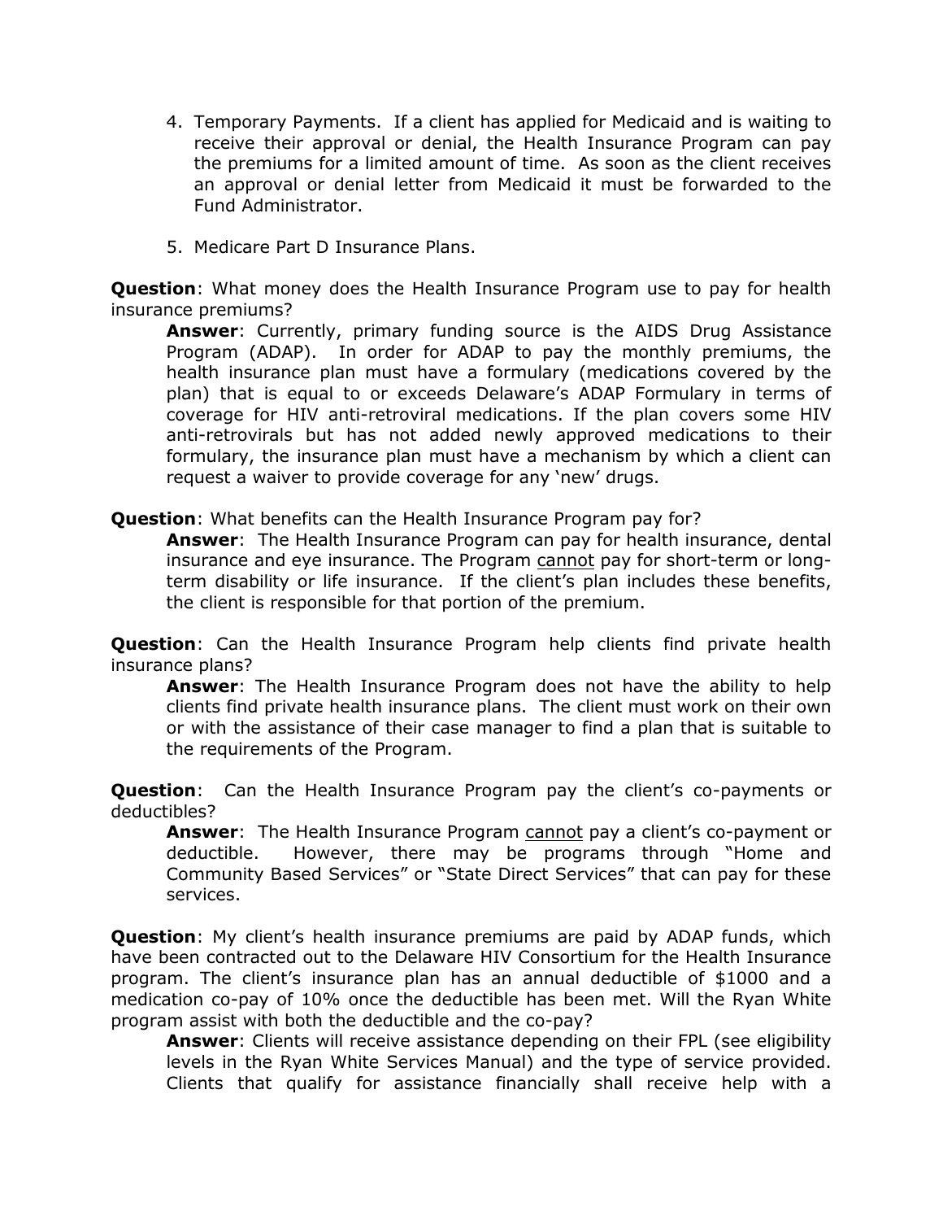4. Temporary Payments. If a client has applied for Medicaid and is waiting to receive their approval or denial, the Health Insurance Program can pay the premiums for a limited amount of time. As soon as the client receives an approval or denial letter from Medicaid it must be forwarded to the Fund Administrator.

5. Medicare Part D Insurance Plans.

**Question**: What money does the Health Insurance Program use to pay for health insurance premiums?

> **Answer**: Currently, primary funding source is the AIDS Drug Assistance Program (ADAP). In order for ADAP to pay the monthly premiums, the health insurance plan must have a formulary (medications covered by the plan) that is equal to or exceeds Delaware's ADAP Formulary in terms of coverage for HIV anti-retroviral medications. If the plan covers some HIV anti-retrovirals but has not added newly approved medications to their formulary, the insurance plan must have a mechanism by which a client can request a waiver to provide coverage for any 'new' drugs.

**Question**: What benefits can the Health Insurance Program pay for?

> **Answer**: The Health Insurance Program can pay for health insurance, dental insurance and eye insurance. The Program <u>cannot</u> pay for short-term or long-term disability or life insurance. If the client's plan includes these benefits, the client is responsible for that portion of the premium.

**Question**: Can the Health Insurance Program help clients find private health insurance plans?

> **Answer**: The Health Insurance Program does not have the ability to help clients find private health insurance plans. The client must work on their own or with the assistance of their case manager to find a plan that is suitable to the requirements of the Program.

**Question**: Can the Health Insurance Program pay the client's co-payments or deductibles?

> **Answer**: The Health Insurance Program <u>cannot</u> pay a client's co-payment or deductible. However, there may be programs through "Home and Community Based Services" or "State Direct Services" that can pay for these services.

**Question**: My client's health insurance premiums are paid by ADAP funds, which have been contracted out to the Delaware HIV Consortium for the Health Insurance program. The client's insurance plan has an annual deductible of $1000 and a medication co-pay of 10% once the deductible has been met. Will the Ryan White program assist with both the deductible and the co-pay?

> **Answer**: Clients will receive assistance depending on their FPL (see eligibility levels in the Ryan White Services Manual) and the type of service provided. Clients that qualify for assistance financially shall receive help with a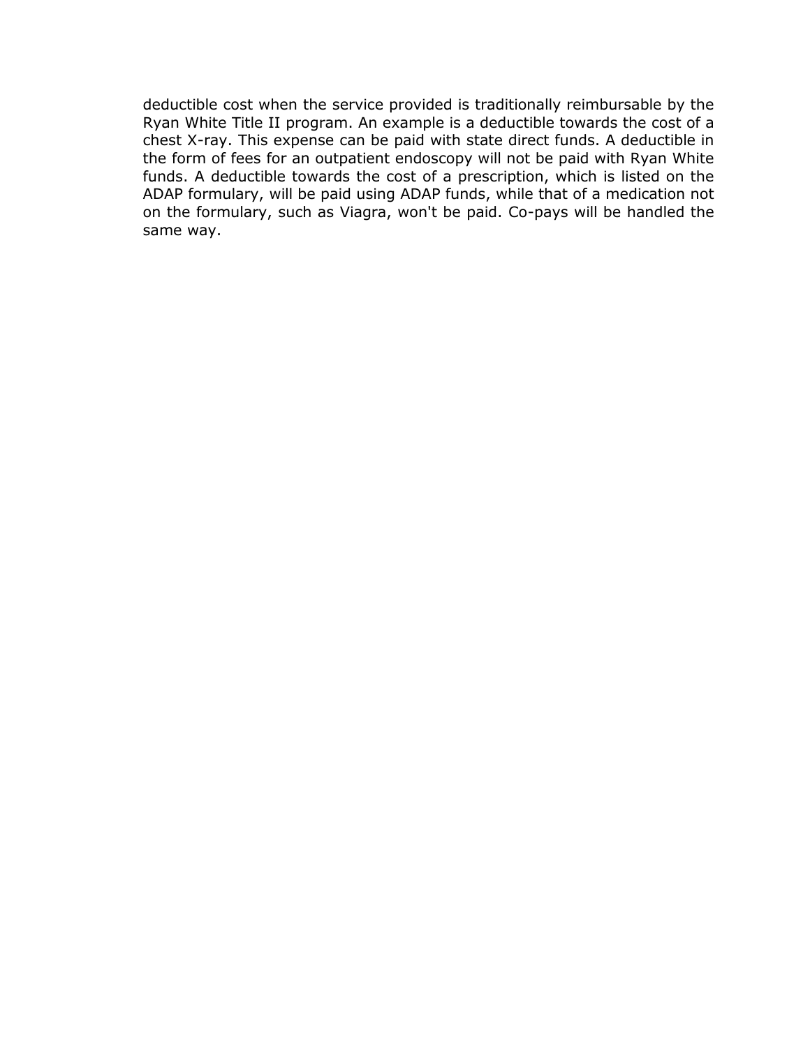deductible cost when the service provided is traditionally reimbursable by the Ryan White Title II program. An example is a deductible towards the cost of a chest X-ray. This expense can be paid with state direct funds. A deductible in the form of fees for an outpatient endoscopy will not be paid with Ryan White funds. A deductible towards the cost of a prescription, which is listed on the ADAP formulary, will be paid using ADAP funds, while that of a medication not on the formulary, such as Viagra, won't be paid. Co-pays will be handled the same way.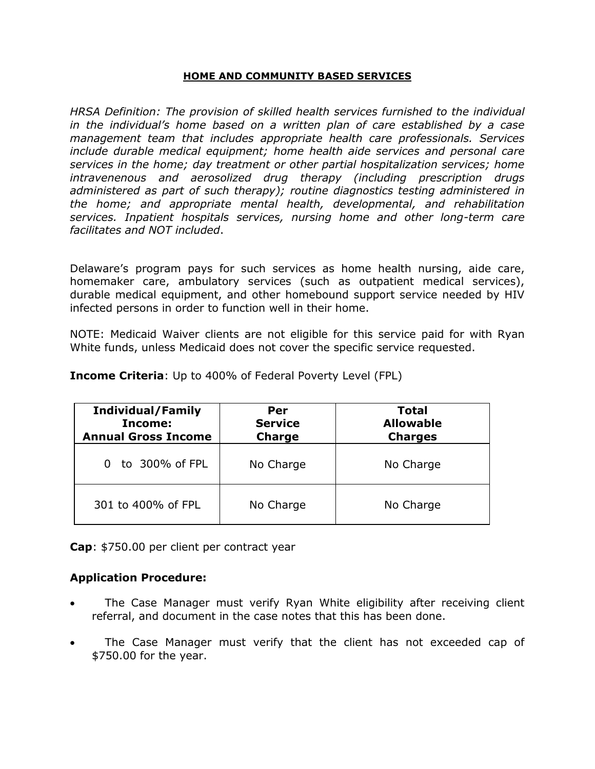## HOME AND COMMUNITY BASED SERVICES

*HRSA Definition: The provision of skilled health services furnished to the individual in the individual's home based on a written plan of care established by a case management team that includes appropriate health care professionals. Services include durable medical equipment; home health aide services and personal care services in the home; day treatment or other partial hospitalization services; home intravenenous and aerosolized drug therapy (including prescription drugs administered as part of such therapy); routine diagnostics testing administered in the home; and appropriate mental health, developmental, and rehabilitation services. Inpatient hospitals services, nursing home and other long-term care facilitates and NOT included*.

Delaware's program pays for such services as home health nursing, aide care, homemaker care, ambulatory services (such as outpatient medical services), durable medical equipment, and other homebound support service needed by HIV infected persons in order to function well in their home.

NOTE: Medicaid Waiver clients are not eligible for this service paid for with Ryan White funds, unless Medicaid does not cover the specific service requested.

**Income Criteria**: Up to 400% of Federal Poverty Level (FPL)

| Individual/Family Income: Annual Gross Income | Per Service Charge | Total Allowable Charges |
|---|---|---|
| 0 to 300% of FPL | No Charge | No Charge |
| 301 to 400% of FPL | No Charge | No Charge |

**Cap**: $750.00 per client per contract year

**Application Procedure:**

- The Case Manager must verify Ryan White eligibility after receiving client referral, and document in the case notes that this has been done.
- The Case Manager must verify that the client has not exceeded cap of $750.00 for the year.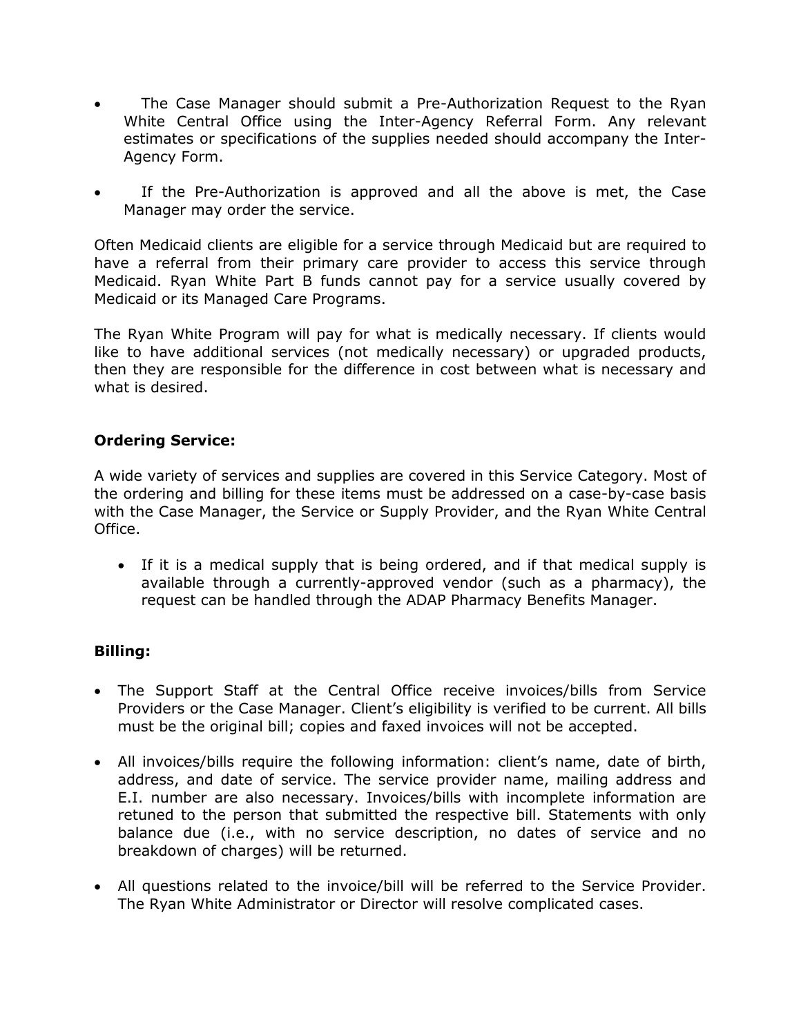- The Case Manager should submit a Pre-Authorization Request to the Ryan White Central Office using the Inter-Agency Referral Form. Any relevant estimates or specifications of the supplies needed should accompany the Inter-Agency Form.

- If the Pre-Authorization is approved and all the above is met, the Case Manager may order the service.

Often Medicaid clients are eligible for a service through Medicaid but are required to have a referral from their primary care provider to access this service through Medicaid. Ryan White Part B funds cannot pay for a service usually covered by Medicaid or its Managed Care Programs.

The Ryan White Program will pay for what is medically necessary. If clients would like to have additional services (not medically necessary) or upgraded products, then they are responsible for the difference in cost between what is necessary and what is desired.

**Ordering Service:**

A wide variety of services and supplies are covered in this Service Category. Most of the ordering and billing for these items must be addressed on a case-by-case basis with the Case Manager, the Service or Supply Provider, and the Ryan White Central Office.

- If it is a medical supply that is being ordered, and if that medical supply is available through a currently-approved vendor (such as a pharmacy), the request can be handled through the ADAP Pharmacy Benefits Manager.

**Billing:**

- The Support Staff at the Central Office receive invoices/bills from Service Providers or the Case Manager. Client's eligibility is verified to be current. All bills must be the original bill; copies and faxed invoices will not be accepted.

- All invoices/bills require the following information: client's name, date of birth, address, and date of service. The service provider name, mailing address and E.I. number are also necessary. Invoices/bills with incomplete information are retuned to the person that submitted the respective bill. Statements with only balance due (i.e., with no service description, no dates of service and no breakdown of charges) will be returned.

- All questions related to the invoice/bill will be referred to the Service Provider. The Ryan White Administrator or Director will resolve complicated cases.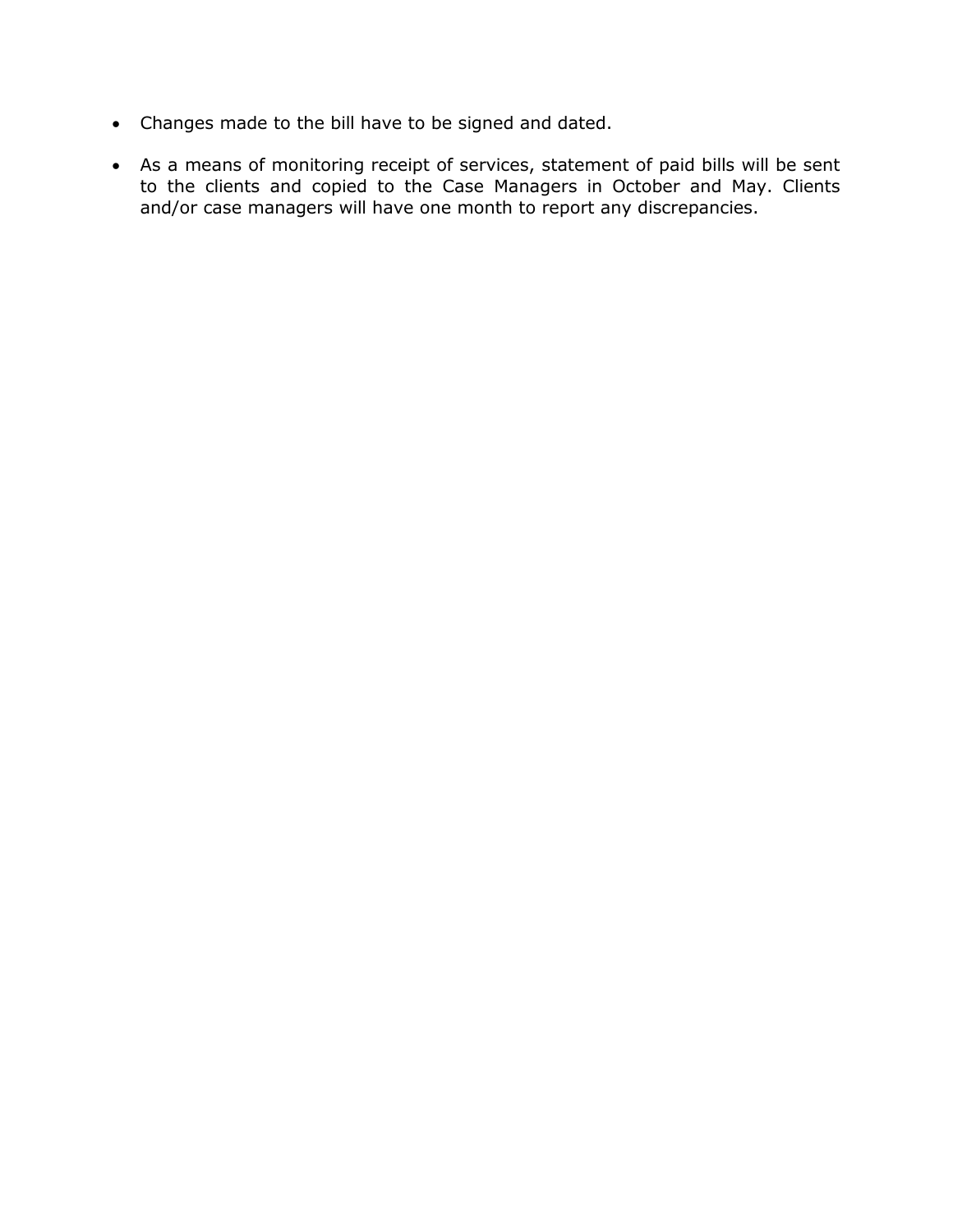- Changes made to the bill have to be signed and dated.
- As a means of monitoring receipt of services, statement of paid bills will be sent to the clients and copied to the Case Managers in October and May. Clients and/or case managers will have one month to report any discrepancies.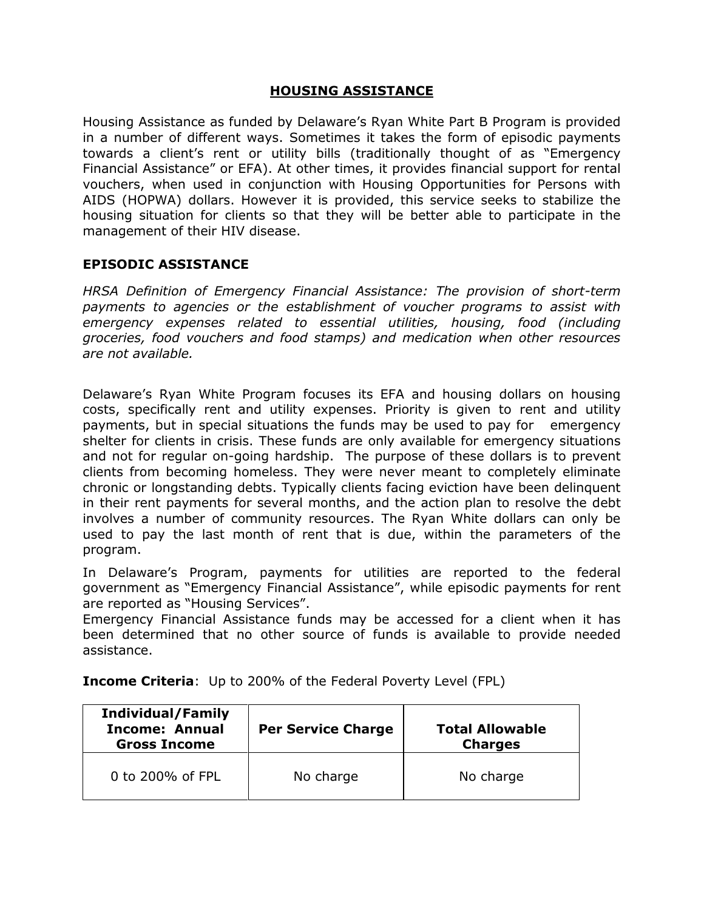## HOUSING ASSISTANCE

Housing Assistance as funded by Delaware's Ryan White Part B Program is provided in a number of different ways. Sometimes it takes the form of episodic payments towards a client's rent or utility bills (traditionally thought of as "Emergency Financial Assistance" or EFA). At other times, it provides financial support for rental vouchers, when used in conjunction with Housing Opportunities for Persons with AIDS (HOPWA) dollars. However it is provided, this service seeks to stabilize the housing situation for clients so that they will be better able to participate in the management of their HIV disease.

### EPISODIC ASSISTANCE

*HRSA Definition of Emergency Financial Assistance: The provision of short-term payments to agencies or the establishment of voucher programs to assist with emergency expenses related to essential utilities, housing, food (including groceries, food vouchers and food stamps) and medication when other resources are not available.*

Delaware's Ryan White Program focuses its EFA and housing dollars on housing costs, specifically rent and utility expenses. Priority is given to rent and utility payments, but in special situations the funds may be used to pay for emergency shelter for clients in crisis. These funds are only available for emergency situations and not for regular on-going hardship. The purpose of these dollars is to prevent clients from becoming homeless. They were never meant to completely eliminate chronic or longstanding debts. Typically clients facing eviction have been delinquent in their rent payments for several months, and the action plan to resolve the debt involves a number of community resources. The Ryan White dollars can only be used to pay the last month of rent that is due, within the parameters of the program.

In Delaware's Program, payments for utilities are reported to the federal government as "Emergency Financial Assistance", while episodic payments for rent are reported as "Housing Services".

Emergency Financial Assistance funds may be accessed for a client when it has been determined that no other source of funds is available to provide needed assistance.

**Income Criteria**: Up to 200% of the Federal Poverty Level (FPL)

| Individual/Family Income: Annual Gross Income | Per Service Charge | Total Allowable Charges |
|---|---|---|
| 0 to 200% of FPL | No charge | No charge |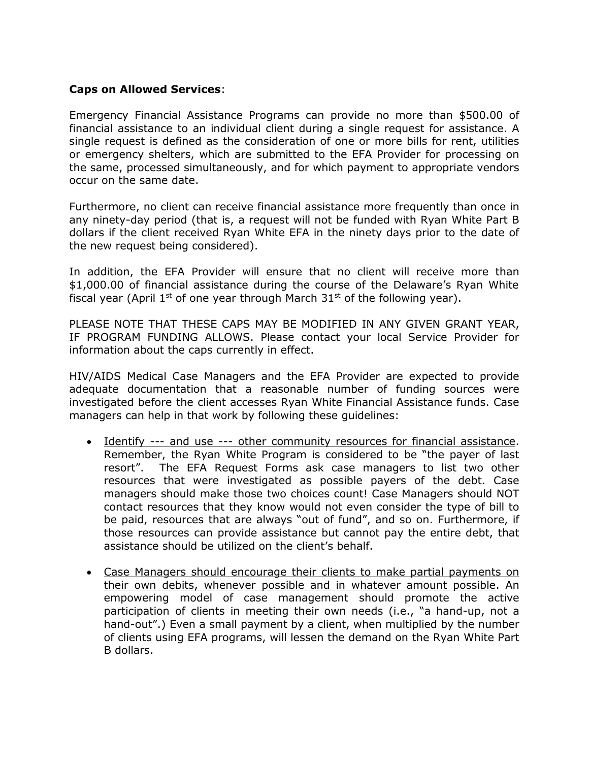**Caps on Allowed Services**:

Emergency Financial Assistance Programs can provide no more than $500.00 of financial assistance to an individual client during a single request for assistance. A single request is defined as the consideration of one or more bills for rent, utilities or emergency shelters, which are submitted to the EFA Provider for processing on the same, processed simultaneously, and for which payment to appropriate vendors occur on the same date.

Furthermore, no client can receive financial assistance more frequently than once in any ninety-day period (that is, a request will not be funded with Ryan White Part B dollars if the client received Ryan White EFA in the ninety days prior to the date of the new request being considered).

In addition, the EFA Provider will ensure that no client will receive more than $1,000.00 of financial assistance during the course of the Delaware's Ryan White fiscal year (April 1st of one year through March 31st of the following year).

PLEASE NOTE THAT THESE CAPS MAY BE MODIFIED IN ANY GIVEN GRANT YEAR, IF PROGRAM FUNDING ALLOWS. Please contact your local Service Provider for information about the caps currently in effect.

HIV/AIDS Medical Case Managers and the EFA Provider are expected to provide adequate documentation that a reasonable number of funding sources were investigated before the client accesses Ryan White Financial Assistance funds. Case managers can help in that work by following these guidelines:

- <u>Identify --- and use --- other community resources for financial assistance</u>. Remember, the Ryan White Program is considered to be "the payer of last resort". The EFA Request Forms ask case managers to list two other resources that were investigated as possible payers of the debt. Case managers should make those two choices count! Case Managers should NOT contact resources that they know would not even consider the type of bill to be paid, resources that are always "out of fund", and so on. Furthermore, if those resources can provide assistance but cannot pay the entire debt, that assistance should be utilized on the client's behalf.
- <u>Case Managers should encourage their clients to make partial payments on their own debits, whenever possible and in whatever amount possible</u>. An empowering model of case management should promote the active participation of clients in meeting their own needs (i.e., "a hand-up, not a hand-out".) Even a small payment by a client, when multiplied by the number of clients using EFA programs, will lessen the demand on the Ryan White Part B dollars.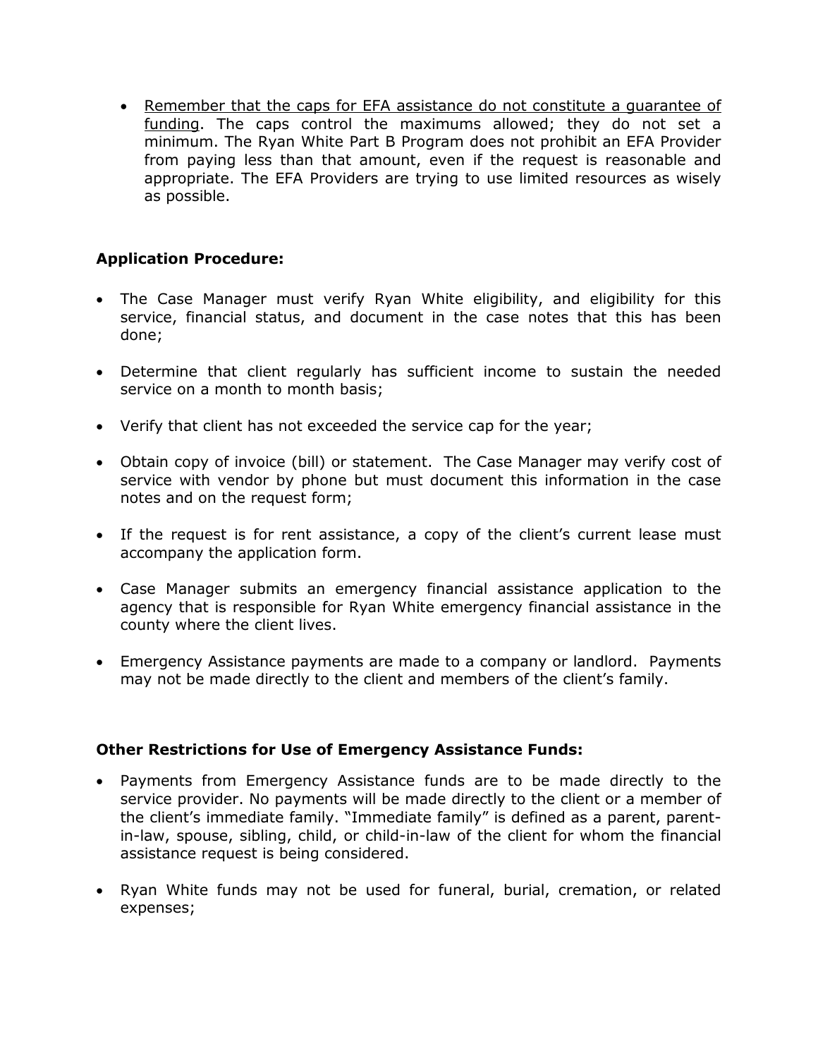- <u>Remember that the caps for EFA assistance do not constitute a guarantee of funding</u>. The caps control the maximums allowed; they do not set a minimum. The Ryan White Part B Program does not prohibit an EFA Provider from paying less than that amount, even if the request is reasonable and appropriate. The EFA Providers are trying to use limited resources as wisely as possible.

**Application Procedure:**

- The Case Manager must verify Ryan White eligibility, and eligibility for this service, financial status, and document in the case notes that this has been done;
- Determine that client regularly has sufficient income to sustain the needed service on a month to month basis;
- Verify that client has not exceeded the service cap for the year;
- Obtain copy of invoice (bill) or statement. The Case Manager may verify cost of service with vendor by phone but must document this information in the case notes and on the request form;
- If the request is for rent assistance, a copy of the client's current lease must accompany the application form.
- Case Manager submits an emergency financial assistance application to the agency that is responsible for Ryan White emergency financial assistance in the county where the client lives.
- Emergency Assistance payments are made to a company or landlord. Payments may not be made directly to the client and members of the client's family.

**Other Restrictions for Use of Emergency Assistance Funds:**

- Payments from Emergency Assistance funds are to be made directly to the service provider. No payments will be made directly to the client or a member of the client's immediate family. "Immediate family" is defined as a parent, parent-in-law, spouse, sibling, child, or child-in-law of the client for whom the financial assistance request is being considered.
- Ryan White funds may not be used for funeral, burial, cremation, or related expenses;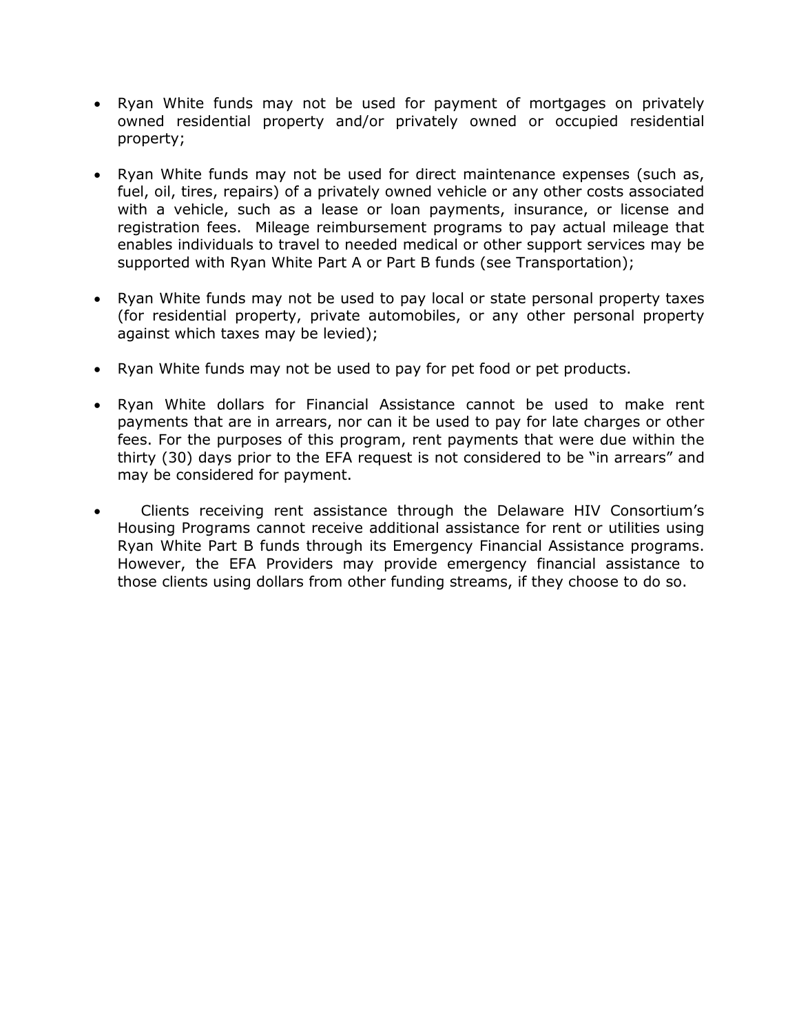- Ryan White funds may not be used for payment of mortgages on privately owned residential property and/or privately owned or occupied residential property;

- Ryan White funds may not be used for direct maintenance expenses (such as, fuel, oil, tires, repairs) of a privately owned vehicle or any other costs associated with a vehicle, such as a lease or loan payments, insurance, or license and registration fees. Mileage reimbursement programs to pay actual mileage that enables individuals to travel to needed medical or other support services may be supported with Ryan White Part A or Part B funds (see Transportation);

- Ryan White funds may not be used to pay local or state personal property taxes (for residential property, private automobiles, or any other personal property against which taxes may be levied);

- Ryan White funds may not be used to pay for pet food or pet products.

- Ryan White dollars for Financial Assistance cannot be used to make rent payments that are in arrears, nor can it be used to pay for late charges or other fees. For the purposes of this program, rent payments that were due within the thirty (30) days prior to the EFA request is not considered to be "in arrears" and may be considered for payment.

- Clients receiving rent assistance through the Delaware HIV Consortium's Housing Programs cannot receive additional assistance for rent or utilities using Ryan White Part B funds through its Emergency Financial Assistance programs. However, the EFA Providers may provide emergency financial assistance to those clients using dollars from other funding streams, if they choose to do so.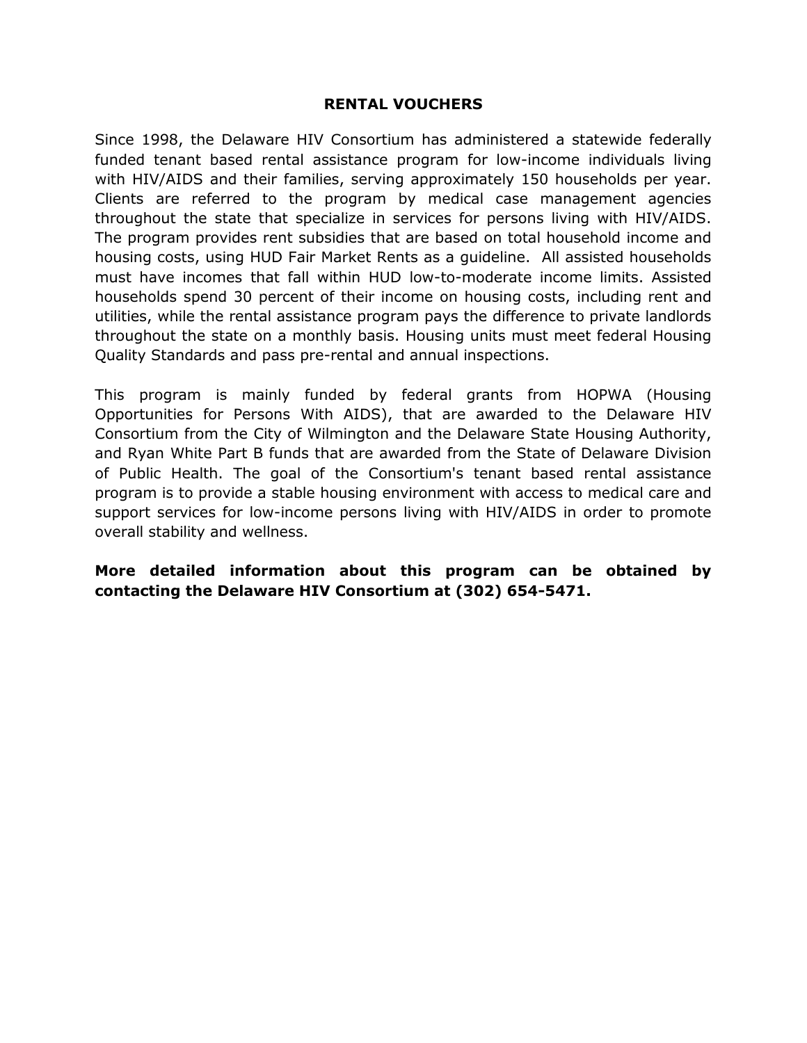## RENTAL VOUCHERS

Since 1998, the Delaware HIV Consortium has administered a statewide federally funded tenant based rental assistance program for low-income individuals living with HIV/AIDS and their families, serving approximately 150 households per year. Clients are referred to the program by medical case management agencies throughout the state that specialize in services for persons living with HIV/AIDS. The program provides rent subsidies that are based on total household income and housing costs, using HUD Fair Market Rents as a guideline. All assisted households must have incomes that fall within HUD low-to-moderate income limits. Assisted households spend 30 percent of their income on housing costs, including rent and utilities, while the rental assistance program pays the difference to private landlords throughout the state on a monthly basis. Housing units must meet federal Housing Quality Standards and pass pre-rental and annual inspections.

This program is mainly funded by federal grants from HOPWA (Housing Opportunities for Persons With AIDS), that are awarded to the Delaware HIV Consortium from the City of Wilmington and the Delaware State Housing Authority, and Ryan White Part B funds that are awarded from the State of Delaware Division of Public Health. The goal of the Consortium's tenant based rental assistance program is to provide a stable housing environment with access to medical care and support services for low-income persons living with HIV/AIDS in order to promote overall stability and wellness.

**More detailed information about this program can be obtained by contacting the Delaware HIV Consortium at (302) 654-5471.**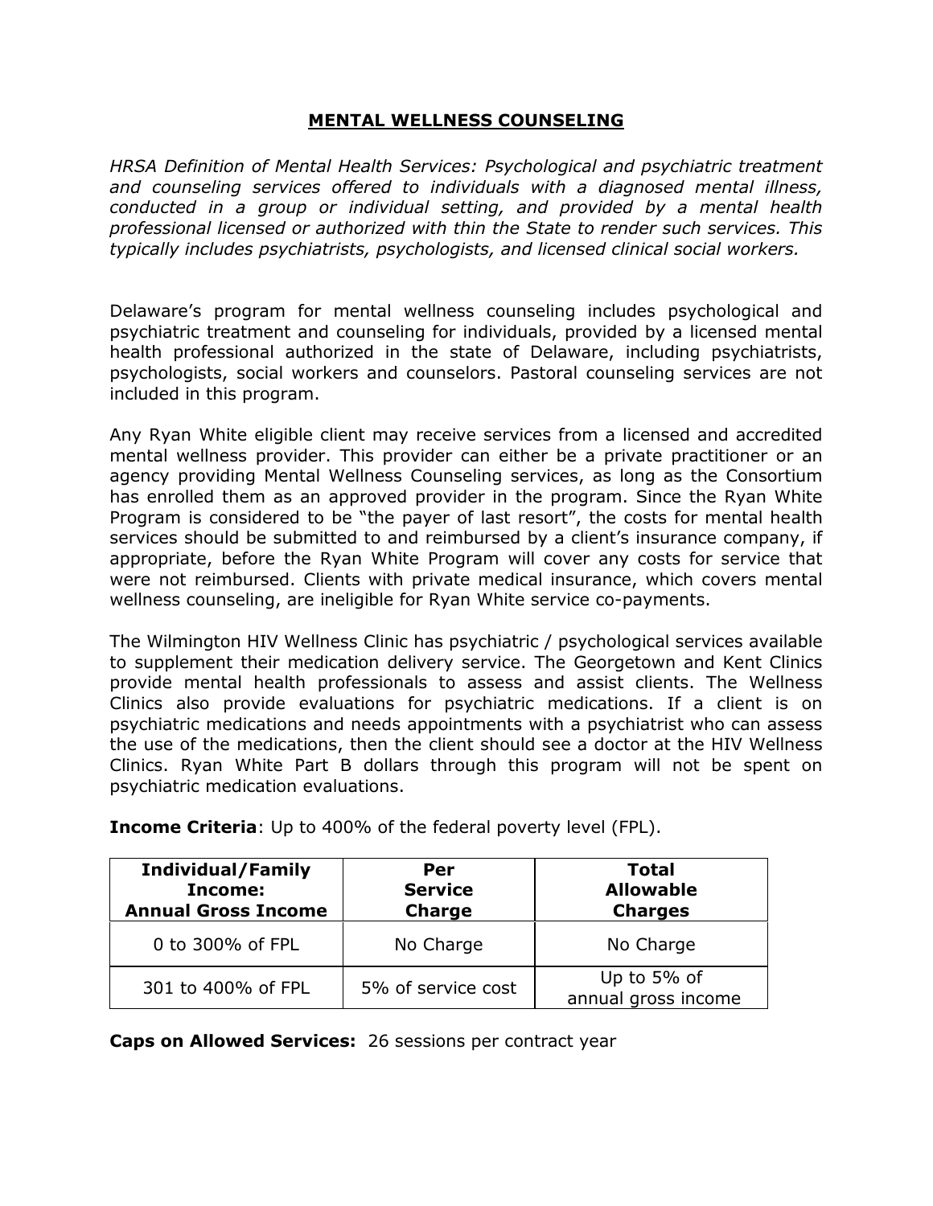## MENTAL WELLNESS COUNSELING

*HRSA Definition of Mental Health Services: Psychological and psychiatric treatment and counseling services offered to individuals with a diagnosed mental illness, conducted in a group or individual setting, and provided by a mental health professional licensed or authorized with thin the State to render such services. This typically includes psychiatrists, psychologists, and licensed clinical social workers.*

Delaware's program for mental wellness counseling includes psychological and psychiatric treatment and counseling for individuals, provided by a licensed mental health professional authorized in the state of Delaware, including psychiatrists, psychologists, social workers and counselors. Pastoral counseling services are not included in this program.

Any Ryan White eligible client may receive services from a licensed and accredited mental wellness provider. This provider can either be a private practitioner or an agency providing Mental Wellness Counseling services, as long as the Consortium has enrolled them as an approved provider in the program. Since the Ryan White Program is considered to be "the payer of last resort", the costs for mental health services should be submitted to and reimbursed by a client's insurance company, if appropriate, before the Ryan White Program will cover any costs for service that were not reimbursed. Clients with private medical insurance, which covers mental wellness counseling, are ineligible for Ryan White service co-payments.

The Wilmington HIV Wellness Clinic has psychiatric / psychological services available to supplement their medication delivery service. The Georgetown and Kent Clinics provide mental health professionals to assess and assist clients. The Wellness Clinics also provide evaluations for psychiatric medications. If a client is on psychiatric medications and needs appointments with a psychiatrist who can assess the use of the medications, then the client should see a doctor at the HIV Wellness Clinics. Ryan White Part B dollars through this program will not be spent on psychiatric medication evaluations.

**Income Criteria**: Up to 400% of the federal poverty level (FPL).

| Individual/Family Income: Annual Gross Income | Per Service Charge | Total Allowable Charges |
|---|---|---|
| 0 to 300% of FPL | No Charge | No Charge |
| 301 to 400% of FPL | 5% of service cost | Up to 5% of annual gross income |

**Caps on Allowed Services:** 26 sessions per contract year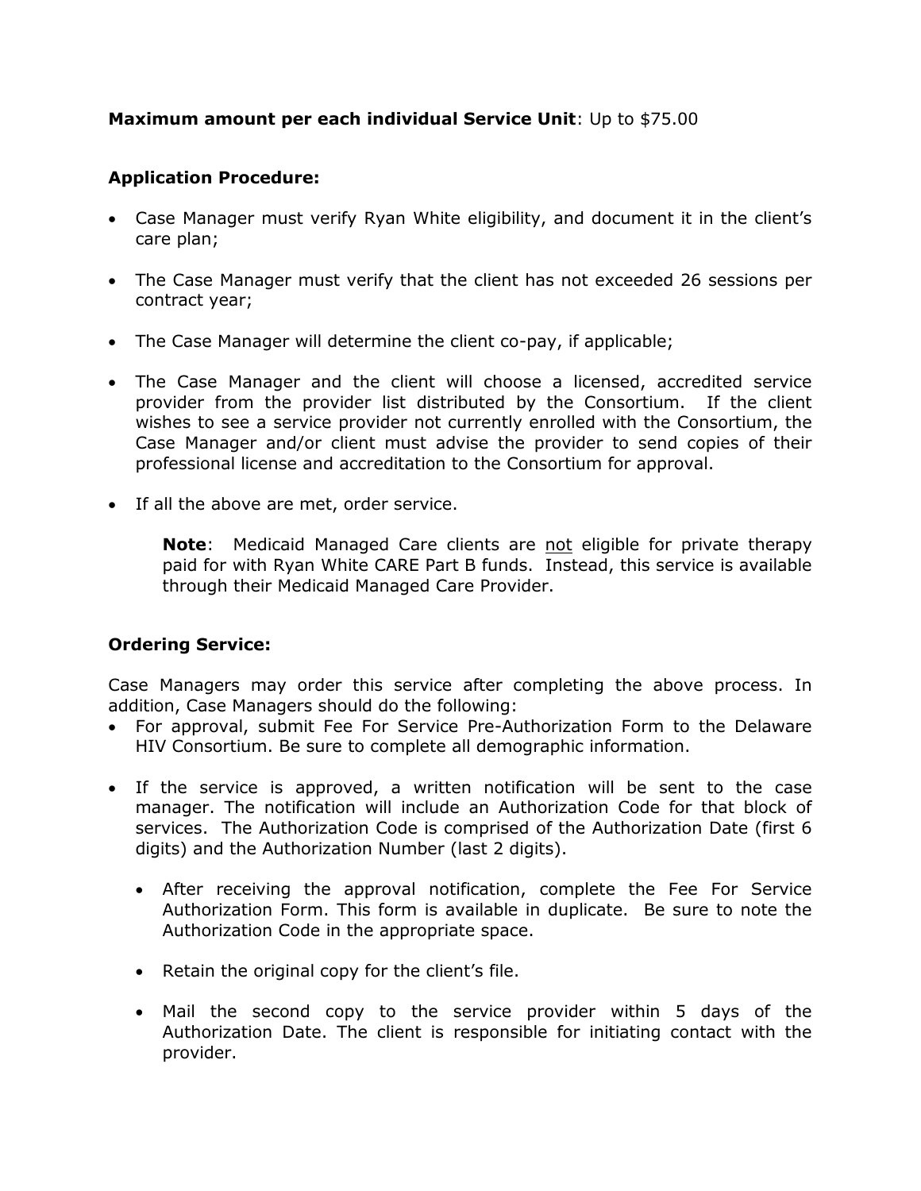**Maximum amount per each individual Service Unit**: Up to $75.00

**Application Procedure:**

- Case Manager must verify Ryan White eligibility, and document it in the client's care plan;
- The Case Manager must verify that the client has not exceeded 26 sessions per contract year;
- The Case Manager will determine the client co-pay, if applicable;
- The Case Manager and the client will choose a licensed, accredited service provider from the provider list distributed by the Consortium. If the client wishes to see a service provider not currently enrolled with the Consortium, the Case Manager and/or client must advise the provider to send copies of their professional license and accreditation to the Consortium for approval.
- If all the above are met, order service.

> **Note**: Medicaid Managed Care clients are <u>not</u> eligible for private therapy paid for with Ryan White CARE Part B funds. Instead, this service is available through their Medicaid Managed Care Provider.

**Ordering Service:**

Case Managers may order this service after completing the above process. In addition, Case Managers should do the following:

- For approval, submit Fee For Service Pre-Authorization Form to the Delaware HIV Consortium. Be sure to complete all demographic information.
- If the service is approved, a written notification will be sent to the case manager. The notification will include an Authorization Code for that block of services. The Authorization Code is comprised of the Authorization Date (first 6 digits) and the Authorization Number (last 2 digits).
  - After receiving the approval notification, complete the Fee For Service Authorization Form. This form is available in duplicate. Be sure to note the Authorization Code in the appropriate space.
  - Retain the original copy for the client's file.
  - Mail the second copy to the service provider within 5 days of the Authorization Date. The client is responsible for initiating contact with the provider.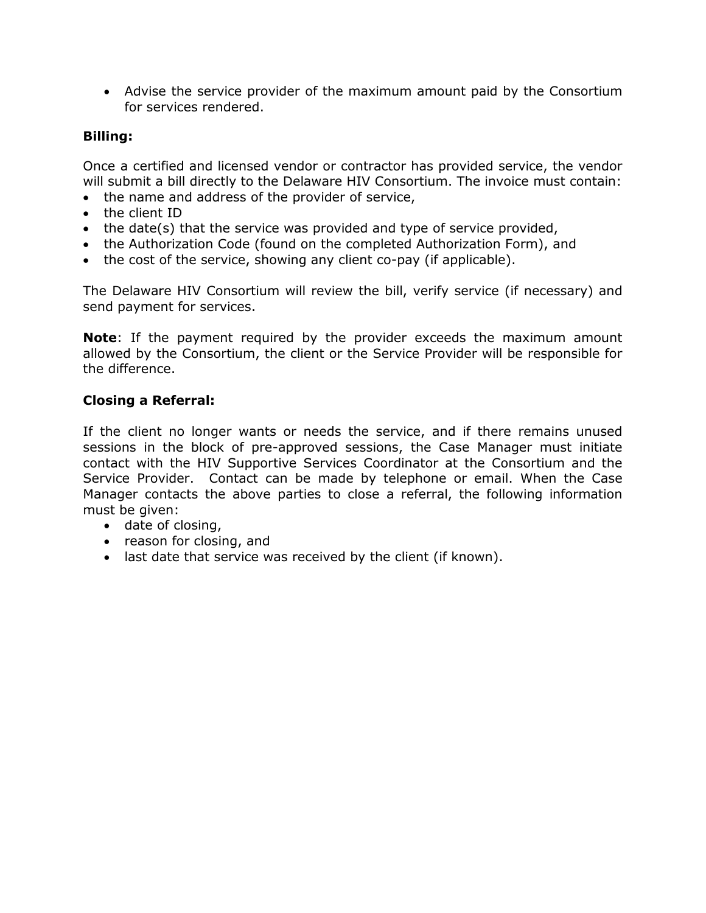- Advise the service provider of the maximum amount paid by the Consortium for services rendered.

**Billing:**

Once a certified and licensed vendor or contractor has provided service, the vendor will submit a bill directly to the Delaware HIV Consortium. The invoice must contain:

- the name and address of the provider of service,
- the client ID
- the date(s) that the service was provided and type of service provided,
- the Authorization Code (found on the completed Authorization Form), and
- the cost of the service, showing any client co-pay (if applicable).

The Delaware HIV Consortium will review the bill, verify service (if necessary) and send payment for services.

**Note**: If the payment required by the provider exceeds the maximum amount allowed by the Consortium, the client or the Service Provider will be responsible for the difference.

**Closing a Referral:**

If the client no longer wants or needs the service, and if there remains unused sessions in the block of pre-approved sessions, the Case Manager must initiate contact with the HIV Supportive Services Coordinator at the Consortium and the Service Provider. Contact can be made by telephone or email. When the Case Manager contacts the above parties to close a referral, the following information must be given:

- date of closing,
- reason for closing, and
- last date that service was received by the client (if known).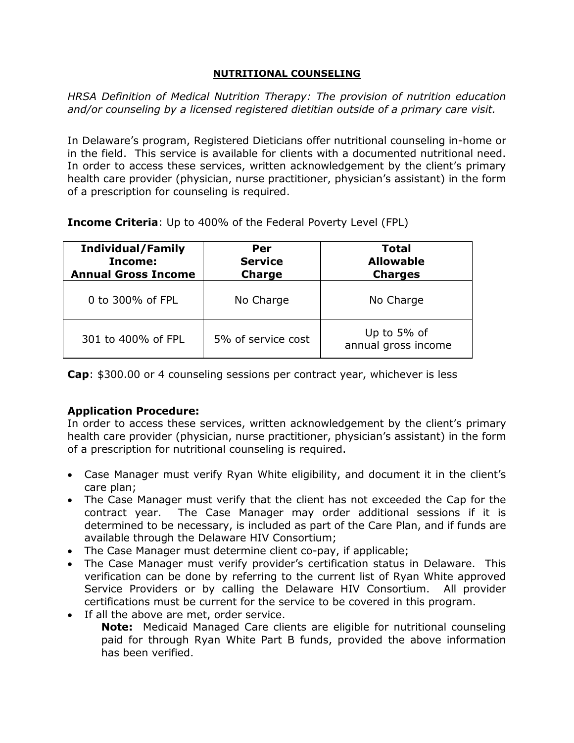## NUTRITIONAL COUNSELING

*HRSA Definition of Medical Nutrition Therapy: The provision of nutrition education and/or counseling by a licensed registered dietitian outside of a primary care visit.*

In Delaware's program, Registered Dieticians offer nutritional counseling in-home or in the field. This service is available for clients with a documented nutritional need. In order to access these services, written acknowledgement by the client's primary health care provider (physician, nurse practitioner, physician's assistant) in the form of a prescription for counseling is required.

**Income Criteria**: Up to 400% of the Federal Poverty Level (FPL)

| Individual/Family Income: Annual Gross Income | Per Service Charge | Total Allowable Charges |
|---|---|---|
| 0 to 300% of FPL | No Charge | No Charge |
| 301 to 400% of FPL | 5% of service cost | Up to 5% of annual gross income |

**Cap**: $300.00 or 4 counseling sessions per contract year, whichever is less

**Application Procedure:**

In order to access these services, written acknowledgement by the client's primary health care provider (physician, nurse practitioner, physician's assistant) in the form of a prescription for nutritional counseling is required.

- Case Manager must verify Ryan White eligibility, and document it in the client's care plan;
- The Case Manager must verify that the client has not exceeded the Cap for the contract year. The Case Manager may order additional sessions if it is determined to be necessary, is included as part of the Care Plan, and if funds are available through the Delaware HIV Consortium;
- The Case Manager must determine client co-pay, if applicable;
- The Case Manager must verify provider's certification status in Delaware. This verification can be done by referring to the current list of Ryan White approved Service Providers or by calling the Delaware HIV Consortium. All provider certifications must be current for the service to be covered in this program.
- If all the above are met, order service.

  **Note:** Medicaid Managed Care clients are eligible for nutritional counseling paid for through Ryan White Part B funds, provided the above information has been verified.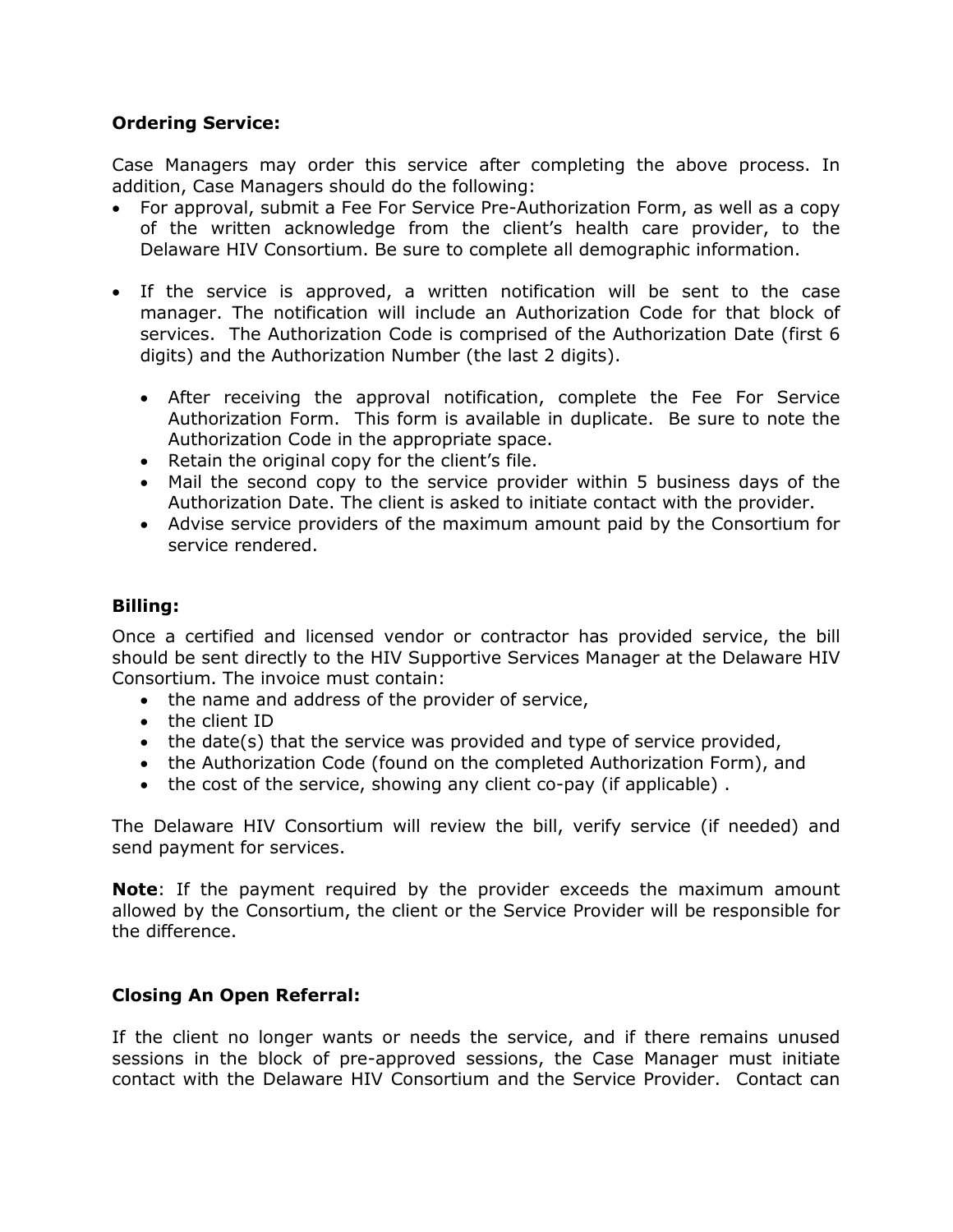**Ordering Service:**

Case Managers may order this service after completing the above process. In addition, Case Managers should do the following:

- For approval, submit a Fee For Service Pre-Authorization Form, as well as a copy of the written acknowledge from the client's health care provider, to the Delaware HIV Consortium. Be sure to complete all demographic information.

- If the service is approved, a written notification will be sent to the case manager. The notification will include an Authorization Code for that block of services. The Authorization Code is comprised of the Authorization Date (first 6 digits) and the Authorization Number (the last 2 digits).

  - After receiving the approval notification, complete the Fee For Service Authorization Form. This form is available in duplicate. Be sure to note the Authorization Code in the appropriate space.
  - Retain the original copy for the client's file.
  - Mail the second copy to the service provider within 5 business days of the Authorization Date. The client is asked to initiate contact with the provider.
  - Advise service providers of the maximum amount paid by the Consortium for service rendered.

**Billing:**

Once a certified and licensed vendor or contractor has provided service, the bill should be sent directly to the HIV Supportive Services Manager at the Delaware HIV Consortium. The invoice must contain:

- the name and address of the provider of service,
- the client ID
- the date(s) that the service was provided and type of service provided,
- the Authorization Code (found on the completed Authorization Form), and
- the cost of the service, showing any client co-pay (if applicable) .

The Delaware HIV Consortium will review the bill, verify service (if needed) and send payment for services.

**Note**: If the payment required by the provider exceeds the maximum amount allowed by the Consortium, the client or the Service Provider will be responsible for the difference.

**Closing An Open Referral:**

If the client no longer wants or needs the service, and if there remains unused sessions in the block of pre-approved sessions, the Case Manager must initiate contact with the Delaware HIV Consortium and the Service Provider. Contact can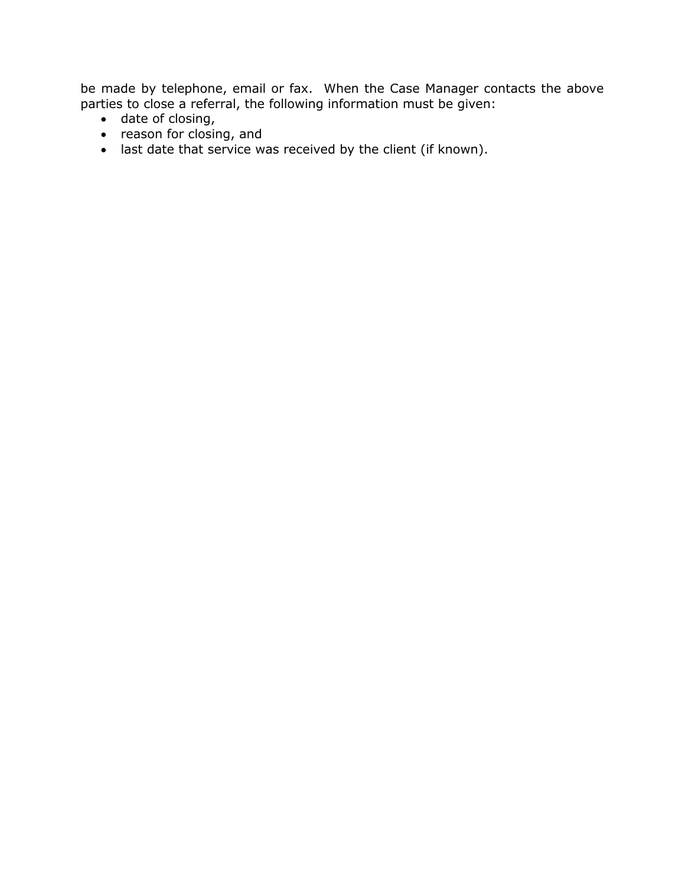be made by telephone, email or fax.  When the Case Manager contacts the above parties to close a referral, the following information must be given:

- date of closing,
- reason for closing, and
- last date that service was received by the client (if known).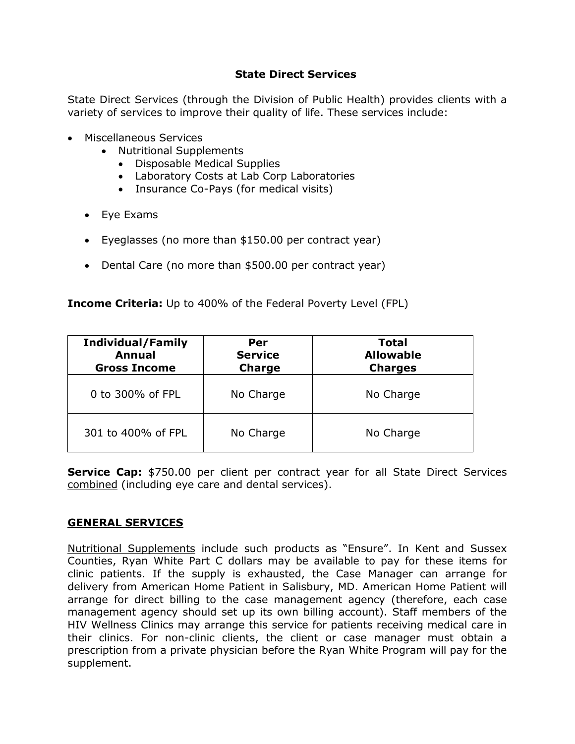### State Direct Services

State Direct Services (through the Division of Public Health) provides clients with a variety of services to improve their quality of life. These services include:

- Miscellaneous Services
  - Nutritional Supplements
  - Disposable Medical Supplies
  - Laboratory Costs at Lab Corp Laboratories
  - Insurance Co-Pays (for medical visits)
- Eye Exams
- Eyeglasses (no more than $150.00 per contract year)
- Dental Care (no more than $500.00 per contract year)

**Income Criteria:** Up to 400% of the Federal Poverty Level (FPL)

| Individual/Family Annual Gross Income | Per Service Charge | Total Allowable Charges |
|---|---|---|
| 0 to 300% of FPL | No Charge | No Charge |
| 301 to 400% of FPL | No Charge | No Charge |

**Service Cap:** $750.00 per client per contract year for all State Direct Services <u>combined</u> (including eye care and dental services).

## <u>GENERAL SERVICES</u>

<u>Nutritional Supplements</u> include such products as "Ensure". In Kent and Sussex Counties, Ryan White Part C dollars may be available to pay for these items for clinic patients. If the supply is exhausted, the Case Manager can arrange for delivery from American Home Patient in Salisbury, MD. American Home Patient will arrange for direct billing to the case management agency (therefore, each case management agency should set up its own billing account). Staff members of the HIV Wellness Clinics may arrange this service for patients receiving medical care in their clinics. For non-clinic clients, the client or case manager must obtain a prescription from a private physician before the Ryan White Program will pay for the supplement.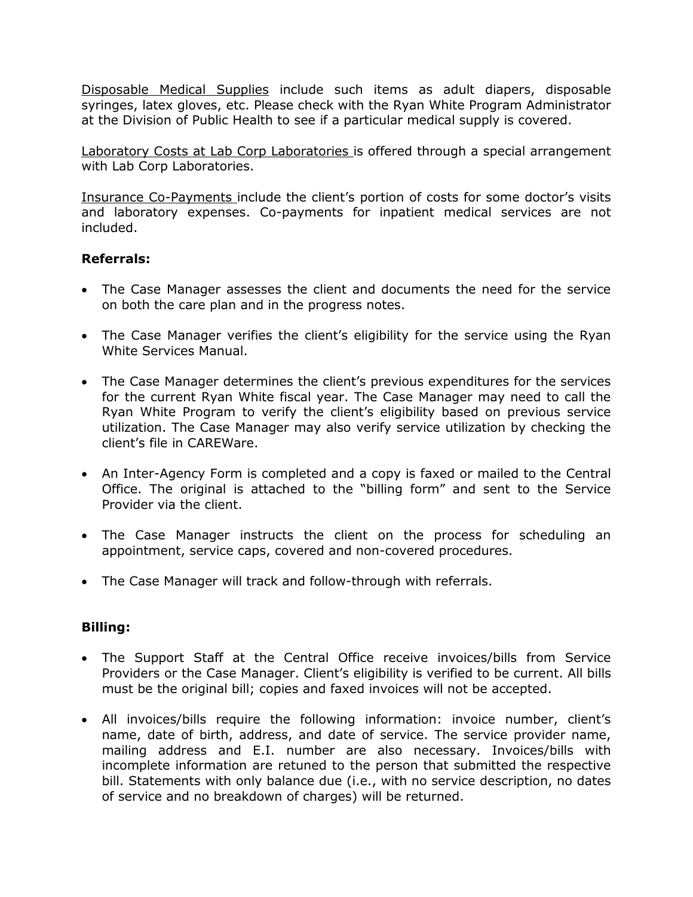<u>Disposable Medical Supplies</u> include such items as adult diapers, disposable syringes, latex gloves, etc. Please check with the Ryan White Program Administrator at the Division of Public Health to see if a particular medical supply is covered.

<u>Laboratory Costs at Lab Corp Laboratories</u> is offered through a special arrangement with Lab Corp Laboratories.

<u>Insurance Co-Payments</u> include the client's portion of costs for some doctor's visits and laboratory expenses. Co-payments for inpatient medical services are not included.

**Referrals:**

- The Case Manager assesses the client and documents the need for the service on both the care plan and in the progress notes.
- The Case Manager verifies the client's eligibility for the service using the Ryan White Services Manual.
- The Case Manager determines the client's previous expenditures for the services for the current Ryan White fiscal year. The Case Manager may need to call the Ryan White Program to verify the client's eligibility based on previous service utilization. The Case Manager may also verify service utilization by checking the client's file in CAREWare.
- An Inter-Agency Form is completed and a copy is faxed or mailed to the Central Office. The original is attached to the "billing form" and sent to the Service Provider via the client.
- The Case Manager instructs the client on the process for scheduling an appointment, service caps, covered and non-covered procedures.
- The Case Manager will track and follow-through with referrals.

**Billing:**

- The Support Staff at the Central Office receive invoices/bills from Service Providers or the Case Manager. Client's eligibility is verified to be current. All bills must be the original bill; copies and faxed invoices will not be accepted.
- All invoices/bills require the following information: invoice number, client's name, date of birth, address, and date of service. The service provider name, mailing address and E.I. number are also necessary. Invoices/bills with incomplete information are retuned to the person that submitted the respective bill. Statements with only balance due (i.e., with no service description, no dates of service and no breakdown of charges) will be returned.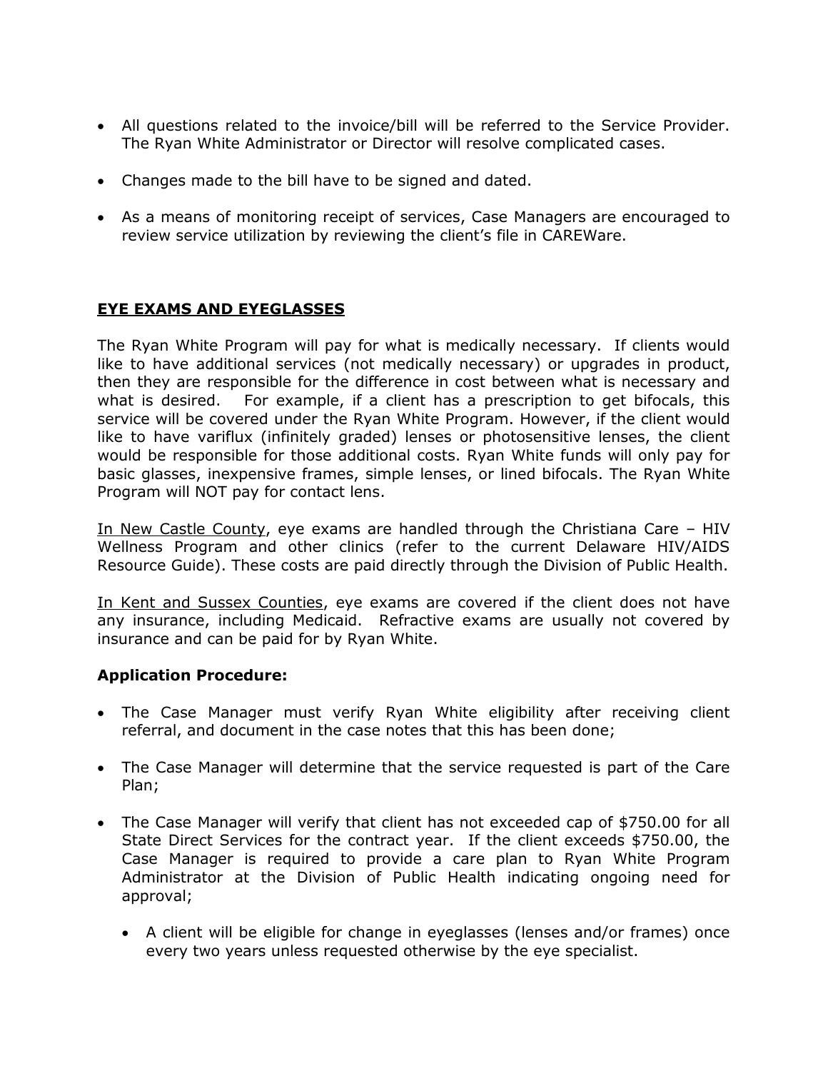- All questions related to the invoice/bill will be referred to the Service Provider. The Ryan White Administrator or Director will resolve complicated cases.

- Changes made to the bill have to be signed and dated.

- As a means of monitoring receipt of services, Case Managers are encouraged to review service utilization by reviewing the client's file in CAREWare.

## EYE EXAMS AND EYEGLASSES

The Ryan White Program will pay for what is medically necessary. If clients would like to have additional services (not medically necessary) or upgrades in product, then they are responsible for the difference in cost between what is necessary and what is desired. For example, if a client has a prescription to get bifocals, this service will be covered under the Ryan White Program. However, if the client would like to have variflux (infinitely graded) lenses or photosensitive lenses, the client would be responsible for those additional costs. Ryan White funds will only pay for basic glasses, inexpensive frames, simple lenses, or lined bifocals. The Ryan White Program will NOT pay for contact lens.

In New Castle County, eye exams are handled through the Christiana Care – HIV Wellness Program and other clinics (refer to the current Delaware HIV/AIDS Resource Guide). These costs are paid directly through the Division of Public Health.

In Kent and Sussex Counties, eye exams are covered if the client does not have any insurance, including Medicaid. Refractive exams are usually not covered by insurance and can be paid for by Ryan White.

**Application Procedure:**

- The Case Manager must verify Ryan White eligibility after receiving client referral, and document in the case notes that this has been done;

- The Case Manager will determine that the service requested is part of the Care Plan;

- The Case Manager will verify that client has not exceeded cap of $750.00 for all State Direct Services for the contract year. If the client exceeds $750.00, the Case Manager is required to provide a care plan to Ryan White Program Administrator at the Division of Public Health indicating ongoing need for approval;

  - A client will be eligible for change in eyeglasses (lenses and/or frames) once every two years unless requested otherwise by the eye specialist.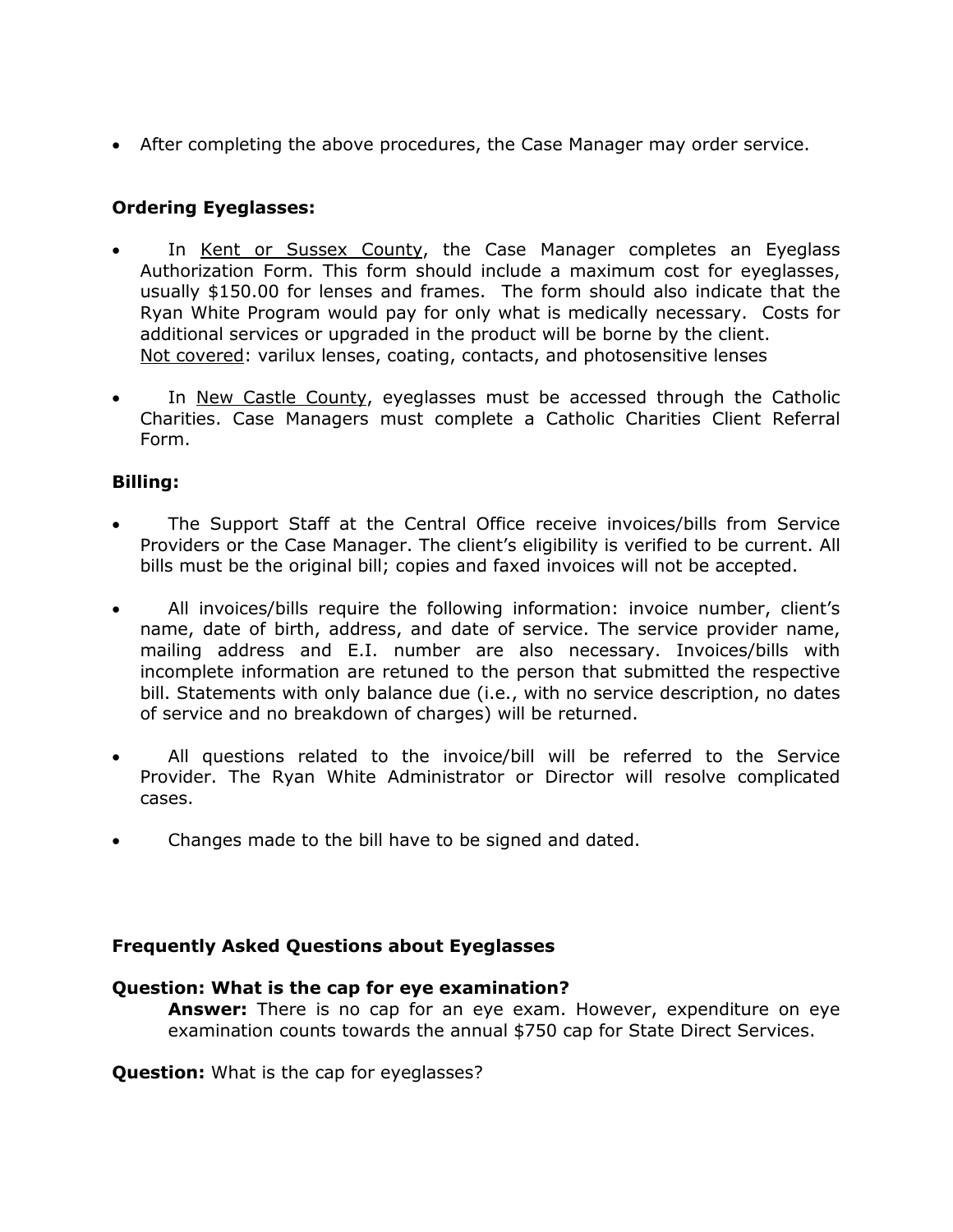- After completing the above procedures, the Case Manager may order service.

**Ordering Eyeglasses:**

- In Kent or Sussex County, the Case Manager completes an Eyeglass Authorization Form. This form should include a maximum cost for eyeglasses, usually $150.00 for lenses and frames. The form should also indicate that the Ryan White Program would pay for only what is medically necessary. Costs for additional services or upgraded in the product will be borne by the client.
  Not covered: varilux lenses, coating, contacts, and photosensitive lenses

- In New Castle County, eyeglasses must be accessed through the Catholic Charities. Case Managers must complete a Catholic Charities Client Referral Form.

**Billing:**

- The Support Staff at the Central Office receive invoices/bills from Service Providers or the Case Manager. The client's eligibility is verified to be current. All bills must be the original bill; copies and faxed invoices will not be accepted.

- All invoices/bills require the following information: invoice number, client's name, date of birth, address, and date of service. The service provider name, mailing address and E.I. number are also necessary. Invoices/bills with incomplete information are retuned to the person that submitted the respective bill. Statements with only balance due (i.e., with no service description, no dates of service and no breakdown of charges) will be returned.

- All questions related to the invoice/bill will be referred to the Service Provider. The Ryan White Administrator or Director will resolve complicated cases.

- Changes made to the bill have to be signed and dated.

**Frequently Asked Questions about Eyeglasses**

**Question: What is the cap for eye examination?**

**Answer:** There is no cap for an eye exam. However, expenditure on eye examination counts towards the annual $750 cap for State Direct Services.

**Question:** What is the cap for eyeglasses?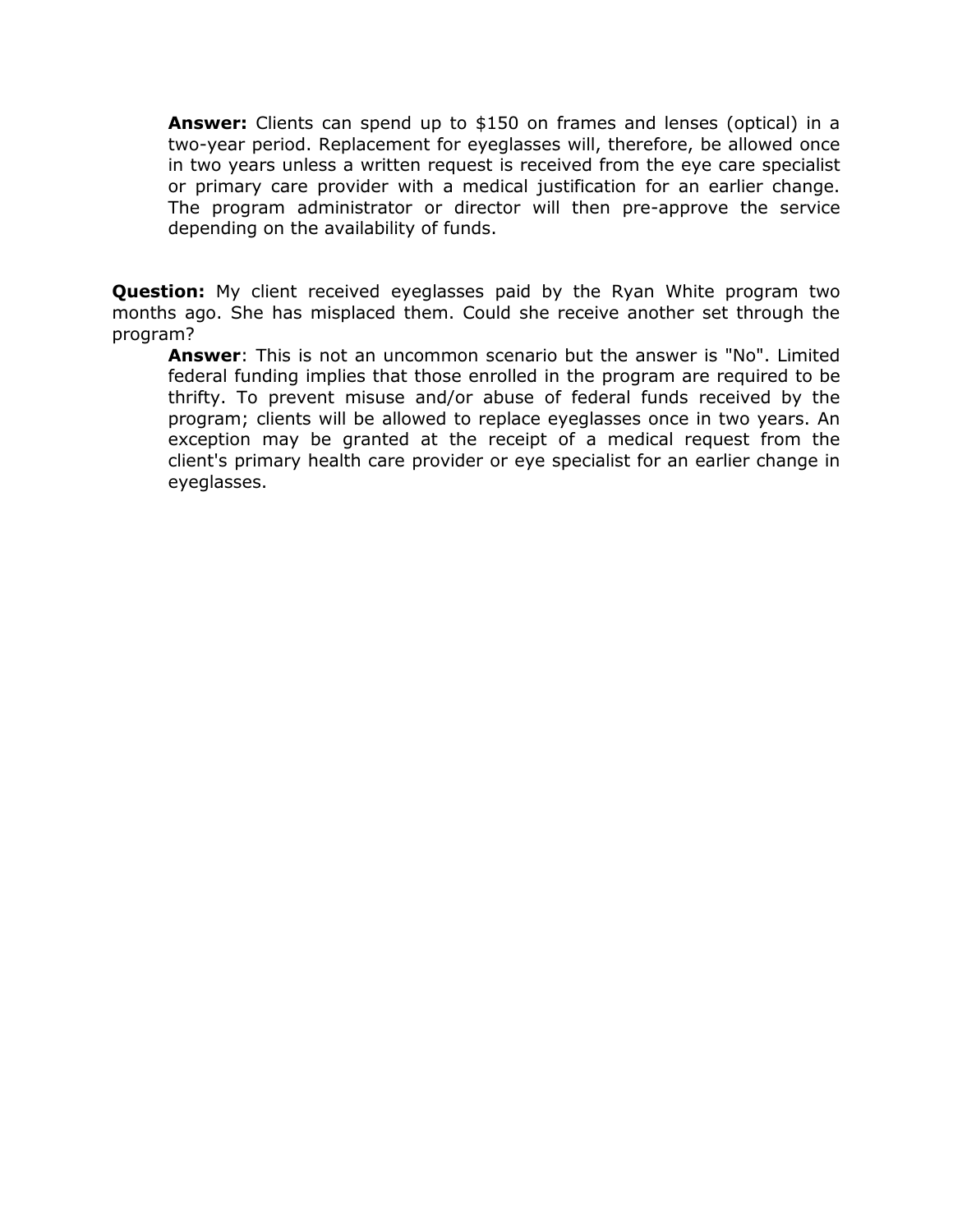**Answer:** Clients can spend up to $150 on frames and lenses (optical) in a two-year period. Replacement for eyeglasses will, therefore, be allowed once in two years unless a written request is received from the eye care specialist or primary care provider with a medical justification for an earlier change. The program administrator or director will then pre-approve the service depending on the availability of funds.

**Question:** My client received eyeglasses paid by the Ryan White program two months ago. She has misplaced them. Could she receive another set through the program?

**Answer**: This is not an uncommon scenario but the answer is "No". Limited federal funding implies that those enrolled in the program are required to be thrifty. To prevent misuse and/or abuse of federal funds received by the program; clients will be allowed to replace eyeglasses once in two years. An exception may be granted at the receipt of a medical request from the client's primary health care provider or eye specialist for an earlier change in eyeglasses.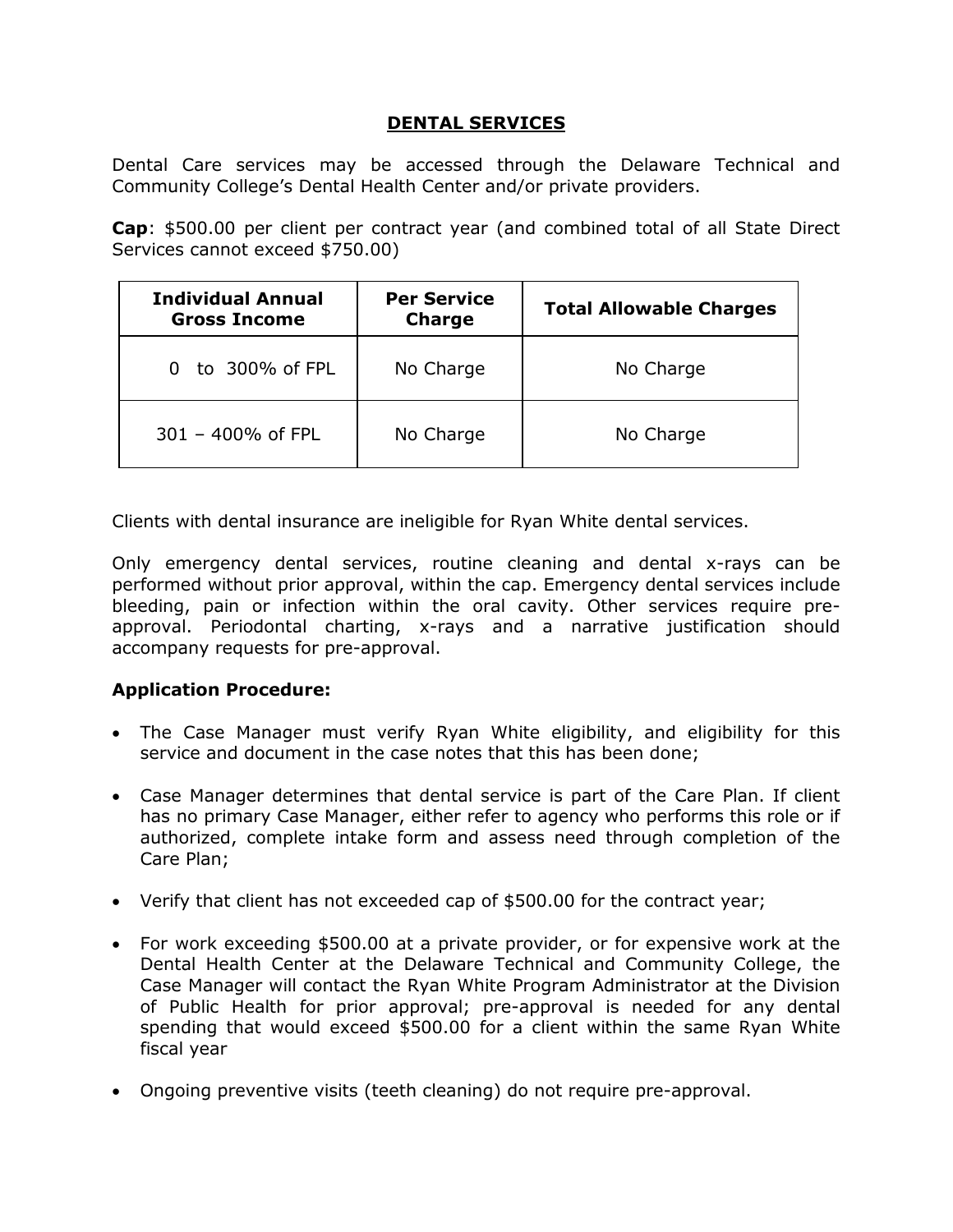## DENTAL SERVICES

Dental Care services may be accessed through the Delaware Technical and Community College's Dental Health Center and/or private providers.

**Cap**: $500.00 per client per contract year (and combined total of all State Direct Services cannot exceed $750.00)

| Individual Annual Gross Income | Per Service Charge | Total Allowable Charges |
|---|---|---|
| 0 to 300% of FPL | No Charge | No Charge |
| 301 – 400% of FPL | No Charge | No Charge |

Clients with dental insurance are ineligible for Ryan White dental services.

Only emergency dental services, routine cleaning and dental x-rays can be performed without prior approval, within the cap. Emergency dental services include bleeding, pain or infection within the oral cavity. Other services require pre-approval. Periodontal charting, x-rays and a narrative justification should accompany requests for pre-approval.

**Application Procedure:**

- The Case Manager must verify Ryan White eligibility, and eligibility for this service and document in the case notes that this has been done;
- Case Manager determines that dental service is part of the Care Plan. If client has no primary Case Manager, either refer to agency who performs this role or if authorized, complete intake form and assess need through completion of the Care Plan;
- Verify that client has not exceeded cap of $500.00 for the contract year;
- For work exceeding $500.00 at a private provider, or for expensive work at the Dental Health Center at the Delaware Technical and Community College, the Case Manager will contact the Ryan White Program Administrator at the Division of Public Health for prior approval; pre-approval is needed for any dental spending that would exceed $500.00 for a client within the same Ryan White fiscal year
- Ongoing preventive visits (teeth cleaning) do not require pre-approval.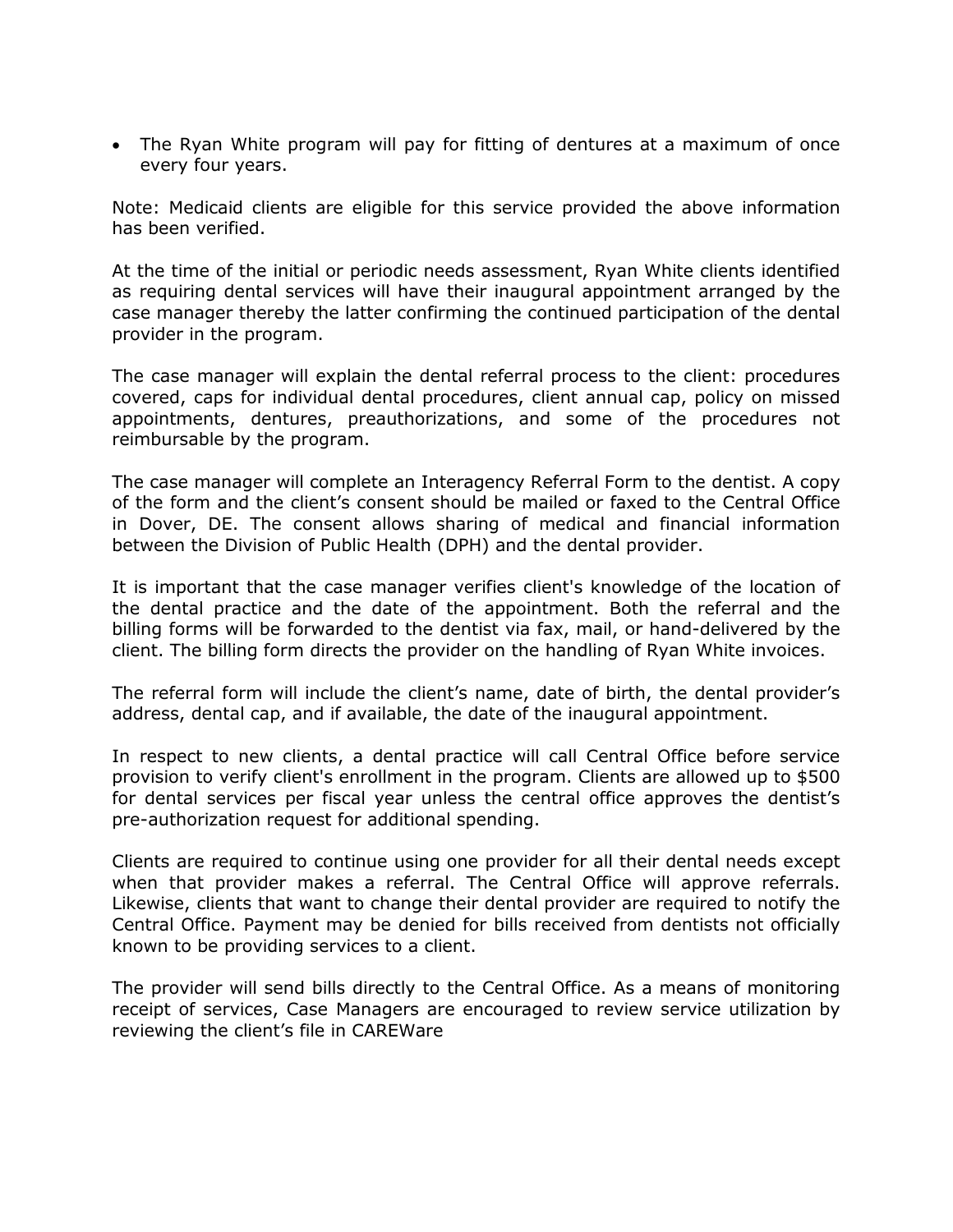- The Ryan White program will pay for fitting of dentures at a maximum of once every four years.

Note: Medicaid clients are eligible for this service provided the above information has been verified.

At the time of the initial or periodic needs assessment, Ryan White clients identified as requiring dental services will have their inaugural appointment arranged by the case manager thereby the latter confirming the continued participation of the dental provider in the program.

The case manager will explain the dental referral process to the client: procedures covered, caps for individual dental procedures, client annual cap, policy on missed appointments, dentures, preauthorizations, and some of the procedures not reimbursable by the program.

The case manager will complete an Interagency Referral Form to the dentist. A copy of the form and the client's consent should be mailed or faxed to the Central Office in Dover, DE. The consent allows sharing of medical and financial information between the Division of Public Health (DPH) and the dental provider.

It is important that the case manager verifies client's knowledge of the location of the dental practice and the date of the appointment. Both the referral and the billing forms will be forwarded to the dentist via fax, mail, or hand-delivered by the client. The billing form directs the provider on the handling of Ryan White invoices.

The referral form will include the client's name, date of birth, the dental provider's address, dental cap, and if available, the date of the inaugural appointment.

In respect to new clients, a dental practice will call Central Office before service provision to verify client's enrollment in the program. Clients are allowed up to $500 for dental services per fiscal year unless the central office approves the dentist's pre-authorization request for additional spending.

Clients are required to continue using one provider for all their dental needs except when that provider makes a referral. The Central Office will approve referrals. Likewise, clients that want to change their dental provider are required to notify the Central Office. Payment may be denied for bills received from dentists not officially known to be providing services to a client.

The provider will send bills directly to the Central Office. As a means of monitoring receipt of services, Case Managers are encouraged to review service utilization by reviewing the client's file in CAREWare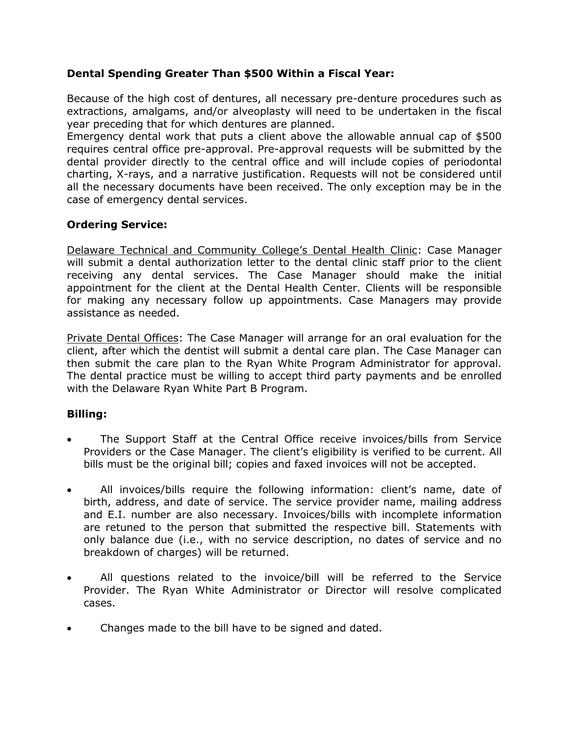**Dental Spending Greater Than $500 Within a Fiscal Year:**

Because of the high cost of dentures, all necessary pre-denture procedures such as extractions, amalgams, and/or alveoplasty will need to be undertaken in the fiscal year preceding that for which dentures are planned.
Emergency dental work that puts a client above the allowable annual cap of $500 requires central office pre-approval. Pre-approval requests will be submitted by the dental provider directly to the central office and will include copies of periodontal charting, X-rays, and a narrative justification. Requests will not be considered until all the necessary documents have been received. The only exception may be in the case of emergency dental services.

**Ordering Service:**

<u>Delaware Technical and Community College's Dental Health Clinic</u>: Case Manager will submit a dental authorization letter to the dental clinic staff prior to the client receiving any dental services. The Case Manager should make the initial appointment for the client at the Dental Health Center. Clients will be responsible for making any necessary follow up appointments. Case Managers may provide assistance as needed.

<u>Private Dental Offices</u>: The Case Manager will arrange for an oral evaluation for the client, after which the dentist will submit a dental care plan. The Case Manager can then submit the care plan to the Ryan White Program Administrator for approval. The dental practice must be willing to accept third party payments and be enrolled with the Delaware Ryan White Part B Program.

**Billing:**

- The Support Staff at the Central Office receive invoices/bills from Service Providers or the Case Manager. The client's eligibility is verified to be current. All bills must be the original bill; copies and faxed invoices will not be accepted.

- All invoices/bills require the following information: client's name, date of birth, address, and date of service. The service provider name, mailing address and E.I. number are also necessary. Invoices/bills with incomplete information are retuned to the person that submitted the respective bill. Statements with only balance due (i.e., with no service description, no dates of service and no breakdown of charges) will be returned.

- All questions related to the invoice/bill will be referred to the Service Provider. The Ryan White Administrator or Director will resolve complicated cases.

- Changes made to the bill have to be signed and dated.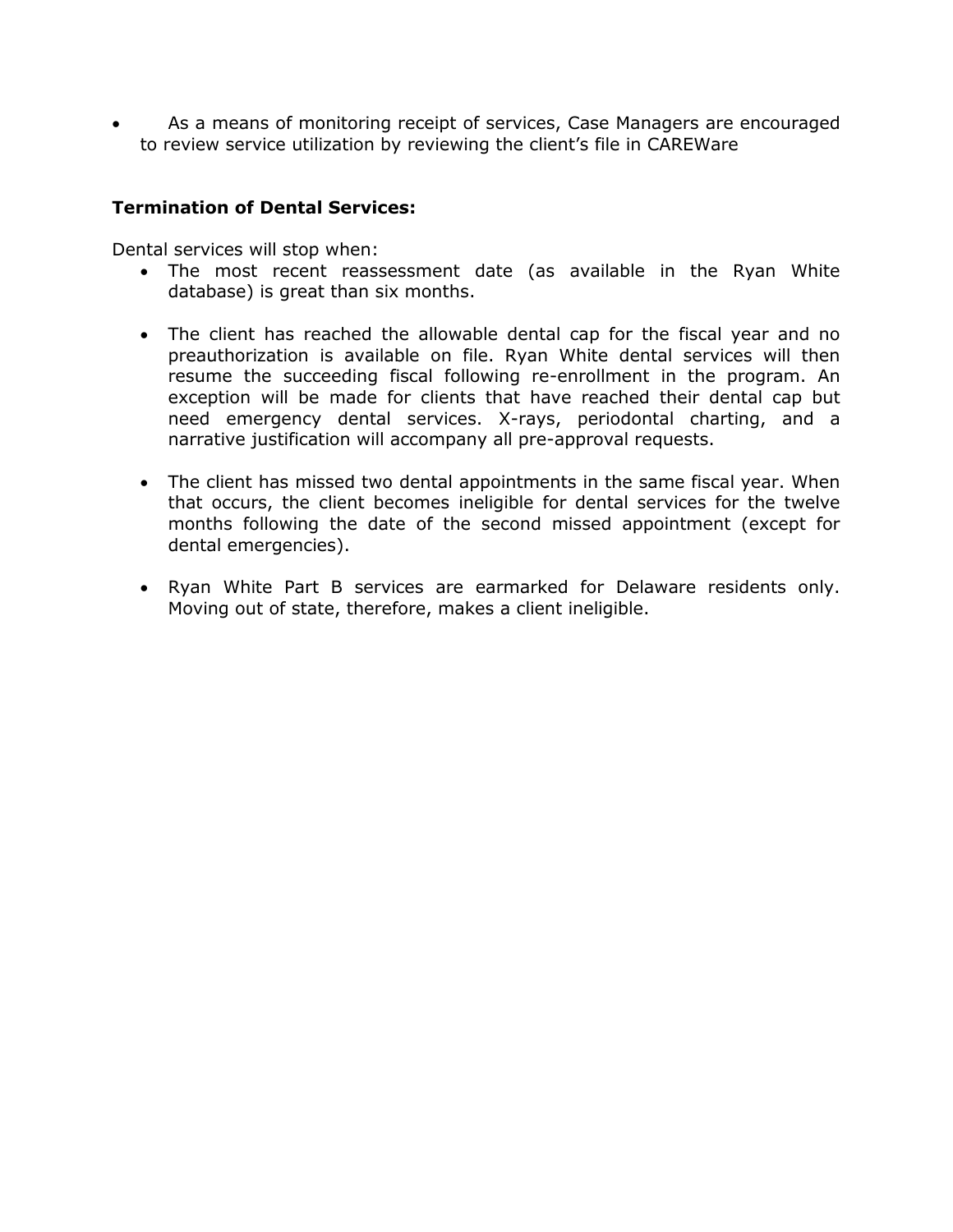- As a means of monitoring receipt of services, Case Managers are encouraged to review service utilization by reviewing the client's file in CAREWare

**Termination of Dental Services:**

Dental services will stop when:

- The most recent reassessment date (as available in the Ryan White database) is great than six months.

- The client has reached the allowable dental cap for the fiscal year and no preauthorization is available on file. Ryan White dental services will then resume the succeeding fiscal following re-enrollment in the program. An exception will be made for clients that have reached their dental cap but need emergency dental services. X-rays, periodontal charting, and a narrative justification will accompany all pre-approval requests.

- The client has missed two dental appointments in the same fiscal year. When that occurs, the client becomes ineligible for dental services for the twelve months following the date of the second missed appointment (except for dental emergencies).

- Ryan White Part B services are earmarked for Delaware residents only. Moving out of state, therefore, makes a client ineligible.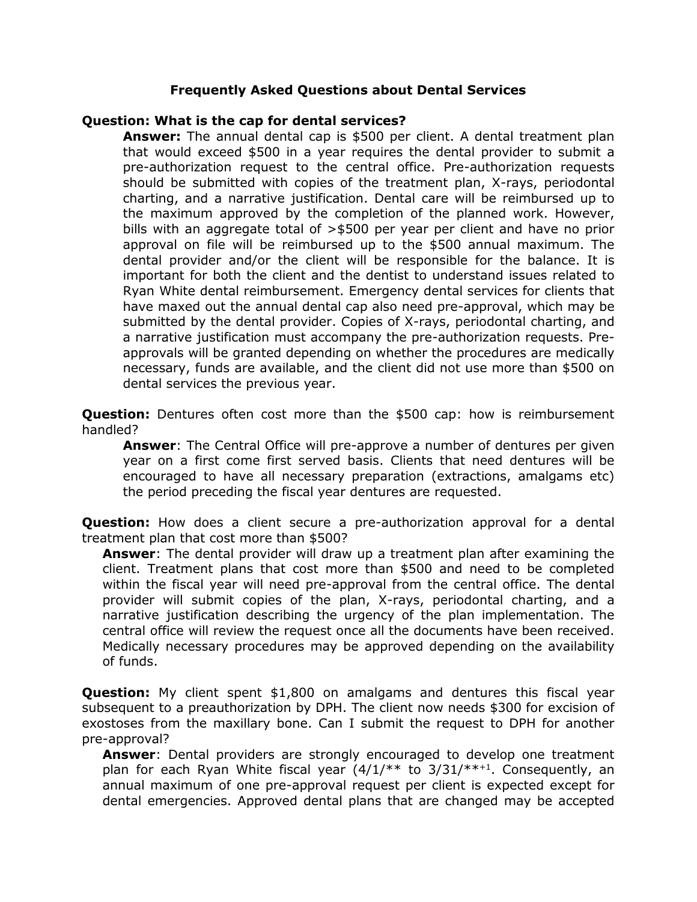## Frequently Asked Questions about Dental Services

**Question: What is the cap for dental services?**

**Answer:** The annual dental cap is $500 per client. A dental treatment plan that would exceed $500 in a year requires the dental provider to submit a pre-authorization request to the central office. Pre-authorization requests should be submitted with copies of the treatment plan, X-rays, periodontal charting, and a narrative justification. Dental care will be reimbursed up to the maximum approved by the completion of the planned work. However, bills with an aggregate total of >$500 per year per client and have no prior approval on file will be reimbursed up to the $500 annual maximum. The dental provider and/or the client will be responsible for the balance. It is important for both the client and the dentist to understand issues related to Ryan White dental reimbursement. Emergency dental services for clients that have maxed out the annual dental cap also need pre-approval, which may be submitted by the dental provider. Copies of X-rays, periodontal charting, and a narrative justification must accompany the pre-authorization requests. Pre-approvals will be granted depending on whether the procedures are medically necessary, funds are available, and the client did not use more than $500 on dental services the previous year.

**Question:** Dentures often cost more than the $500 cap: how is reimbursement handled?

**Answer**: The Central Office will pre-approve a number of dentures per given year on a first come first served basis. Clients that need dentures will be encouraged to have all necessary preparation (extractions, amalgams etc) the period preceding the fiscal year dentures are requested.

**Question:** How does a client secure a pre-authorization approval for a dental treatment plan that cost more than $500?

**Answer**: The dental provider will draw up a treatment plan after examining the client. Treatment plans that cost more than $500 and need to be completed within the fiscal year will need pre-approval from the central office. The dental provider will submit copies of the plan, X-rays, periodontal charting, and a narrative justification describing the urgency of the plan implementation. The central office will review the request once all the documents have been received. Medically necessary procedures may be approved depending on the availability of funds.

**Question:** My client spent $1,800 on amalgams and dentures this fiscal year subsequent to a preauthorization by DPH. The client now needs $300 for excision of exostoses from the maxillary bone. Can I submit the request to DPH for another pre-approval?

**Answer**: Dental providers are strongly encouraged to develop one treatment plan for each Ryan White fiscal year (4/1/** to 3/31/**$^{+1}$. Consequently, an annual maximum of one pre-approval request per client is expected except for dental emergencies. Approved dental plans that are changed may be accepted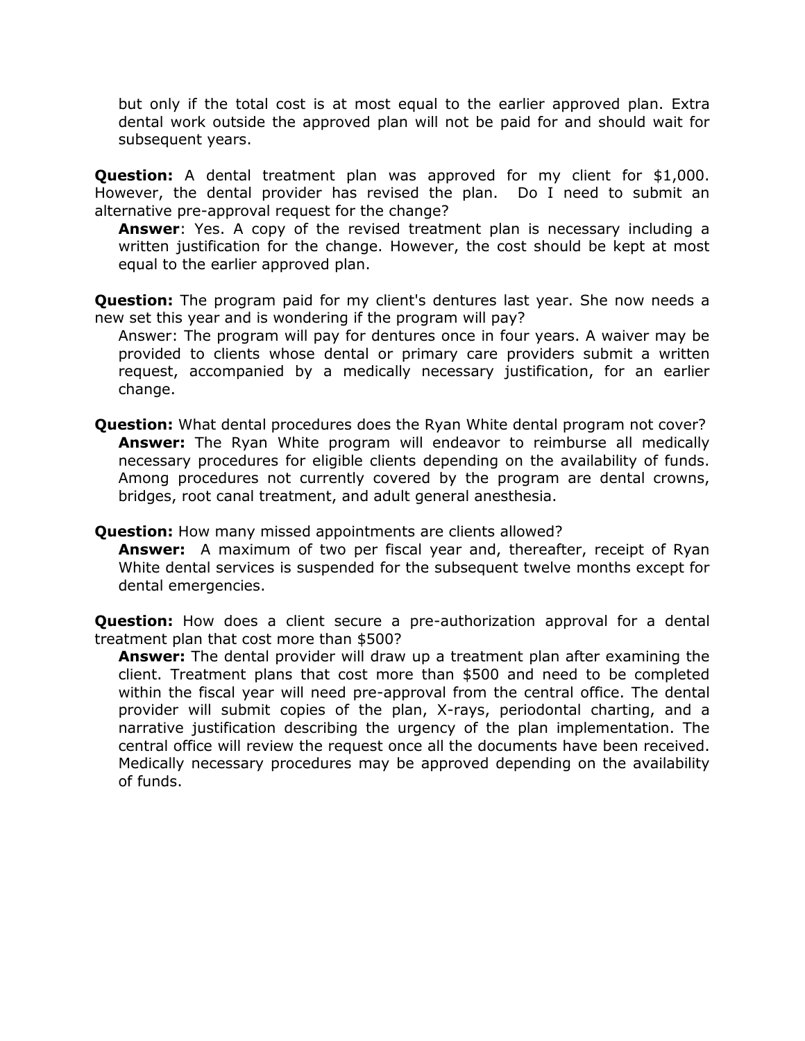but only if the total cost is at most equal to the earlier approved plan. Extra dental work outside the approved plan will not be paid for and should wait for subsequent years.

**Question:** A dental treatment plan was approved for my client for $1,000. However, the dental provider has revised the plan. Do I need to submit an alternative pre-approval request for the change?

**Answer**: Yes. A copy of the revised treatment plan is necessary including a written justification for the change. However, the cost should be kept at most equal to the earlier approved plan.

**Question:** The program paid for my client's dentures last year. She now needs a new set this year and is wondering if the program will pay?

Answer: The program will pay for dentures once in four years. A waiver may be provided to clients whose dental or primary care providers submit a written request, accompanied by a medically necessary justification, for an earlier change.

**Question:** What dental procedures does the Ryan White dental program not cover?

**Answer:** The Ryan White program will endeavor to reimburse all medically necessary procedures for eligible clients depending on the availability of funds. Among procedures not currently covered by the program are dental crowns, bridges, root canal treatment, and adult general anesthesia.

**Question:** How many missed appointments are clients allowed?

**Answer:** A maximum of two per fiscal year and, thereafter, receipt of Ryan White dental services is suspended for the subsequent twelve months except for dental emergencies.

**Question:** How does a client secure a pre-authorization approval for a dental treatment plan that cost more than $500?

**Answer:** The dental provider will draw up a treatment plan after examining the client. Treatment plans that cost more than $500 and need to be completed within the fiscal year will need pre-approval from the central office. The dental provider will submit copies of the plan, X-rays, periodontal charting, and a narrative justification describing the urgency of the plan implementation. The central office will review the request once all the documents have been received. Medically necessary procedures may be approved depending on the availability of funds.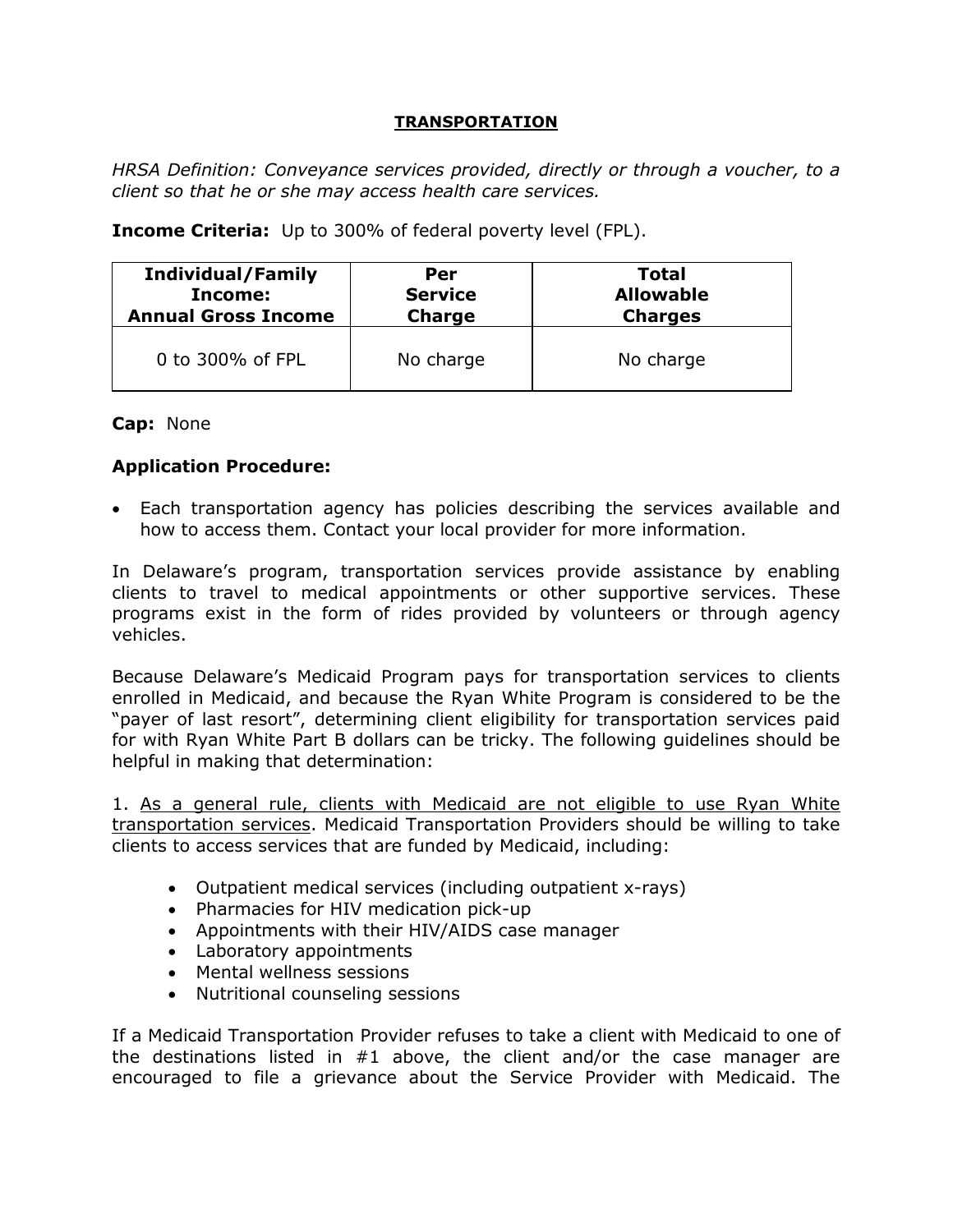# TRANSPORTATION

*HRSA Definition: Conveyance services provided, directly or through a voucher, to a client so that he or she may access health care services.*

**Income Criteria:** Up to 300% of federal poverty level (FPL).

| Individual/Family Income: Annual Gross Income | Per Service Charge | Total Allowable Charges |
|---|---|---|
| 0 to 300% of FPL | No charge | No charge |

**Cap:** None

**Application Procedure:**

- Each transportation agency has policies describing the services available and how to access them. Contact your local provider for more information.

In Delaware's program, transportation services provide assistance by enabling clients to travel to medical appointments or other supportive services. These programs exist in the form of rides provided by volunteers or through agency vehicles.

Because Delaware's Medicaid Program pays for transportation services to clients enrolled in Medicaid, and because the Ryan White Program is considered to be the "payer of last resort", determining client eligibility for transportation services paid for with Ryan White Part B dollars can be tricky. The following guidelines should be helpful in making that determination:

1. <u>As a general rule, clients with Medicaid are not eligible to use Ryan White transportation services</u>. Medicaid Transportation Providers should be willing to take clients to access services that are funded by Medicaid, including:

   - Outpatient medical services (including outpatient x-rays)
   - Pharmacies for HIV medication pick-up
   - Appointments with their HIV/AIDS case manager
   - Laboratory appointments
   - Mental wellness sessions
   - Nutritional counseling sessions

If a Medicaid Transportation Provider refuses to take a client with Medicaid to one of the destinations listed in #1 above, the client and/or the case manager are encouraged to file a grievance about the Service Provider with Medicaid. The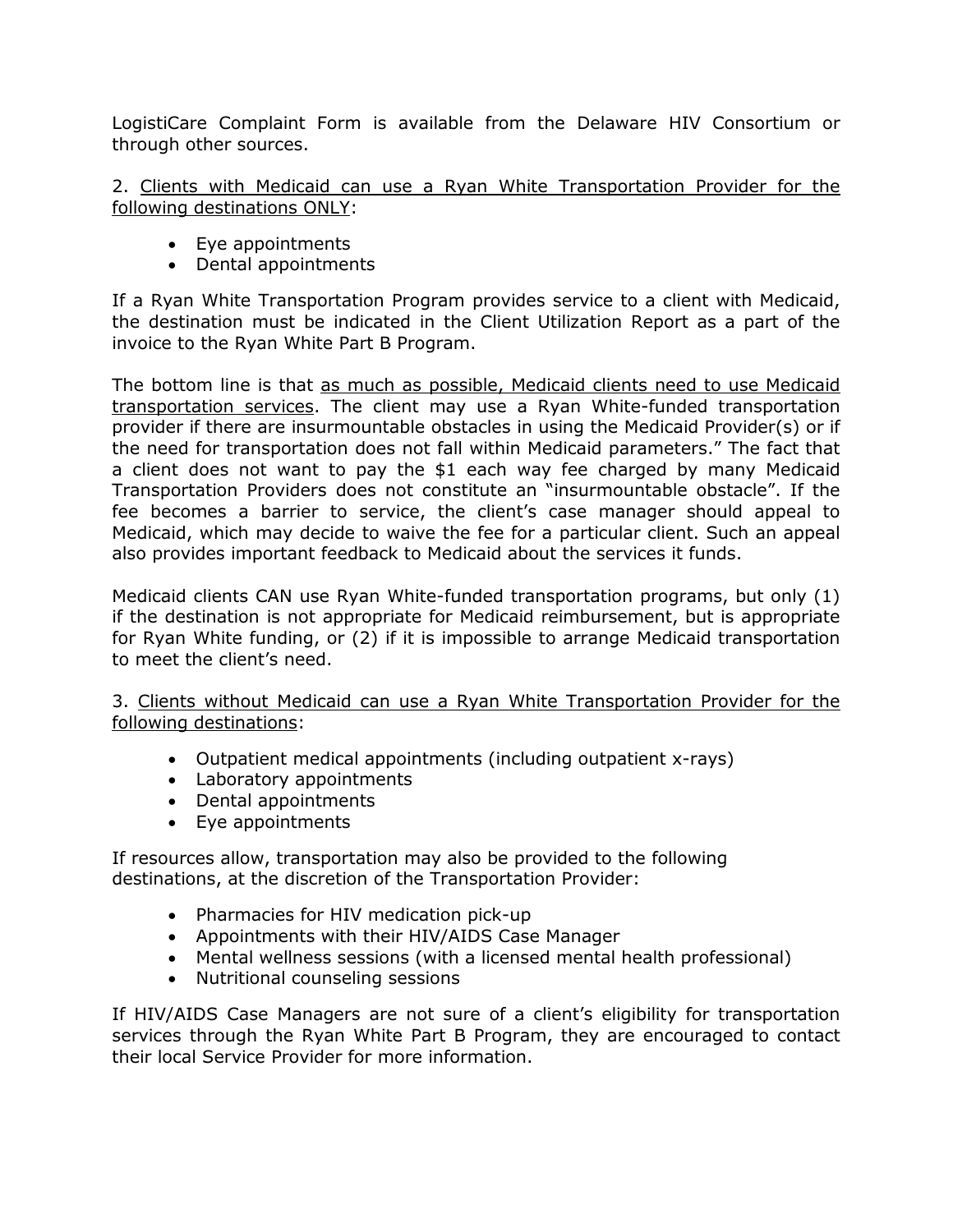LogistiCare Complaint Form is available from the Delaware HIV Consortium or through other sources.

2. <u>Clients with Medicaid can use a Ryan White Transportation Provider for the following destinations ONLY</u>:

- Eye appointments
- Dental appointments

If a Ryan White Transportation Program provides service to a client with Medicaid, the destination must be indicated in the Client Utilization Report as a part of the invoice to the Ryan White Part B Program.

The bottom line is that <u>as much as possible, Medicaid clients need to use Medicaid transportation services</u>. The client may use a Ryan White-funded transportation provider if there are insurmountable obstacles in using the Medicaid Provider(s) or if the need for transportation does not fall within Medicaid parameters." The fact that a client does not want to pay the $1 each way fee charged by many Medicaid Transportation Providers does not constitute an "insurmountable obstacle". If the fee becomes a barrier to service, the client's case manager should appeal to Medicaid, which may decide to waive the fee for a particular client. Such an appeal also provides important feedback to Medicaid about the services it funds.

Medicaid clients CAN use Ryan White-funded transportation programs, but only (1) if the destination is not appropriate for Medicaid reimbursement, but is appropriate for Ryan White funding, or (2) if it is impossible to arrange Medicaid transportation to meet the client's need.

3. <u>Clients without Medicaid can use a Ryan White Transportation Provider for the following destinations</u>:

- Outpatient medical appointments (including outpatient x-rays)
- Laboratory appointments
- Dental appointments
- Eye appointments

If resources allow, transportation may also be provided to the following destinations, at the discretion of the Transportation Provider:

- Pharmacies for HIV medication pick-up
- Appointments with their HIV/AIDS Case Manager
- Mental wellness sessions (with a licensed mental health professional)
- Nutritional counseling sessions

If HIV/AIDS Case Managers are not sure of a client's eligibility for transportation services through the Ryan White Part B Program, they are encouraged to contact their local Service Provider for more information.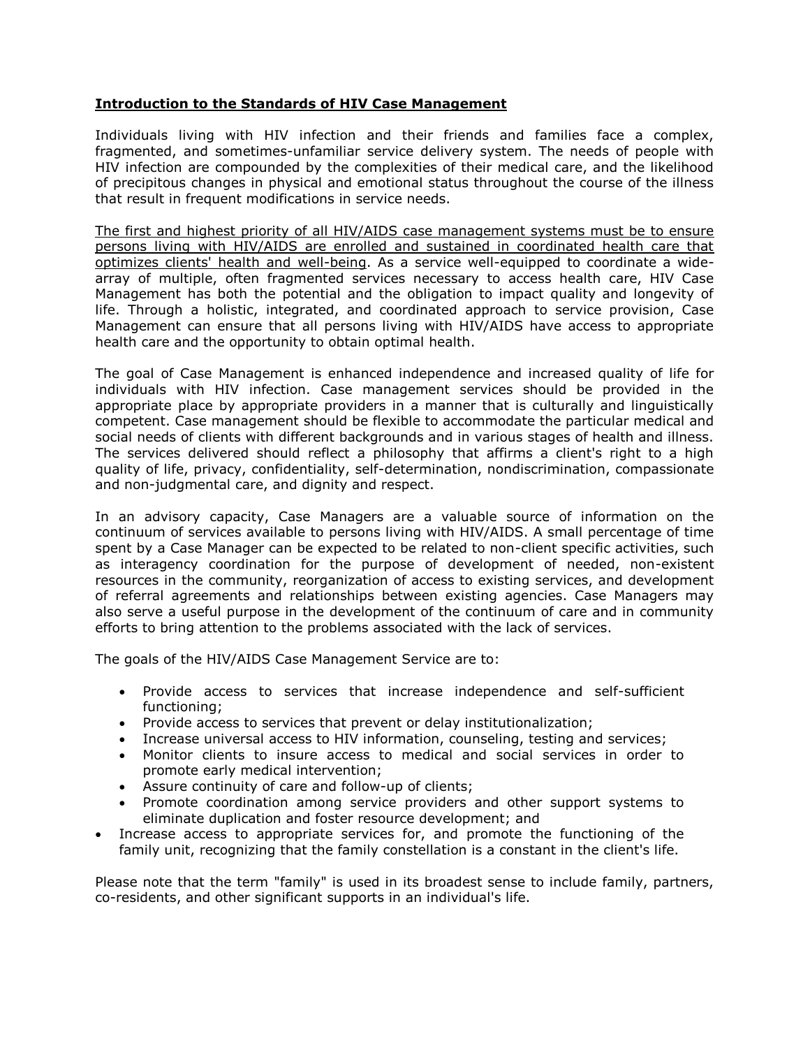## Introduction to the Standards of HIV Case Management

Individuals living with HIV infection and their friends and families face a complex, fragmented, and sometimes-unfamiliar service delivery system. The needs of people with HIV infection are compounded by the complexities of their medical care, and the likelihood of precipitous changes in physical and emotional status throughout the course of the illness that result in frequent modifications in service needs.

<u>The first and highest priority of all HIV/AIDS case management systems must be to ensure persons living with HIV/AIDS are enrolled and sustained in coordinated health care that optimizes clients' health and well-being</u>. As a service well-equipped to coordinate a wide-array of multiple, often fragmented services necessary to access health care, HIV Case Management has both the potential and the obligation to impact quality and longevity of life. Through a holistic, integrated, and coordinated approach to service provision, Case Management can ensure that all persons living with HIV/AIDS have access to appropriate health care and the opportunity to obtain optimal health.

The goal of Case Management is enhanced independence and increased quality of life for individuals with HIV infection. Case management services should be provided in the appropriate place by appropriate providers in a manner that is culturally and linguistically competent. Case management should be flexible to accommodate the particular medical and social needs of clients with different backgrounds and in various stages of health and illness. The services delivered should reflect a philosophy that affirms a client's right to a high quality of life, privacy, confidentiality, self-determination, nondiscrimination, compassionate and non-judgmental care, and dignity and respect.

In an advisory capacity, Case Managers are a valuable source of information on the continuum of services available to persons living with HIV/AIDS. A small percentage of time spent by a Case Manager can be expected to be related to non-client specific activities, such as interagency coordination for the purpose of development of needed, non-existent resources in the community, reorganization of access to existing services, and development of referral agreements and relationships between existing agencies. Case Managers may also serve a useful purpose in the development of the continuum of care and in community efforts to bring attention to the problems associated with the lack of services.

The goals of the HIV/AIDS Case Management Service are to:

- Provide access to services that increase independence and self-sufficient functioning;
- Provide access to services that prevent or delay institutionalization;
- Increase universal access to HIV information, counseling, testing and services;
- Monitor clients to insure access to medical and social services in order to promote early medical intervention;
- Assure continuity of care and follow-up of clients;
- Promote coordination among service providers and other support systems to eliminate duplication and foster resource development; and
- Increase access to appropriate services for, and promote the functioning of the family unit, recognizing that the family constellation is a constant in the client's life.

Please note that the term "family" is used in its broadest sense to include family, partners, co-residents, and other significant supports in an individual's life.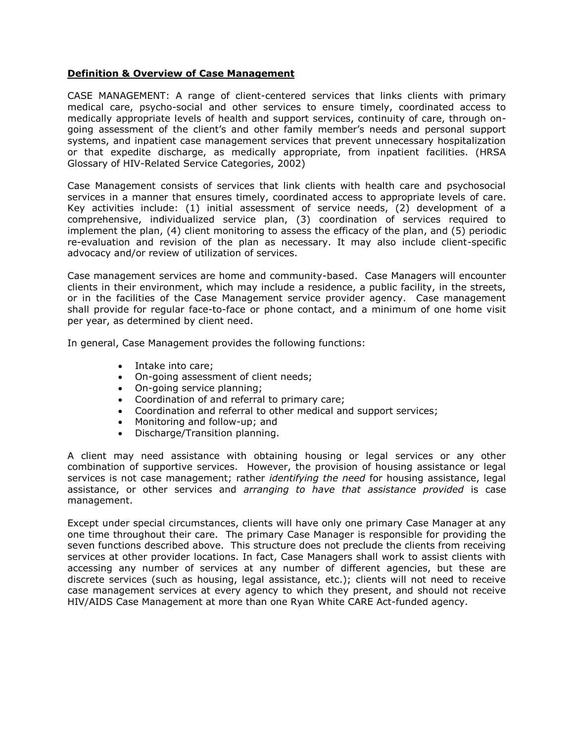## **Definition & Overview of Case Management**

CASE MANAGEMENT: A range of client-centered services that links clients with primary medical care, psycho-social and other services to ensure timely, coordinated access to medically appropriate levels of health and support services, continuity of care, through on-going assessment of the client's and other family member's needs and personal support systems, and inpatient case management services that prevent unnecessary hospitalization or that expedite discharge, as medically appropriate, from inpatient facilities. (HRSA Glossary of HIV-Related Service Categories, 2002)

Case Management consists of services that link clients with health care and psychosocial services in a manner that ensures timely, coordinated access to appropriate levels of care. Key activities include: (1) initial assessment of service needs, (2) development of a comprehensive, individualized service plan, (3) coordination of services required to implement the plan, (4) client monitoring to assess the efficacy of the plan, and (5) periodic re-evaluation and revision of the plan as necessary. It may also include client-specific advocacy and/or review of utilization of services.

Case management services are home and community-based. Case Managers will encounter clients in their environment, which may include a residence, a public facility, in the streets, or in the facilities of the Case Management service provider agency. Case management shall provide for regular face-to-face or phone contact, and a minimum of one home visit per year, as determined by client need.

In general, Case Management provides the following functions:

- Intake into care;
- On-going assessment of client needs;
- On-going service planning;
- Coordination of and referral to primary care;
- Coordination and referral to other medical and support services;
- Monitoring and follow-up; and
- Discharge/Transition planning.

A client may need assistance with obtaining housing or legal services or any other combination of supportive services. However, the provision of housing assistance or legal services is not case management; rather *identifying the need* for housing assistance, legal assistance, or other services and *arranging to have that assistance provided* is case management.

Except under special circumstances, clients will have only one primary Case Manager at any one time throughout their care. The primary Case Manager is responsible for providing the seven functions described above. This structure does not preclude the clients from receiving services at other provider locations. In fact, Case Managers shall work to assist clients with accessing any number of services at any number of different agencies, but these are discrete services (such as housing, legal assistance, etc.); clients will not need to receive case management services at every agency to which they present, and should not receive HIV/AIDS Case Management at more than one Ryan White CARE Act-funded agency.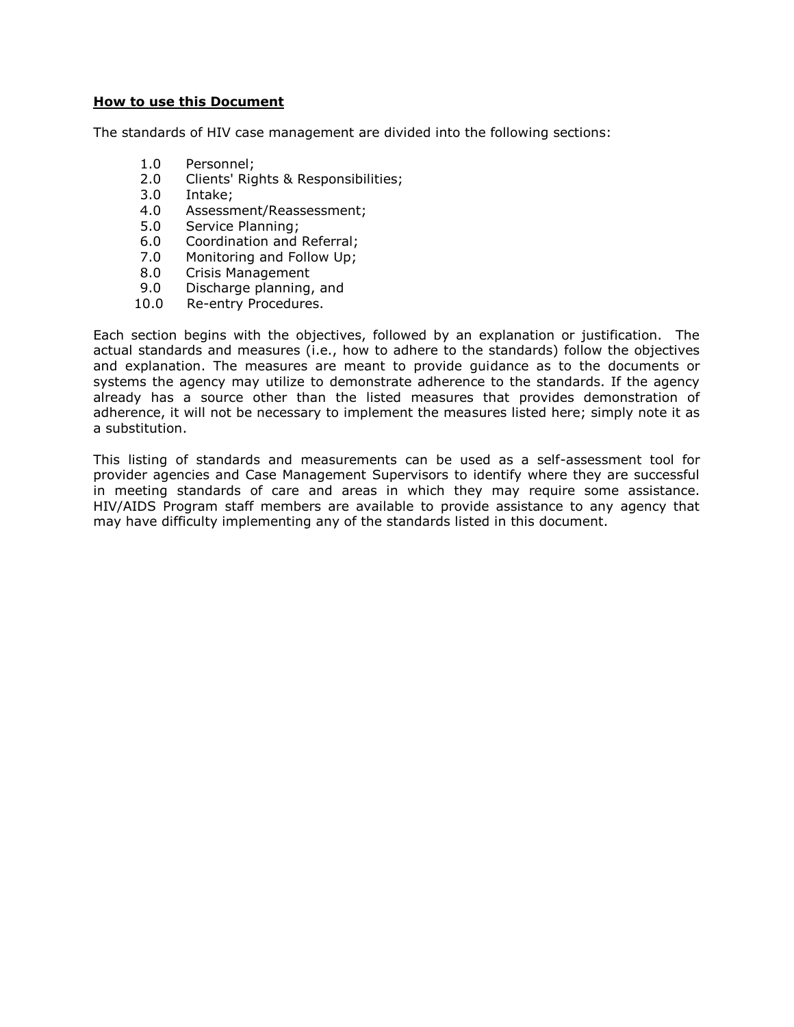## How to use this Document

The standards of HIV case management are divided into the following sections:

1.0 Personnel;
2.0 Clients' Rights & Responsibilities;
3.0 Intake;
4.0 Assessment/Reassessment;
5.0 Service Planning;
6.0 Coordination and Referral;
7.0 Monitoring and Follow Up;
8.0 Crisis Management
9.0 Discharge planning, and
10.0 Re-entry Procedures.

Each section begins with the objectives, followed by an explanation or justification. The actual standards and measures (i.e., how to adhere to the standards) follow the objectives and explanation. The measures are meant to provide guidance as to the documents or systems the agency may utilize to demonstrate adherence to the standards. If the agency already has a source other than the listed measures that provides demonstration of adherence, it will not be necessary to implement the measures listed here; simply note it as a substitution.

This listing of standards and measurements can be used as a self-assessment tool for provider agencies and Case Management Supervisors to identify where they are successful in meeting standards of care and areas in which they may require some assistance. HIV/AIDS Program staff members are available to provide assistance to any agency that may have difficulty implementing any of the standards listed in this document.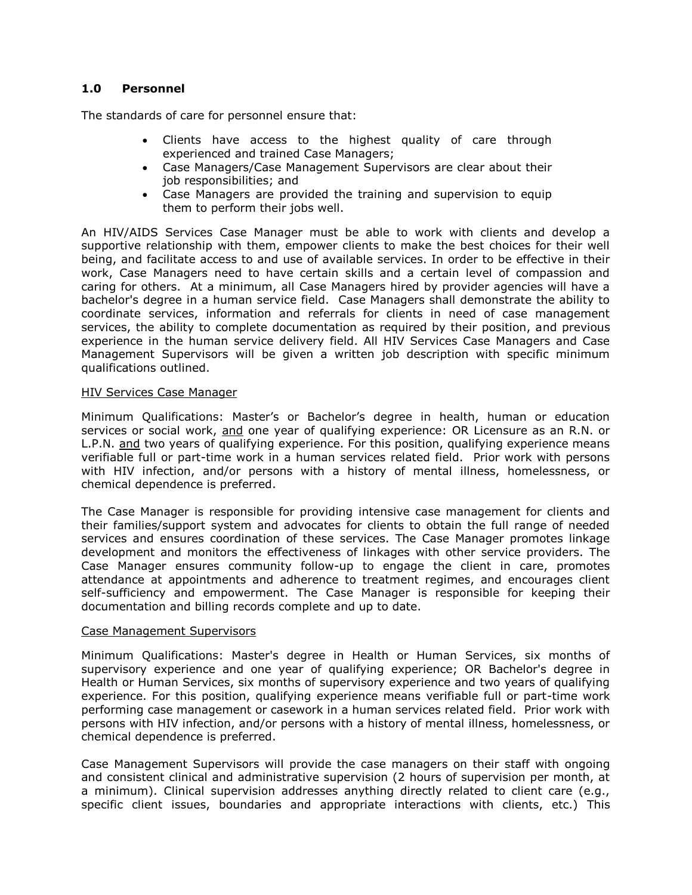## 1.0 Personnel

The standards of care for personnel ensure that:

- Clients have access to the highest quality of care through experienced and trained Case Managers;
- Case Managers/Case Management Supervisors are clear about their job responsibilities; and
- Case Managers are provided the training and supervision to equip them to perform their jobs well.

An HIV/AIDS Services Case Manager must be able to work with clients and develop a supportive relationship with them, empower clients to make the best choices for their well being, and facilitate access to and use of available services. In order to be effective in their work, Case Managers need to have certain skills and a certain level of compassion and caring for others. At a minimum, all Case Managers hired by provider agencies will have a bachelor's degree in a human service field. Case Managers shall demonstrate the ability to coordinate services, information and referrals for clients in need of case management services, the ability to complete documentation as required by their position, and previous experience in the human service delivery field. All HIV Services Case Managers and Case Management Supervisors will be given a written job description with specific minimum qualifications outlined.

<u>HIV Services Case Manager</u>

Minimum Qualifications: Master's or Bachelor's degree in health, human or education services or social work, <u>and</u> one year of qualifying experience: OR Licensure as an R.N. or L.P.N. <u>and</u> two years of qualifying experience. For this position, qualifying experience means verifiable full or part-time work in a human services related field. Prior work with persons with HIV infection, and/or persons with a history of mental illness, homelessness, or chemical dependence is preferred.

The Case Manager is responsible for providing intensive case management for clients and their families/support system and advocates for clients to obtain the full range of needed services and ensures coordination of these services. The Case Manager promotes linkage development and monitors the effectiveness of linkages with other service providers. The Case Manager ensures community follow-up to engage the client in care, promotes attendance at appointments and adherence to treatment regimes, and encourages client self-sufficiency and empowerment. The Case Manager is responsible for keeping their documentation and billing records complete and up to date.

<u>Case Management Supervisors</u>

Minimum Qualifications: Master's degree in Health or Human Services, six months of supervisory experience and one year of qualifying experience; OR Bachelor's degree in Health or Human Services, six months of supervisory experience and two years of qualifying experience. For this position, qualifying experience means verifiable full or part-time work performing case management or casework in a human services related field. Prior work with persons with HIV infection, and/or persons with a history of mental illness, homelessness, or chemical dependence is preferred.

Case Management Supervisors will provide the case managers on their staff with ongoing and consistent clinical and administrative supervision (2 hours of supervision per month, at a minimum). Clinical supervision addresses anything directly related to client care (e.g., specific client issues, boundaries and appropriate interactions with clients, etc.) This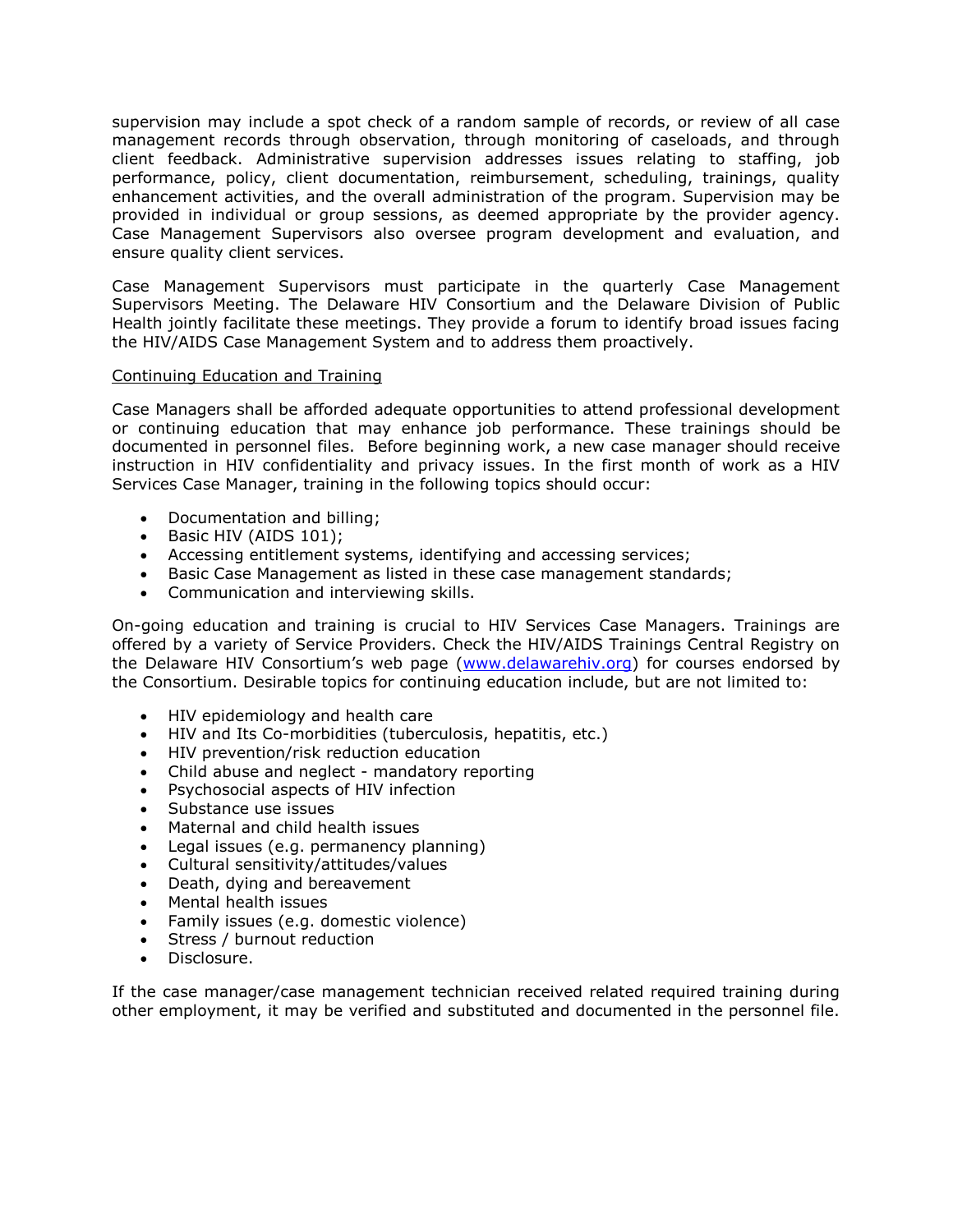supervision may include a spot check of a random sample of records, or review of all case management records through observation, through monitoring of caseloads, and through client feedback. Administrative supervision addresses issues relating to staffing, job performance, policy, client documentation, reimbursement, scheduling, trainings, quality enhancement activities, and the overall administration of the program. Supervision may be provided in individual or group sessions, as deemed appropriate by the provider agency. Case Management Supervisors also oversee program development and evaluation, and ensure quality client services.

Case Management Supervisors must participate in the quarterly Case Management Supervisors Meeting. The Delaware HIV Consortium and the Delaware Division of Public Health jointly facilitate these meetings. They provide a forum to identify broad issues facing the HIV/AIDS Case Management System and to address them proactively.

<u>Continuing Education and Training</u>

Case Managers shall be afforded adequate opportunities to attend professional development or continuing education that may enhance job performance. These trainings should be documented in personnel files. Before beginning work, a new case manager should receive instruction in HIV confidentiality and privacy issues. In the first month of work as a HIV Services Case Manager, training in the following topics should occur:

- Documentation and billing;
- Basic HIV (AIDS 101);
- Accessing entitlement systems, identifying and accessing services;
- Basic Case Management as listed in these case management standards;
- Communication and interviewing skills.

On-going education and training is crucial to HIV Services Case Managers. Trainings are offered by a variety of Service Providers. Check the HIV/AIDS Trainings Central Registry on the Delaware HIV Consortium's web page ([www.delawarehiv.org](http://www.delawarehiv.org)) for courses endorsed by the Consortium. Desirable topics for continuing education include, but are not limited to:

- HIV epidemiology and health care
- HIV and Its Co-morbidities (tuberculosis, hepatitis, etc.)
- HIV prevention/risk reduction education
- Child abuse and neglect - mandatory reporting
- Psychosocial aspects of HIV infection
- Substance use issues
- Maternal and child health issues
- Legal issues (e.g. permanency planning)
- Cultural sensitivity/attitudes/values
- Death, dying and bereavement
- Mental health issues
- Family issues (e.g. domestic violence)
- Stress / burnout reduction
- Disclosure.

If the case manager/case management technician received related required training during other employment, it may be verified and substituted and documented in the personnel file.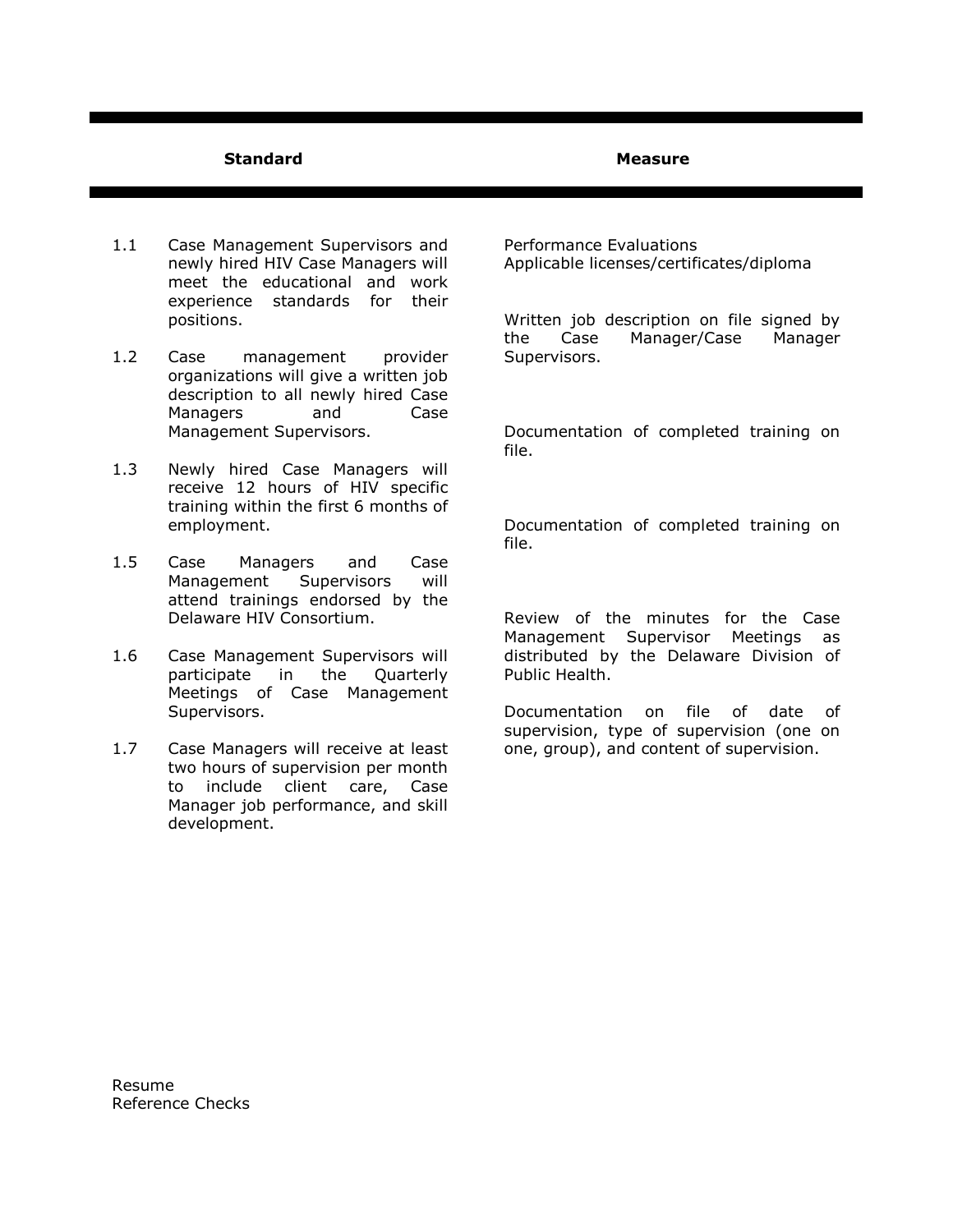| Standard | | Measure |
|---|---|---|
| 1.1 | Case Management Supervisors and newly hired HIV Case Managers will meet the educational and work experience standards for their positions. | Performance Evaluations<br>Applicable licenses/certificates/diploma<br>Resume<br>Reference Checks |
| 1.2 | Case management provider organizations will give a written job description to all newly hired Case Managers and Case Management Supervisors. | Written job description on file signed by the Case Manager/Case Manager Supervisors. |
| 1.3 | Newly hired Case Managers will receive 12 hours of HIV specific training within the first 6 months of employment. | Documentation of completed training on file. |
| 1.5 | Case Managers and Case Management Supervisors will attend trainings endorsed by the Delaware HIV Consortium. | Documentation of completed training on file. |
| 1.6 | Case Management Supervisors will participate in the Quarterly Meetings of Case Management Supervisors. | Review of the minutes for the Case Management Supervisor Meetings as distributed by the Delaware Division of Public Health. |
| 1.7 | Case Managers will receive at least two hours of supervision per month to include client care, Case Manager job performance, and skill development. | Documentation on file of date of supervision, type of supervision (one on one, group), and content of supervision. |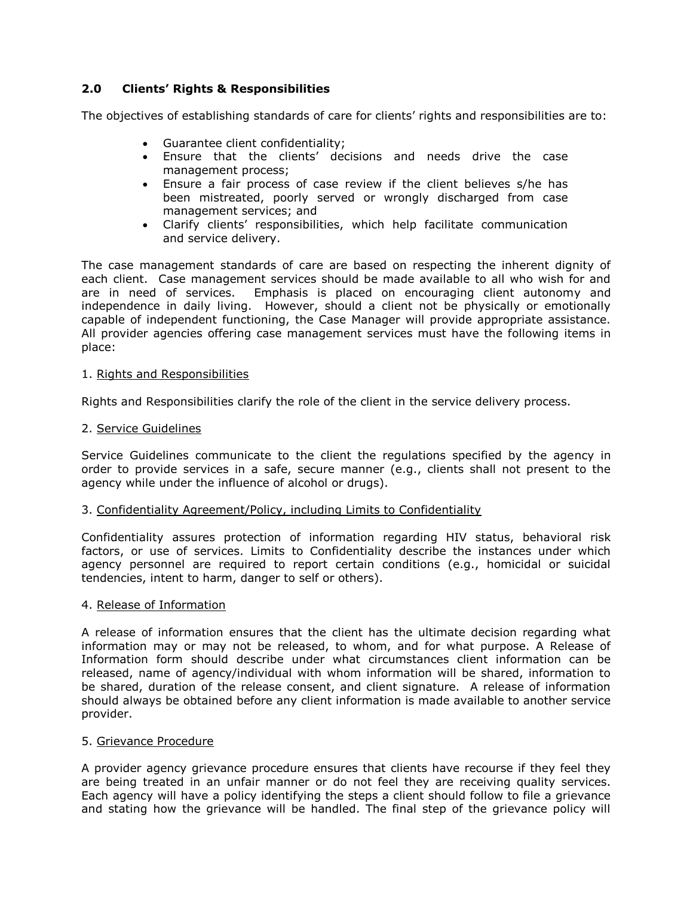## 2.0 Clients' Rights & Responsibilities

The objectives of establishing standards of care for clients' rights and responsibilities are to:

- Guarantee client confidentiality;
- Ensure that the clients' decisions and needs drive the case management process;
- Ensure a fair process of case review if the client believes s/he has been mistreated, poorly served or wrongly discharged from case management services; and
- Clarify clients' responsibilities, which help facilitate communication and service delivery.

The case management standards of care are based on respecting the inherent dignity of each client. Case management services should be made available to all who wish for and are in need of services. Emphasis is placed on encouraging client autonomy and independence in daily living. However, should a client not be physically or emotionally capable of independent functioning, the Case Manager will provide appropriate assistance. All provider agencies offering case management services must have the following items in place:

1. <u>Rights and Responsibilities</u>

Rights and Responsibilities clarify the role of the client in the service delivery process.

2. <u>Service Guidelines</u>

Service Guidelines communicate to the client the regulations specified by the agency in order to provide services in a safe, secure manner (e.g., clients shall not present to the agency while under the influence of alcohol or drugs).

3. <u>Confidentiality Agreement/Policy, including Limits to Confidentiality</u>

Confidentiality assures protection of information regarding HIV status, behavioral risk factors, or use of services. Limits to Confidentiality describe the instances under which agency personnel are required to report certain conditions (e.g., homicidal or suicidal tendencies, intent to harm, danger to self or others).

4. <u>Release of Information</u>

A release of information ensures that the client has the ultimate decision regarding what information may or may not be released, to whom, and for what purpose. A Release of Information form should describe under what circumstances client information can be released, name of agency/individual with whom information will be shared, information to be shared, duration of the release consent, and client signature. A release of information should always be obtained before any client information is made available to another service provider.

5. <u>Grievance Procedure</u>

A provider agency grievance procedure ensures that clients have recourse if they feel they are being treated in an unfair manner or do not feel they are receiving quality services. Each agency will have a policy identifying the steps a client should follow to file a grievance and stating how the grievance will be handled. The final step of the grievance policy will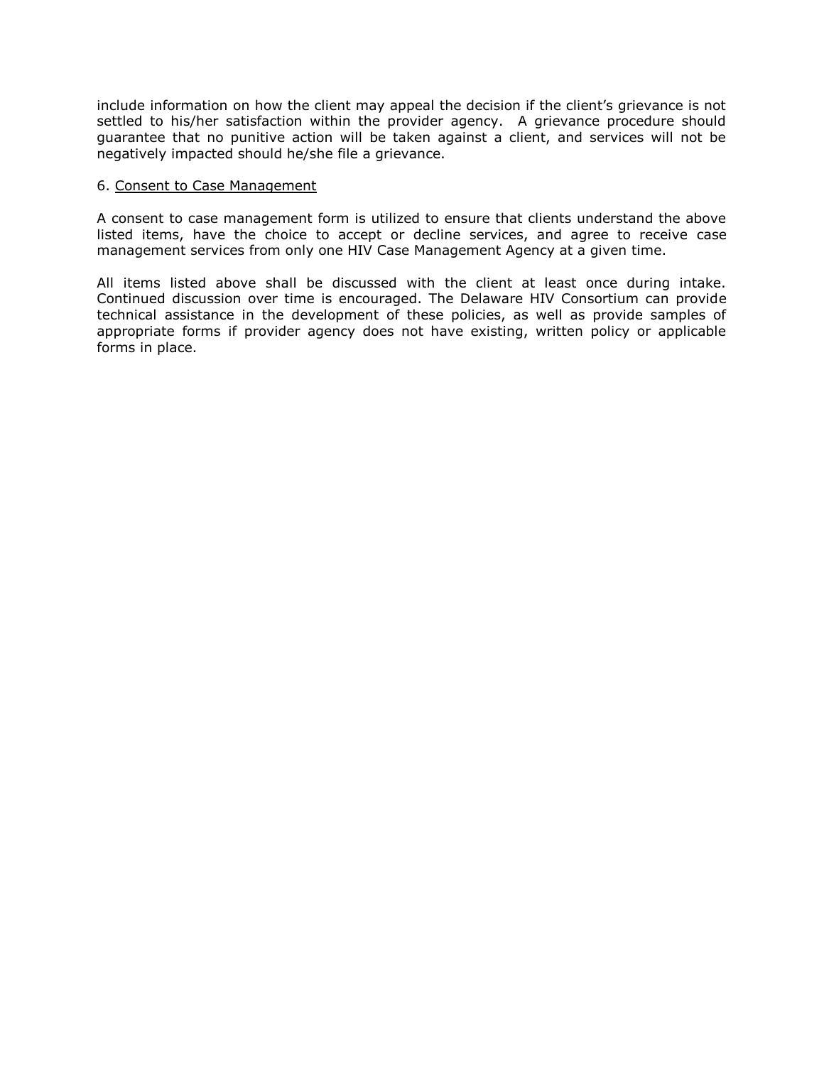include information on how the client may appeal the decision if the client's grievance is not settled to his/her satisfaction within the provider agency. A grievance procedure should guarantee that no punitive action will be taken against a client, and services will not be negatively impacted should he/she file a grievance.

6. <u>Consent to Case Management</u>

A consent to case management form is utilized to ensure that clients understand the above listed items, have the choice to accept or decline services, and agree to receive case management services from only one HIV Case Management Agency at a given time.

All items listed above shall be discussed with the client at least once during intake. Continued discussion over time is encouraged. The Delaware HIV Consortium can provide technical assistance in the development of these policies, as well as provide samples of appropriate forms if provider agency does not have existing, written policy or applicable forms in place.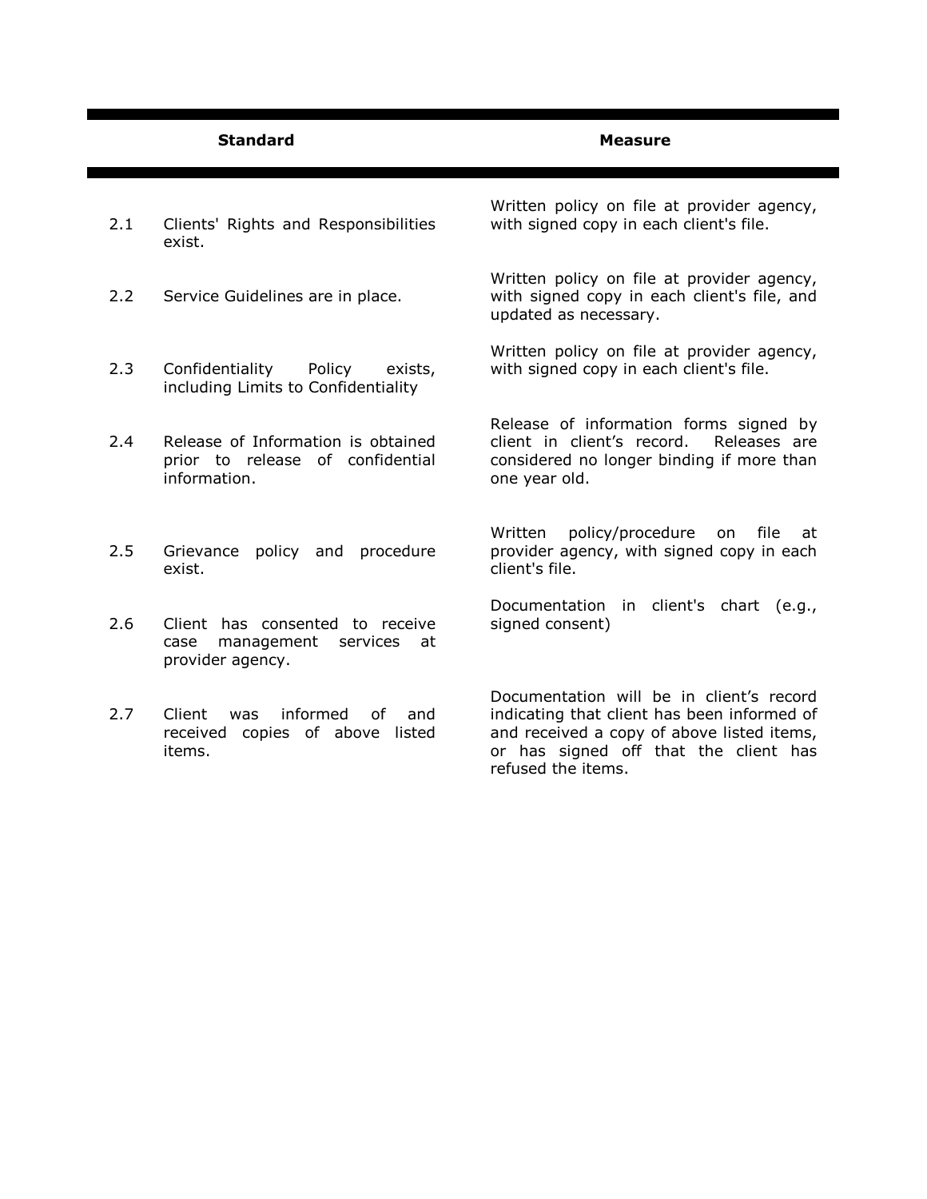| | Standard | Measure |
|---|---|---|
| 2.1 | Clients' Rights and Responsibilities exist. | Written policy on file at provider agency, with signed copy in each client's file. |
| 2.2 | Service Guidelines are in place. | Written policy on file at provider agency, with signed copy in each client's file, and updated as necessary. |
| 2.3 | Confidentiality Policy exists, including Limits to Confidentiality | Written policy on file at provider agency, with signed copy in each client's file. |
| 2.4 | Release of Information is obtained prior to release of confidential information. | Release of information forms signed by client in client's record. Releases are considered no longer binding if more than one year old. |
| 2.5 | Grievance policy and procedure exist. | Written policy/procedure on file at provider agency, with signed copy in each client's file. |
| 2.6 | Client has consented to receive case management services at provider agency. | Documentation in client's chart (e.g., signed consent) |
| 2.7 | Client was informed of and received copies of above listed items. | Documentation will be in client's record indicating that client has been informed of and received a copy of above listed items, or has signed off that the client has refused the items. |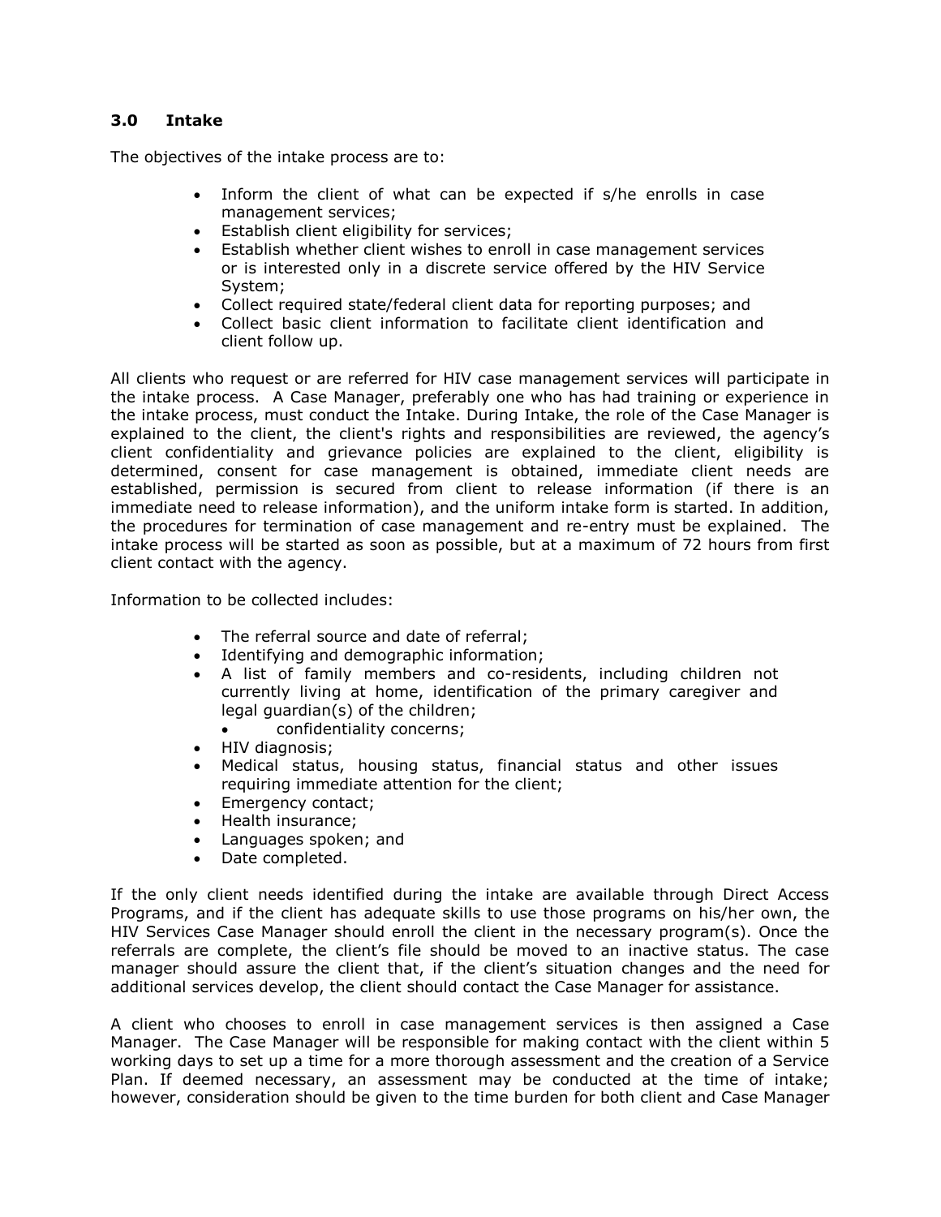## 3.0 Intake

The objectives of the intake process are to:

- Inform the client of what can be expected if s/he enrolls in case management services;
- Establish client eligibility for services;
- Establish whether client wishes to enroll in case management services or is interested only in a discrete service offered by the HIV Service System;
- Collect required state/federal client data for reporting purposes; and
- Collect basic client information to facilitate client identification and client follow up.

All clients who request or are referred for HIV case management services will participate in the intake process. A Case Manager, preferably one who has had training or experience in the intake process, must conduct the Intake. During Intake, the role of the Case Manager is explained to the client, the client's rights and responsibilities are reviewed, the agency's client confidentiality and grievance policies are explained to the client, eligibility is determined, consent for case management is obtained, immediate client needs are established, permission is secured from client to release information (if there is an immediate need to release information), and the uniform intake form is started. In addition, the procedures for termination of case management and re-entry must be explained. The intake process will be started as soon as possible, but at a maximum of 72 hours from first client contact with the agency.

Information to be collected includes:

- The referral source and date of referral;
- Identifying and demographic information;
- A list of family members and co-residents, including children not currently living at home, identification of the primary caregiver and legal guardian(s) of the children;
    - confidentiality concerns;
- HIV diagnosis;
- Medical status, housing status, financial status and other issues requiring immediate attention for the client;
- Emergency contact;
- Health insurance;
- Languages spoken; and
- Date completed.

If the only client needs identified during the intake are available through Direct Access Programs, and if the client has adequate skills to use those programs on his/her own, the HIV Services Case Manager should enroll the client in the necessary program(s). Once the referrals are complete, the client's file should be moved to an inactive status. The case manager should assure the client that, if the client's situation changes and the need for additional services develop, the client should contact the Case Manager for assistance.

A client who chooses to enroll in case management services is then assigned a Case Manager. The Case Manager will be responsible for making contact with the client within 5 working days to set up a time for a more thorough assessment and the creation of a Service Plan. If deemed necessary, an assessment may be conducted at the time of intake; however, consideration should be given to the time burden for both client and Case Manager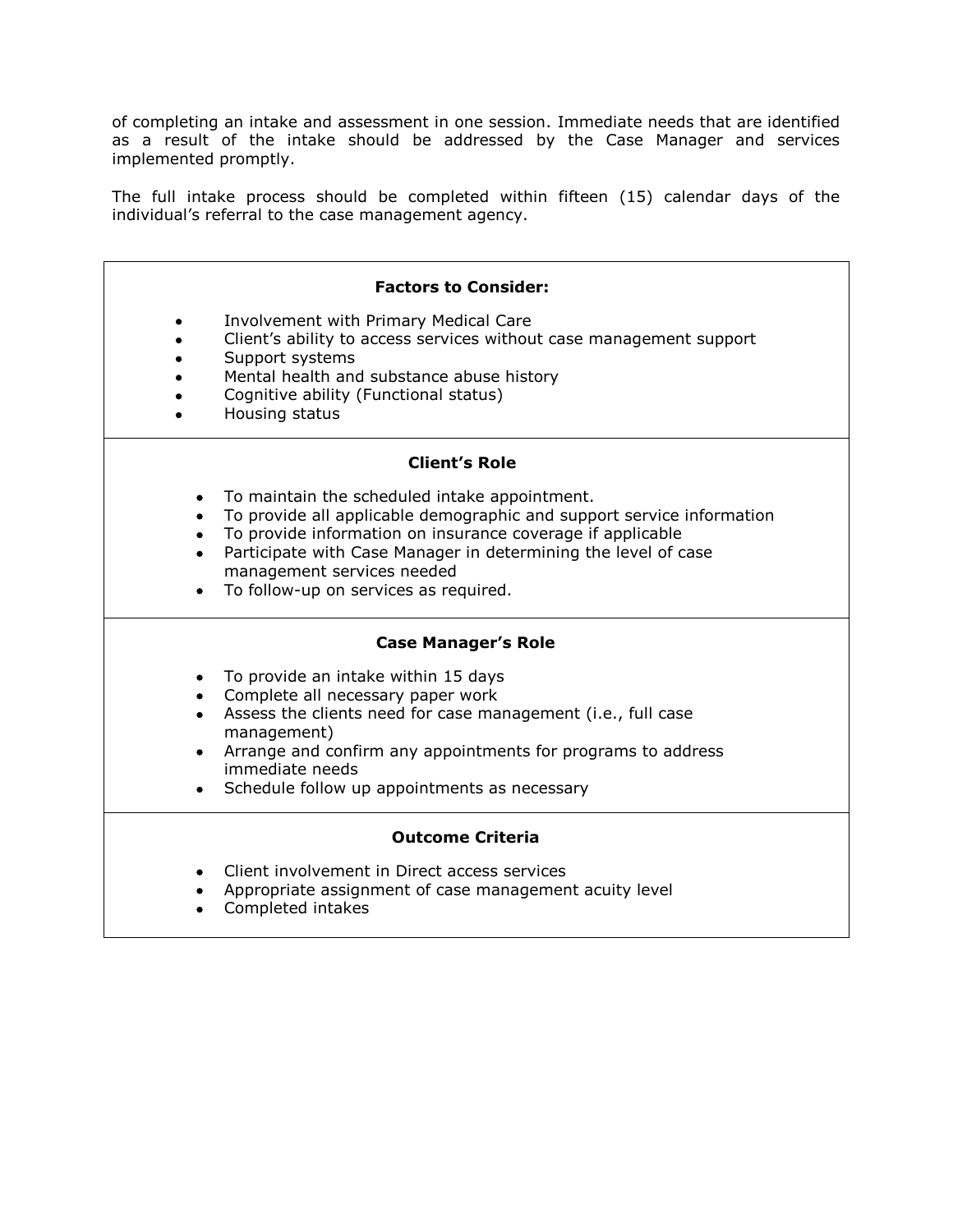of completing an intake and assessment in one session. Immediate needs that are identified as a result of the intake should be addressed by the Case Manager and services implemented promptly.

The full intake process should be completed within fifteen (15) calendar days of the individual's referral to the case management agency.

**Factors to Consider:**

- Involvement with Primary Medical Care
- Client's ability to access services without case management support
- Support systems
- Mental health and substance abuse history
- Cognitive ability (Functional status)
- Housing status

**Client's Role**

- To maintain the scheduled intake appointment.
- To provide all applicable demographic and support service information
- To provide information on insurance coverage if applicable
- Participate with Case Manager in determining the level of case management services needed
- To follow-up on services as required.

**Case Manager's Role**

- To provide an intake within 15 days
- Complete all necessary paper work
- Assess the clients need for case management (i.e., full case management)
- Arrange and confirm any appointments for programs to address immediate needs
- Schedule follow up appointments as necessary

**Outcome Criteria**

- Client involvement in Direct access services
- Appropriate assignment of case management acuity level
- Completed intakes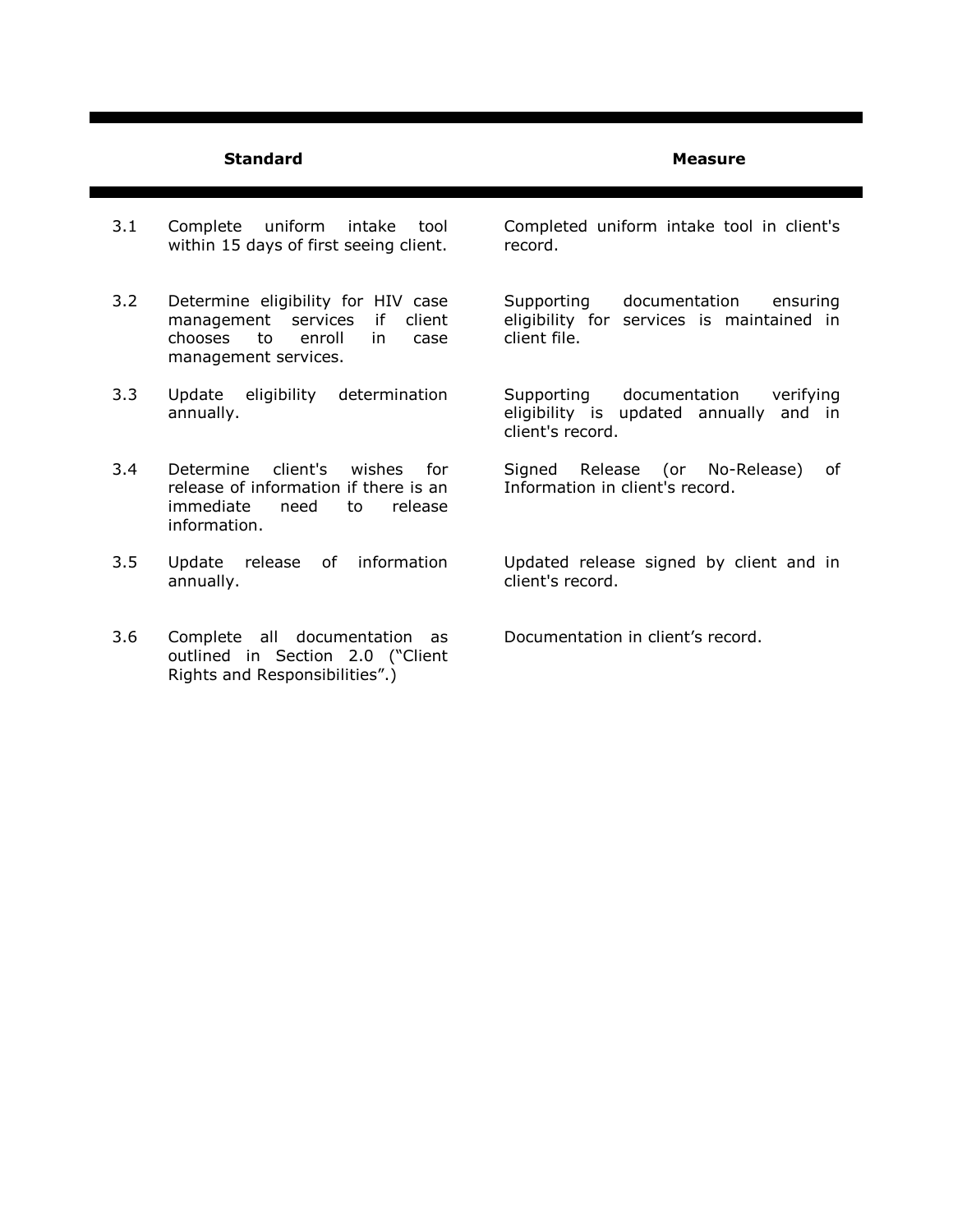| | Standard | Measure |
|---|---|---|
| 3.1 | Complete uniform intake tool within 15 days of first seeing client. | Completed uniform intake tool in client's record. |
| 3.2 | Determine eligibility for HIV case management services if client chooses to enroll in case management services. | Supporting documentation ensuring eligibility for services is maintained in client file. |
| 3.3 | Update eligibility determination annually. | Supporting documentation verifying eligibility is updated annually and in client's record. |
| 3.4 | Determine client's wishes for release of information if there is an immediate need to release information. | Signed Release (or No-Release) of Information in client's record. |
| 3.5 | Update release of information annually. | Updated release signed by client and in client's record. |
| 3.6 | Complete all documentation as outlined in Section 2.0 ("Client Rights and Responsibilities".) | Documentation in client's record. |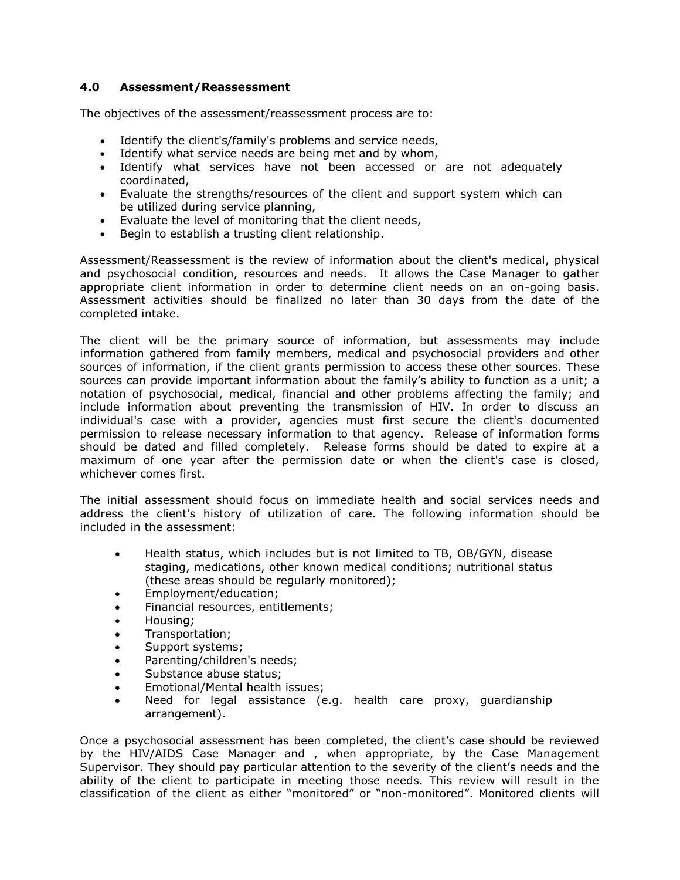## 4.0 Assessment/Reassessment

The objectives of the assessment/reassessment process are to:

- Identify the client's/family's problems and service needs,
- Identify what service needs are being met and by whom,
- Identify what services have not been accessed or are not adequately coordinated,
- Evaluate the strengths/resources of the client and support system which can be utilized during service planning,
- Evaluate the level of monitoring that the client needs,
- Begin to establish a trusting client relationship.

Assessment/Reassessment is the review of information about the client's medical, physical and psychosocial condition, resources and needs. It allows the Case Manager to gather appropriate client information in order to determine client needs on an on-going basis. Assessment activities should be finalized no later than 30 days from the date of the completed intake.

The client will be the primary source of information, but assessments may include information gathered from family members, medical and psychosocial providers and other sources of information, if the client grants permission to access these other sources. These sources can provide important information about the family's ability to function as a unit; a notation of psychosocial, medical, financial and other problems affecting the family; and include information about preventing the transmission of HIV. In order to discuss an individual's case with a provider, agencies must first secure the client's documented permission to release necessary information to that agency. Release of information forms should be dated and filled completely. Release forms should be dated to expire at a maximum of one year after the permission date or when the client's case is closed, whichever comes first.

The initial assessment should focus on immediate health and social services needs and address the client's history of utilization of care. The following information should be included in the assessment:

- Health status, which includes but is not limited to TB, OB/GYN, disease staging, medications, other known medical conditions; nutritional status (these areas should be regularly monitored);
- Employment/education;
- Financial resources, entitlements;
- Housing;
- Transportation;
- Support systems;
- Parenting/children's needs;
- Substance abuse status;
- Emotional/Mental health issues;
- Need for legal assistance (e.g. health care proxy, guardianship arrangement).

Once a psychosocial assessment has been completed, the client's case should be reviewed by the HIV/AIDS Case Manager and , when appropriate, by the Case Management Supervisor. They should pay particular attention to the severity of the client's needs and the ability of the client to participate in meeting those needs. This review will result in the classification of the client as either "monitored" or "non-monitored". Monitored clients will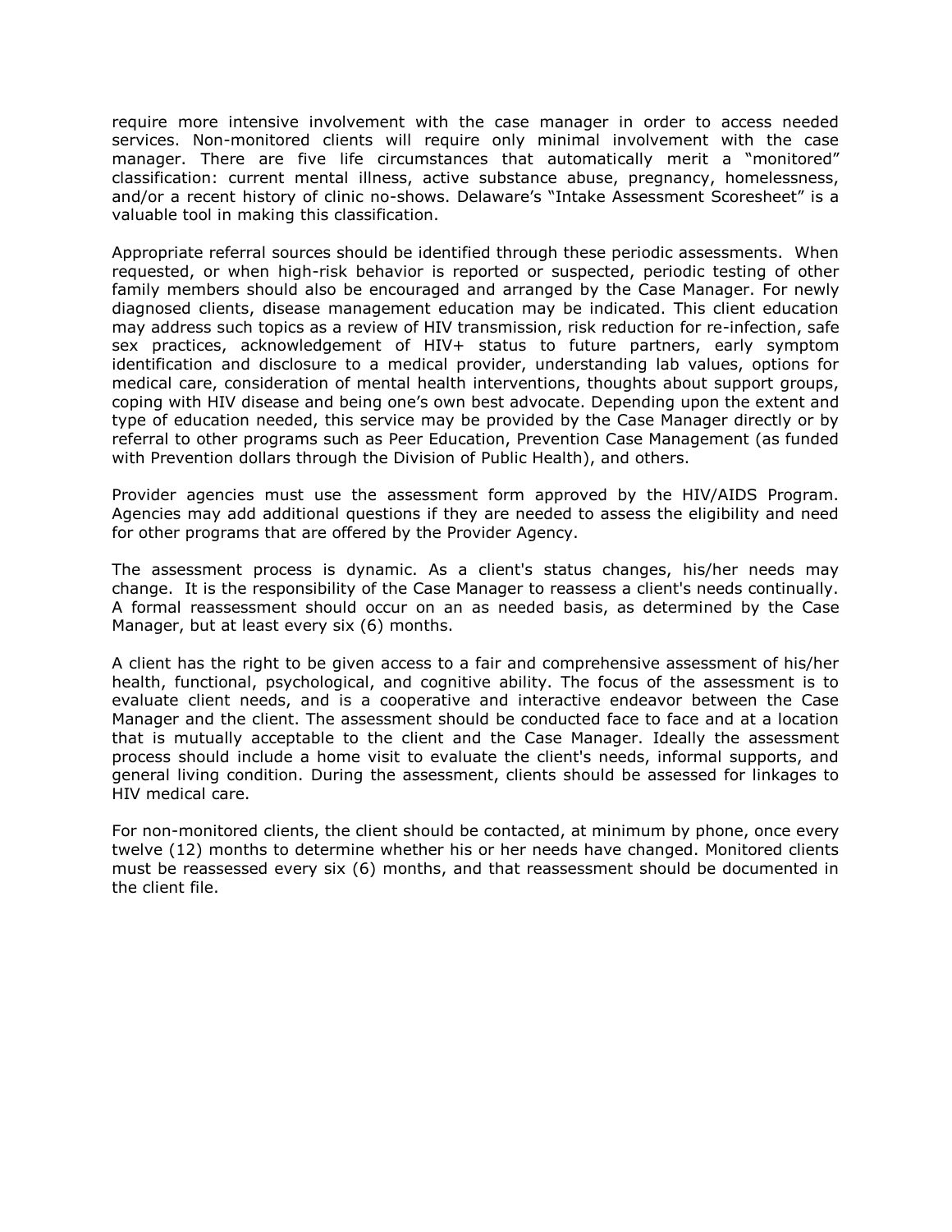require more intensive involvement with the case manager in order to access needed services. Non-monitored clients will require only minimal involvement with the case manager. There are five life circumstances that automatically merit a "monitored" classification: current mental illness, active substance abuse, pregnancy, homelessness, and/or a recent history of clinic no-shows. Delaware's "Intake Assessment Scoresheet" is a valuable tool in making this classification.

Appropriate referral sources should be identified through these periodic assessments. When requested, or when high-risk behavior is reported or suspected, periodic testing of other family members should also be encouraged and arranged by the Case Manager. For newly diagnosed clients, disease management education may be indicated. This client education may address such topics as a review of HIV transmission, risk reduction for re-infection, safe sex practices, acknowledgement of HIV+ status to future partners, early symptom identification and disclosure to a medical provider, understanding lab values, options for medical care, consideration of mental health interventions, thoughts about support groups, coping with HIV disease and being one's own best advocate. Depending upon the extent and type of education needed, this service may be provided by the Case Manager directly or by referral to other programs such as Peer Education, Prevention Case Management (as funded with Prevention dollars through the Division of Public Health), and others.

Provider agencies must use the assessment form approved by the HIV/AIDS Program. Agencies may add additional questions if they are needed to assess the eligibility and need for other programs that are offered by the Provider Agency.

The assessment process is dynamic. As a client's status changes, his/her needs may change. It is the responsibility of the Case Manager to reassess a client's needs continually. A formal reassessment should occur on an as needed basis, as determined by the Case Manager, but at least every six (6) months.

A client has the right to be given access to a fair and comprehensive assessment of his/her health, functional, psychological, and cognitive ability. The focus of the assessment is to evaluate client needs, and is a cooperative and interactive endeavor between the Case Manager and the client. The assessment should be conducted face to face and at a location that is mutually acceptable to the client and the Case Manager. Ideally the assessment process should include a home visit to evaluate the client's needs, informal supports, and general living condition. During the assessment, clients should be assessed for linkages to HIV medical care.

For non-monitored clients, the client should be contacted, at minimum by phone, once every twelve (12) months to determine whether his or her needs have changed. Monitored clients must be reassessed every six (6) months, and that reassessment should be documented in the client file.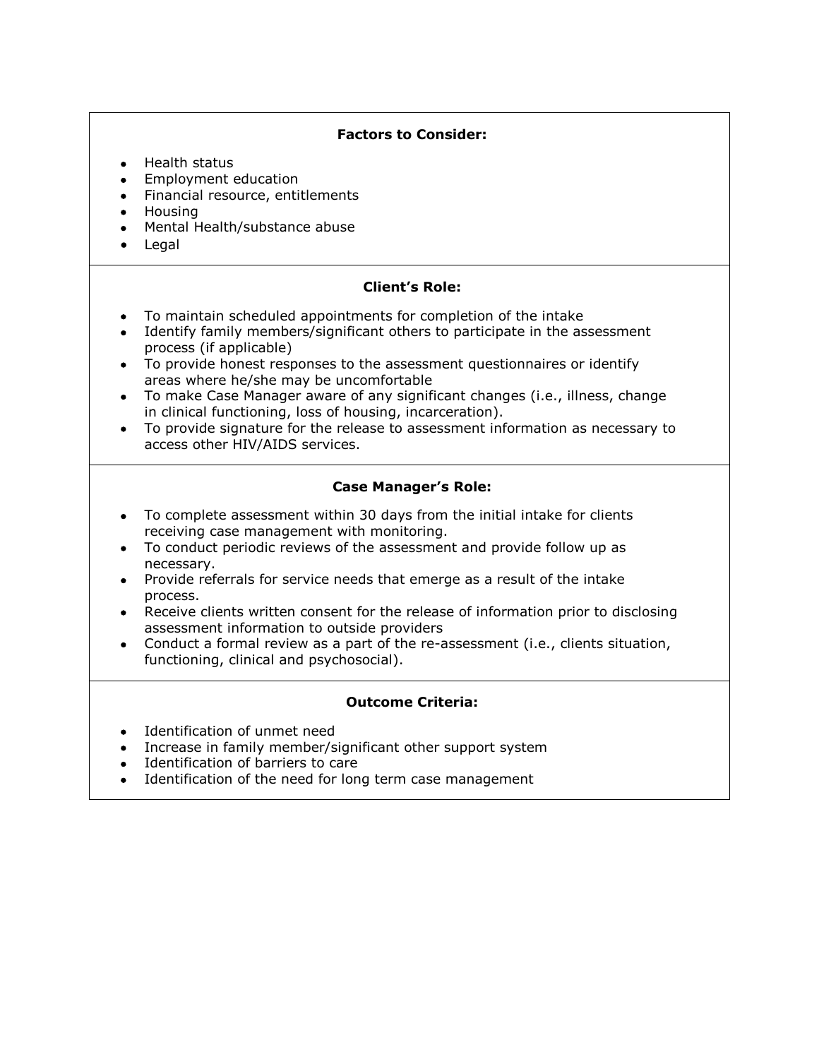**Factors to Consider:**

- Health status
- Employment education
- Financial resource, entitlements
- Housing
- Mental Health/substance abuse
- Legal

**Client's Role:**

- To maintain scheduled appointments for completion of the intake
- Identify family members/significant others to participate in the assessment process (if applicable)
- To provide honest responses to the assessment questionnaires or identify areas where he/she may be uncomfortable
- To make Case Manager aware of any significant changes (i.e., illness, change in clinical functioning, loss of housing, incarceration).
- To provide signature for the release to assessment information as necessary to access other HIV/AIDS services.

**Case Manager's Role:**

- To complete assessment within 30 days from the initial intake for clients receiving case management with monitoring.
- To conduct periodic reviews of the assessment and provide follow up as necessary.
- Provide referrals for service needs that emerge as a result of the intake process.
- Receive clients written consent for the release of information prior to disclosing assessment information to outside providers
- Conduct a formal review as a part of the re-assessment (i.e., clients situation, functioning, clinical and psychosocial).

**Outcome Criteria:**

- Identification of unmet need
- Increase in family member/significant other support system
- Identification of barriers to care
- Identification of the need for long term case management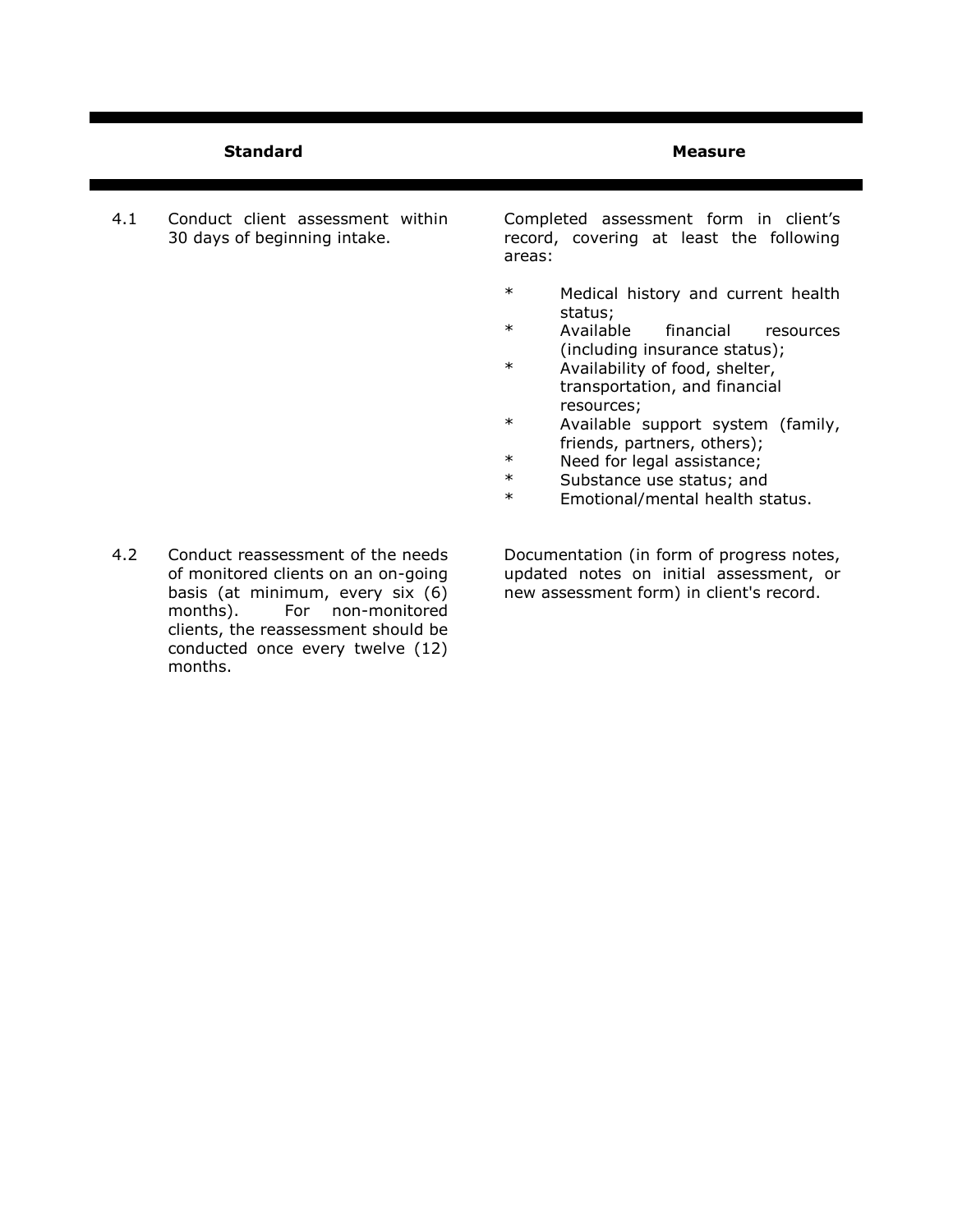| | Standard | Measure |
|---|---|---|
| 4.1 | Conduct client assessment within 30 days of beginning intake. | Completed assessment form in client's record, covering at least the following areas:<br><br>* Medical history and current health status;<br>* Available financial resources (including insurance status);<br>* Availability of food, shelter, transportation, and financial resources;<br>* Available support system (family, friends, partners, others);<br>* Need for legal assistance;<br>* Substance use status; and<br>* Emotional/mental health status. |
| 4.2 | Conduct reassessment of the needs of monitored clients on an on-going basis (at minimum, every six (6) months). For non-monitored clients, the reassessment should be conducted once every twelve (12) months. | Documentation (in form of progress notes, updated notes on initial assessment, or new assessment form) in client's record. |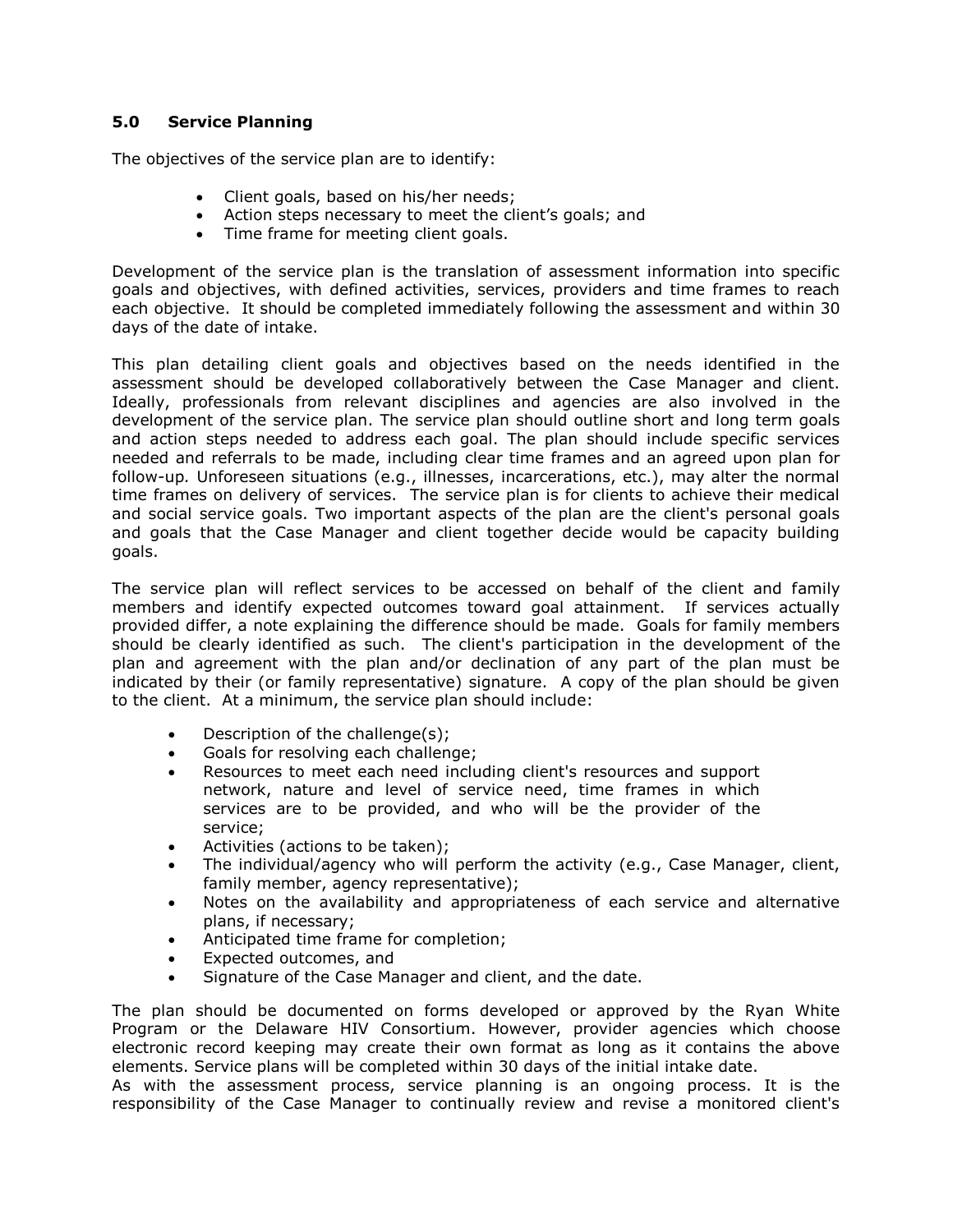## 5.0 Service Planning

The objectives of the service plan are to identify:

- Client goals, based on his/her needs;
- Action steps necessary to meet the client's goals; and
- Time frame for meeting client goals.

Development of the service plan is the translation of assessment information into specific goals and objectives, with defined activities, services, providers and time frames to reach each objective. It should be completed immediately following the assessment and within 30 days of the date of intake.

This plan detailing client goals and objectives based on the needs identified in the assessment should be developed collaboratively between the Case Manager and client. Ideally, professionals from relevant disciplines and agencies are also involved in the development of the service plan. The service plan should outline short and long term goals and action steps needed to address each goal. The plan should include specific services needed and referrals to be made, including clear time frames and an agreed upon plan for follow-up. Unforeseen situations (e.g., illnesses, incarcerations, etc.), may alter the normal time frames on delivery of services. The service plan is for clients to achieve their medical and social service goals. Two important aspects of the plan are the client's personal goals and goals that the Case Manager and client together decide would be capacity building goals.

The service plan will reflect services to be accessed on behalf of the client and family members and identify expected outcomes toward goal attainment. If services actually provided differ, a note explaining the difference should be made. Goals for family members should be clearly identified as such. The client's participation in the development of the plan and agreement with the plan and/or declination of any part of the plan must be indicated by their (or family representative) signature. A copy of the plan should be given to the client. At a minimum, the service plan should include:

- Description of the challenge(s);
- Goals for resolving each challenge;
- Resources to meet each need including client's resources and support network, nature and level of service need, time frames in which services are to be provided, and who will be the provider of the service;
- Activities (actions to be taken);
- The individual/agency who will perform the activity (e.g., Case Manager, client, family member, agency representative);
- Notes on the availability and appropriateness of each service and alternative plans, if necessary;
- Anticipated time frame for completion;
- Expected outcomes, and
- Signature of the Case Manager and client, and the date.

The plan should be documented on forms developed or approved by the Ryan White Program or the Delaware HIV Consortium. However, provider agencies which choose electronic record keeping may create their own format as long as it contains the above elements. Service plans will be completed within 30 days of the initial intake date.

As with the assessment process, service planning is an ongoing process. It is the responsibility of the Case Manager to continually review and revise a monitored client's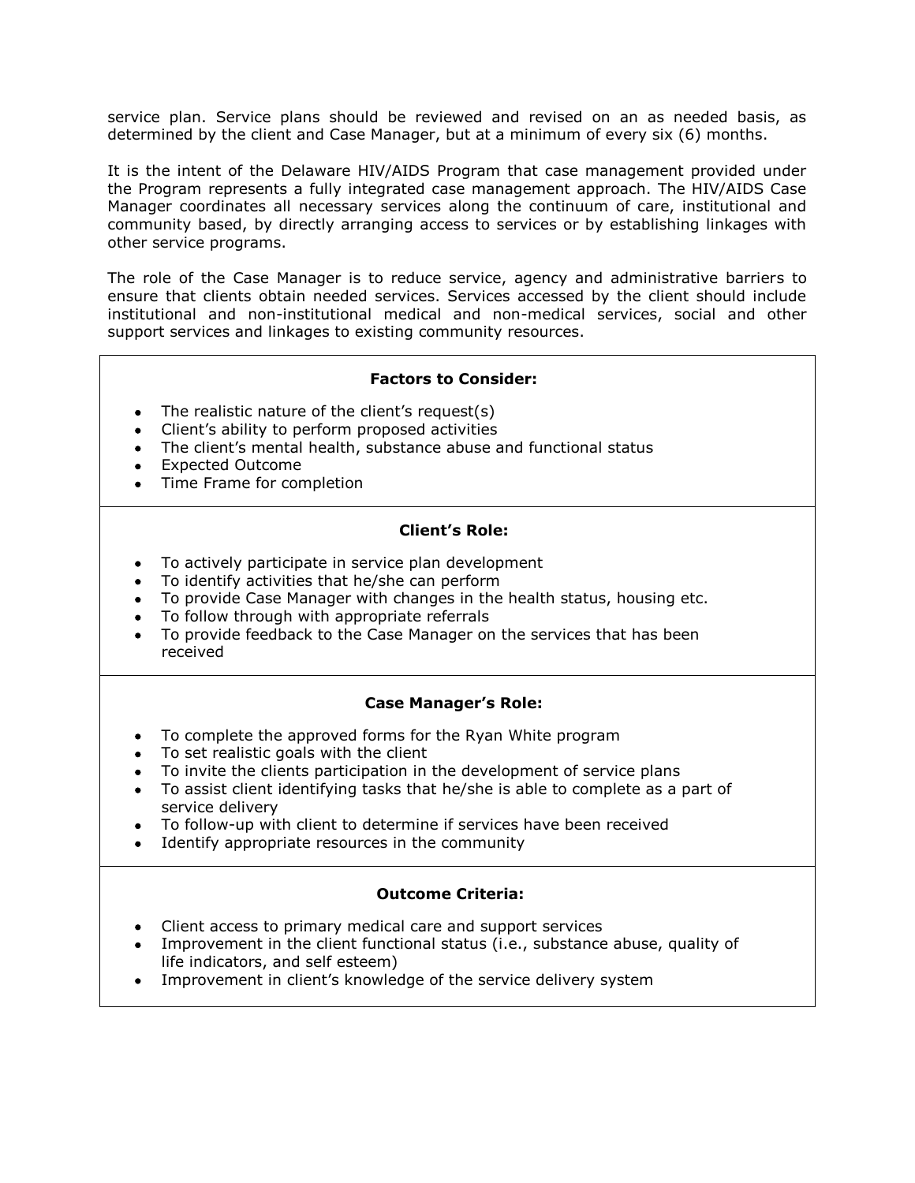service plan. Service plans should be reviewed and revised on an as needed basis, as determined by the client and Case Manager, but at a minimum of every six (6) months.

It is the intent of the Delaware HIV/AIDS Program that case management provided under the Program represents a fully integrated case management approach. The HIV/AIDS Case Manager coordinates all necessary services along the continuum of care, institutional and community based, by directly arranging access to services or by establishing linkages with other service programs.

The role of the Case Manager is to reduce service, agency and administrative barriers to ensure that clients obtain needed services. Services accessed by the client should include institutional and non-institutional medical and non-medical services, social and other support services and linkages to existing community resources.

**Factors to Consider:**

- The realistic nature of the client's request(s)
- Client's ability to perform proposed activities
- The client's mental health, substance abuse and functional status
- Expected Outcome
- Time Frame for completion

**Client's Role:**

- To actively participate in service plan development
- To identify activities that he/she can perform
- To provide Case Manager with changes in the health status, housing etc.
- To follow through with appropriate referrals
- To provide feedback to the Case Manager on the services that has been received

**Case Manager's Role:**

- To complete the approved forms for the Ryan White program
- To set realistic goals with the client
- To invite the clients participation in the development of service plans
- To assist client identifying tasks that he/she is able to complete as a part of service delivery
- To follow-up with client to determine if services have been received
- Identify appropriate resources in the community

**Outcome Criteria:**

- Client access to primary medical care and support services
- Improvement in the client functional status (i.e., substance abuse, quality of life indicators, and self esteem)
- Improvement in client's knowledge of the service delivery system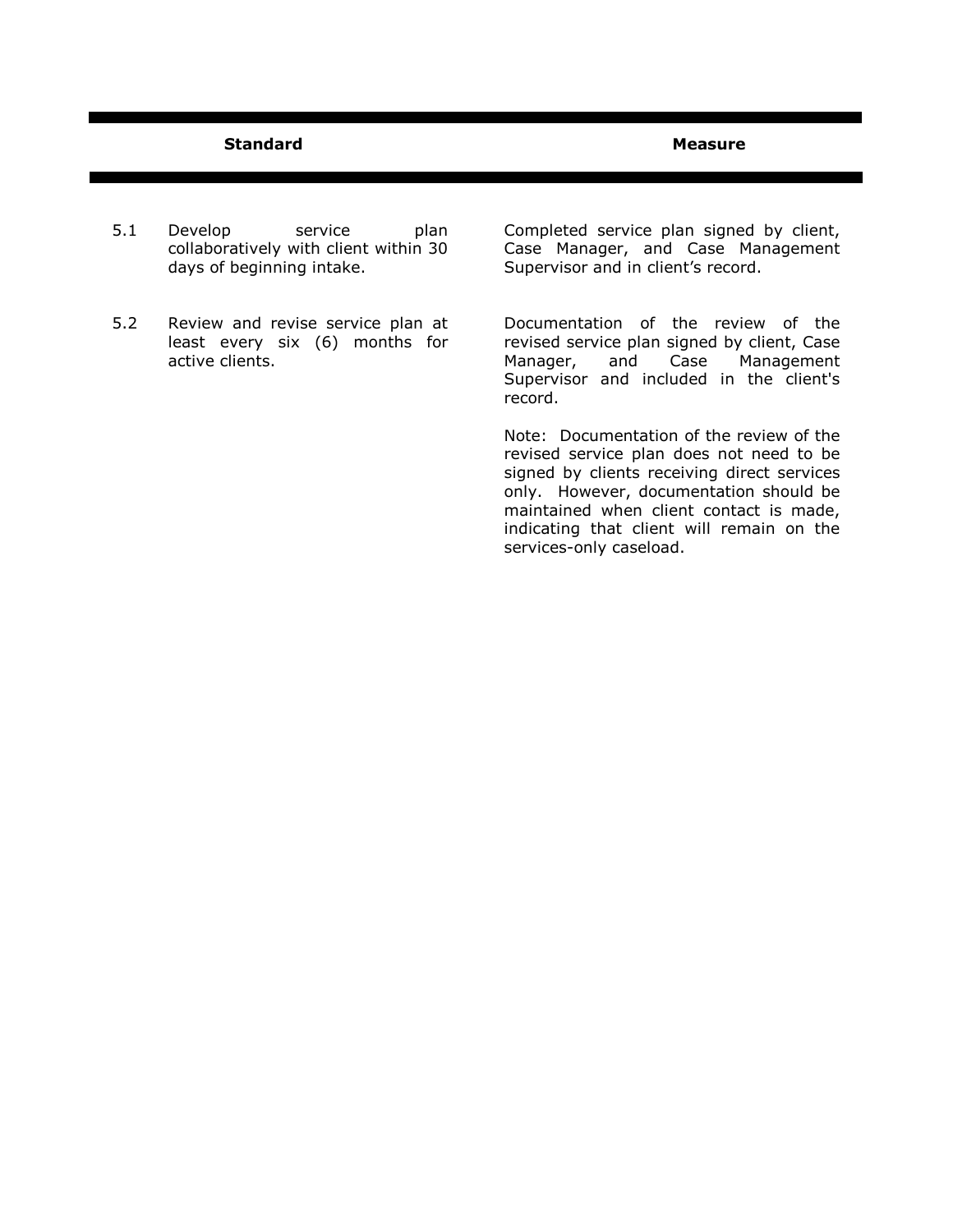| | Standard | Measure |
|---|---|---|
| 5.1 | Develop service plan collaboratively with client within 30 days of beginning intake. | Completed service plan signed by client, Case Manager, and Case Management Supervisor and in client's record. |
| 5.2 | Review and revise service plan at least every six (6) months for active clients. | Documentation of the review of the revised service plan signed by client, Case Manager, and Case Management Supervisor and included in the client's record.<br><br>Note: Documentation of the review of the revised service plan does not need to be signed by clients receiving direct services only. However, documentation should be maintained when client contact is made, indicating that client will remain on the services-only caseload. |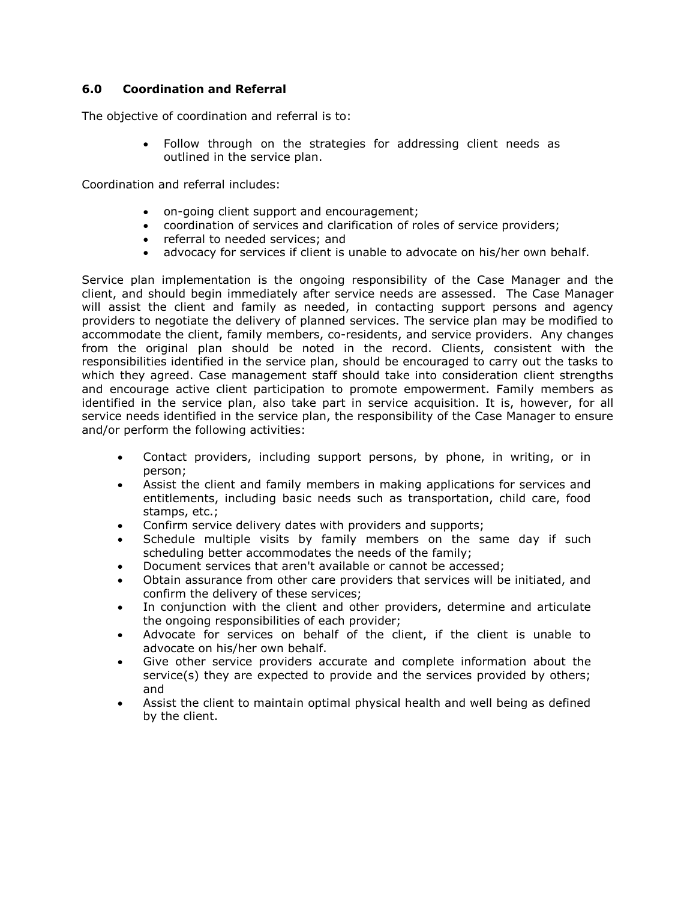## 6.0 Coordination and Referral

The objective of coordination and referral is to:

- Follow through on the strategies for addressing client needs as outlined in the service plan.

Coordination and referral includes:

- on-going client support and encouragement;
- coordination of services and clarification of roles of service providers;
- referral to needed services; and
- advocacy for services if client is unable to advocate on his/her own behalf.

Service plan implementation is the ongoing responsibility of the Case Manager and the client, and should begin immediately after service needs are assessed. The Case Manager will assist the client and family as needed, in contacting support persons and agency providers to negotiate the delivery of planned services. The service plan may be modified to accommodate the client, family members, co-residents, and service providers. Any changes from the original plan should be noted in the record. Clients, consistent with the responsibilities identified in the service plan, should be encouraged to carry out the tasks to which they agreed. Case management staff should take into consideration client strengths and encourage active client participation to promote empowerment. Family members as identified in the service plan, also take part in service acquisition. It is, however, for all service needs identified in the service plan, the responsibility of the Case Manager to ensure and/or perform the following activities:

- Contact providers, including support persons, by phone, in writing, or in person;
- Assist the client and family members in making applications for services and entitlements, including basic needs such as transportation, child care, food stamps, etc.;
- Confirm service delivery dates with providers and supports;
- Schedule multiple visits by family members on the same day if such scheduling better accommodates the needs of the family;
- Document services that aren't available or cannot be accessed;
- Obtain assurance from other care providers that services will be initiated, and confirm the delivery of these services;
- In conjunction with the client and other providers, determine and articulate the ongoing responsibilities of each provider;
- Advocate for services on behalf of the client, if the client is unable to advocate on his/her own behalf.
- Give other service providers accurate and complete information about the service(s) they are expected to provide and the services provided by others; and
- Assist the client to maintain optimal physical health and well being as defined by the client.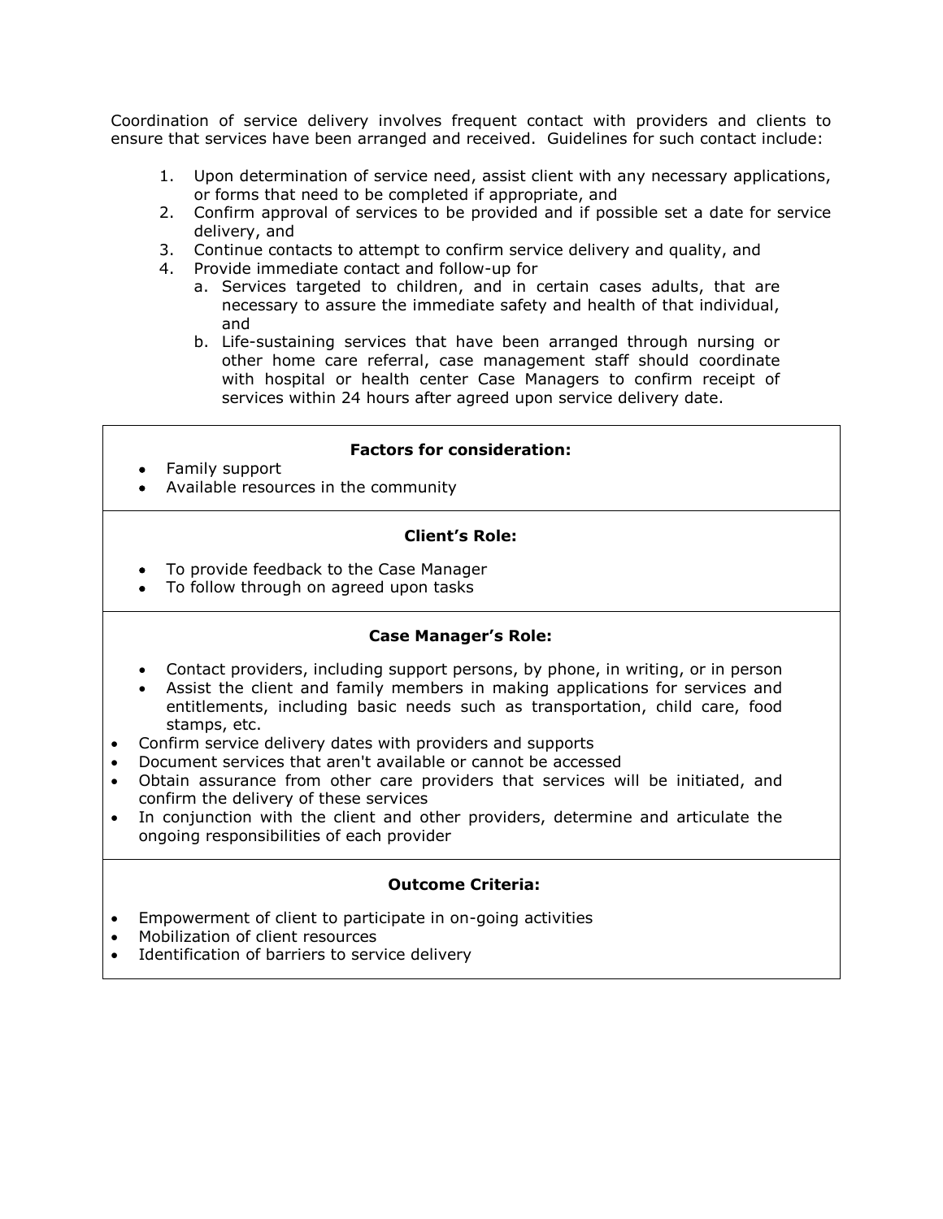Coordination of service delivery involves frequent contact with providers and clients to ensure that services have been arranged and received. Guidelines for such contact include:

1. Upon determination of service need, assist client with any necessary applications, or forms that need to be completed if appropriate, and
2. Confirm approval of services to be provided and if possible set a date for service delivery, and
3. Continue contacts to attempt to confirm service delivery and quality, and
4. Provide immediate contact and follow-up for
   a. Services targeted to children, and in certain cases adults, that are necessary to assure the immediate safety and health of that individual, and
   b. Life-sustaining services that have been arranged through nursing or other home care referral, case management staff should coordinate with hospital or health center Case Managers to confirm receipt of services within 24 hours after agreed upon service delivery date.

**Factors for consideration:**

- Family support
- Available resources in the community

**Client's Role:**

- To provide feedback to the Case Manager
- To follow through on agreed upon tasks

**Case Manager's Role:**

- Contact providers, including support persons, by phone, in writing, or in person
- Assist the client and family members in making applications for services and entitlements, including basic needs such as transportation, child care, food stamps, etc.
- Confirm service delivery dates with providers and supports
- Document services that aren't available or cannot be accessed
- Obtain assurance from other care providers that services will be initiated, and confirm the delivery of these services
- In conjunction with the client and other providers, determine and articulate the ongoing responsibilities of each provider

**Outcome Criteria:**

- Empowerment of client to participate in on-going activities
- Mobilization of client resources
- Identification of barriers to service delivery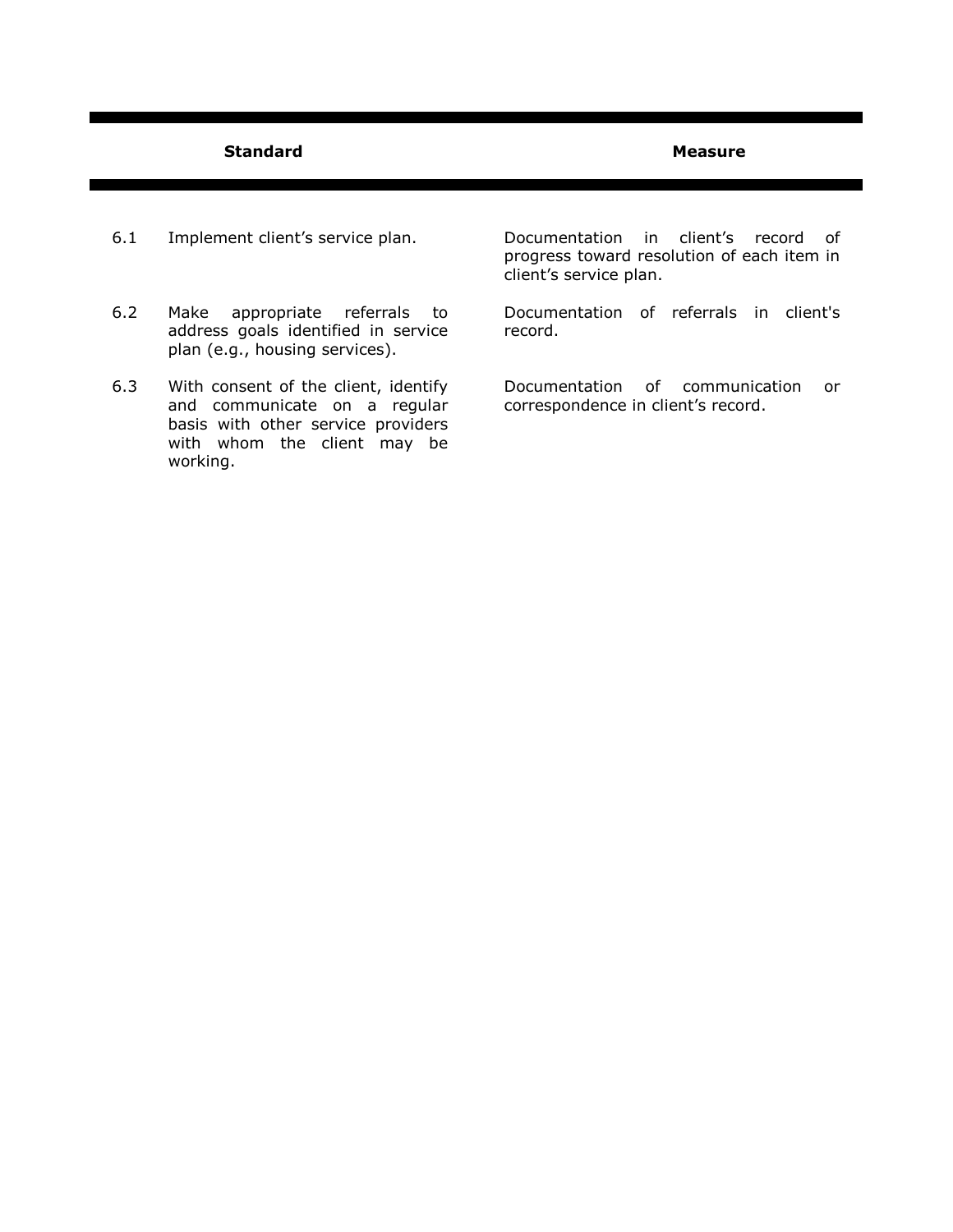| | Standard | Measure |
|---|---|---|
| 6.1 | Implement client's service plan. | Documentation in client's record of progress toward resolution of each item in client's service plan. |
| 6.2 | Make appropriate referrals to address goals identified in service plan (e.g., housing services). | Documentation of referrals in client's record. |
| 6.3 | With consent of the client, identify and communicate on a regular basis with other service providers with whom the client may be working. | Documentation of communication or correspondence in client's record. |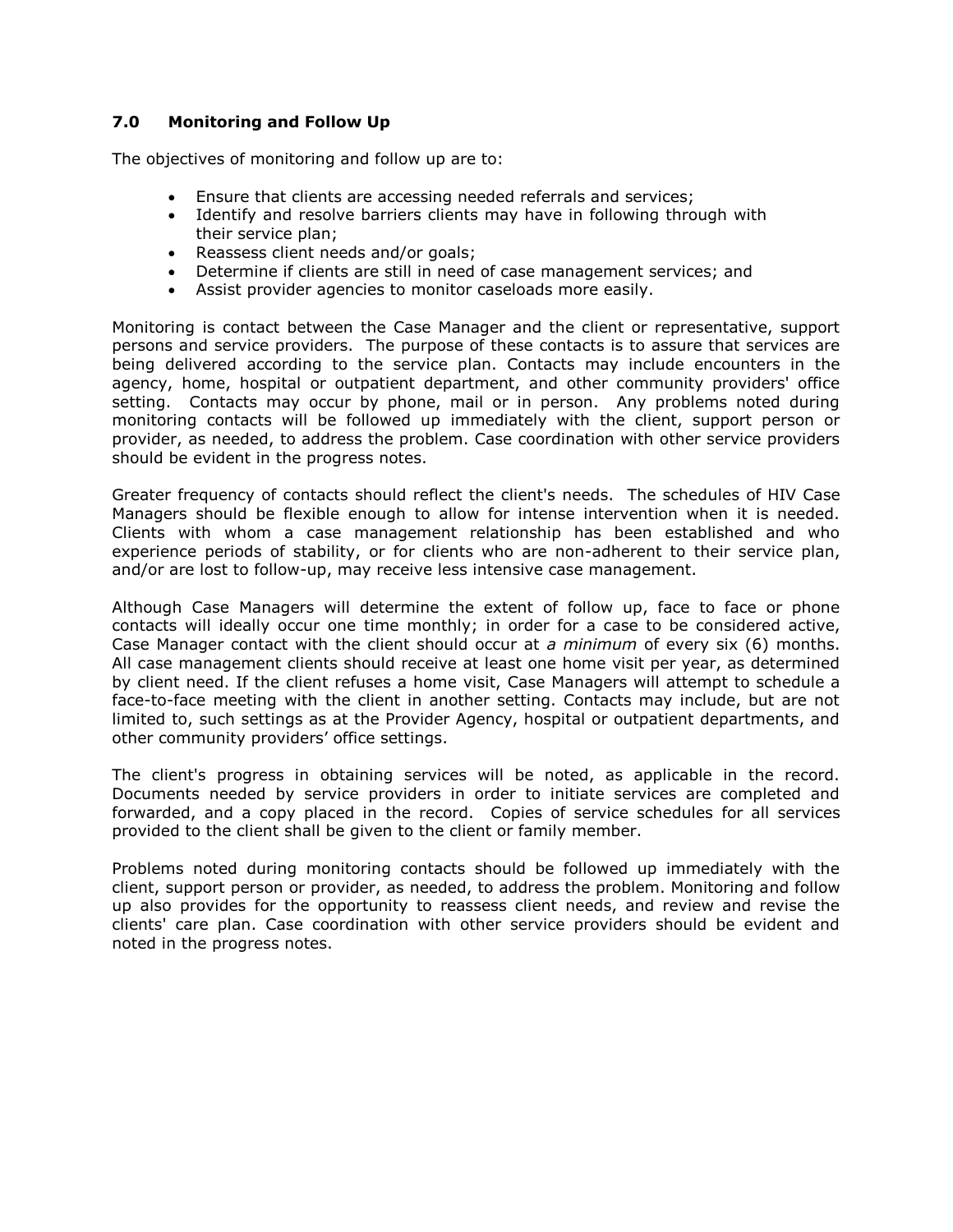## 7.0 Monitoring and Follow Up

The objectives of monitoring and follow up are to:

- Ensure that clients are accessing needed referrals and services;
- Identify and resolve barriers clients may have in following through with their service plan;
- Reassess client needs and/or goals;
- Determine if clients are still in need of case management services; and
- Assist provider agencies to monitor caseloads more easily.

Monitoring is contact between the Case Manager and the client or representative, support persons and service providers. The purpose of these contacts is to assure that services are being delivered according to the service plan. Contacts may include encounters in the agency, home, hospital or outpatient department, and other community providers' office setting. Contacts may occur by phone, mail or in person. Any problems noted during monitoring contacts will be followed up immediately with the client, support person or provider, as needed, to address the problem. Case coordination with other service providers should be evident in the progress notes.

Greater frequency of contacts should reflect the client's needs. The schedules of HIV Case Managers should be flexible enough to allow for intense intervention when it is needed. Clients with whom a case management relationship has been established and who experience periods of stability, or for clients who are non-adherent to their service plan, and/or are lost to follow-up, may receive less intensive case management.

Although Case Managers will determine the extent of follow up, face to face or phone contacts will ideally occur one time monthly; in order for a case to be considered active, Case Manager contact with the client should occur at *a minimum* of every six (6) months. All case management clients should receive at least one home visit per year, as determined by client need. If the client refuses a home visit, Case Managers will attempt to schedule a face-to-face meeting with the client in another setting. Contacts may include, but are not limited to, such settings as at the Provider Agency, hospital or outpatient departments, and other community providers' office settings.

The client's progress in obtaining services will be noted, as applicable in the record. Documents needed by service providers in order to initiate services are completed and forwarded, and a copy placed in the record. Copies of service schedules for all services provided to the client shall be given to the client or family member.

Problems noted during monitoring contacts should be followed up immediately with the client, support person or provider, as needed, to address the problem. Monitoring and follow up also provides for the opportunity to reassess client needs, and review and revise the clients' care plan. Case coordination with other service providers should be evident and noted in the progress notes.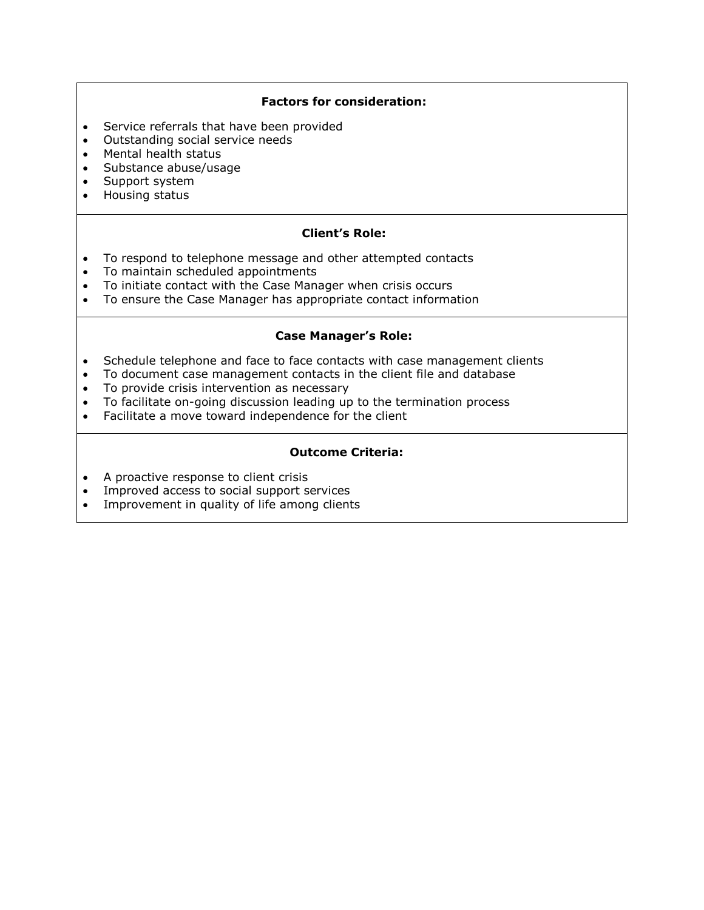**Factors for consideration:**

- Service referrals that have been provided
- Outstanding social service needs
- Mental health status
- Substance abuse/usage
- Support system
- Housing status

**Client's Role:**

- To respond to telephone message and other attempted contacts
- To maintain scheduled appointments
- To initiate contact with the Case Manager when crisis occurs
- To ensure the Case Manager has appropriate contact information

**Case Manager's Role:**

- Schedule telephone and face to face contacts with case management clients
- To document case management contacts in the client file and database
- To provide crisis intervention as necessary
- To facilitate on-going discussion leading up to the termination process
- Facilitate a move toward independence for the client

**Outcome Criteria:**

- A proactive response to client crisis
- Improved access to social support services
- Improvement in quality of life among clients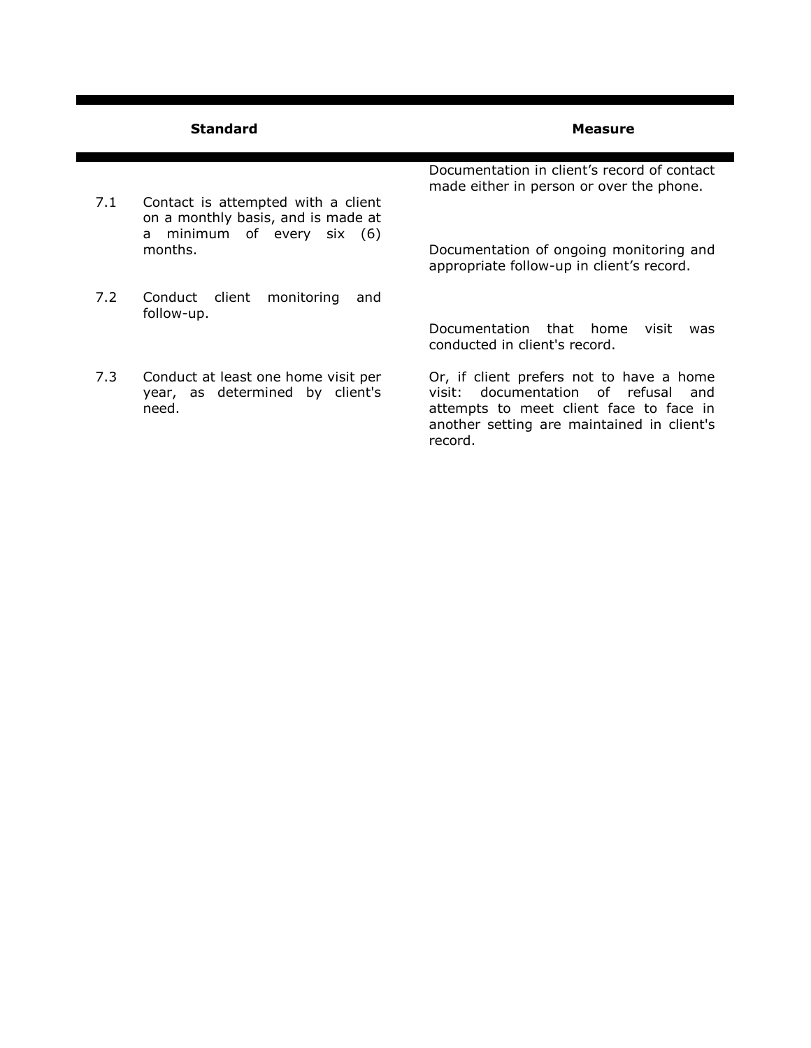| | Standard | Measure |
|---|---|---|
| 7.1 | Contact is attempted with a client on a monthly basis, and is made at a minimum of every six (6) months. | Documentation in client's record of contact made either in person or over the phone. |
| 7.2 | Conduct client monitoring and follow-up. | Documentation of ongoing monitoring and appropriate follow-up in client's record. |
| 7.3 | Conduct at least one home visit per year, as determined by client's need. | Documentation that home visit was conducted in client's record.<br><br>Or, if client prefers not to have a home visit: documentation of refusal and attempts to meet client face to face in another setting are maintained in client's record. |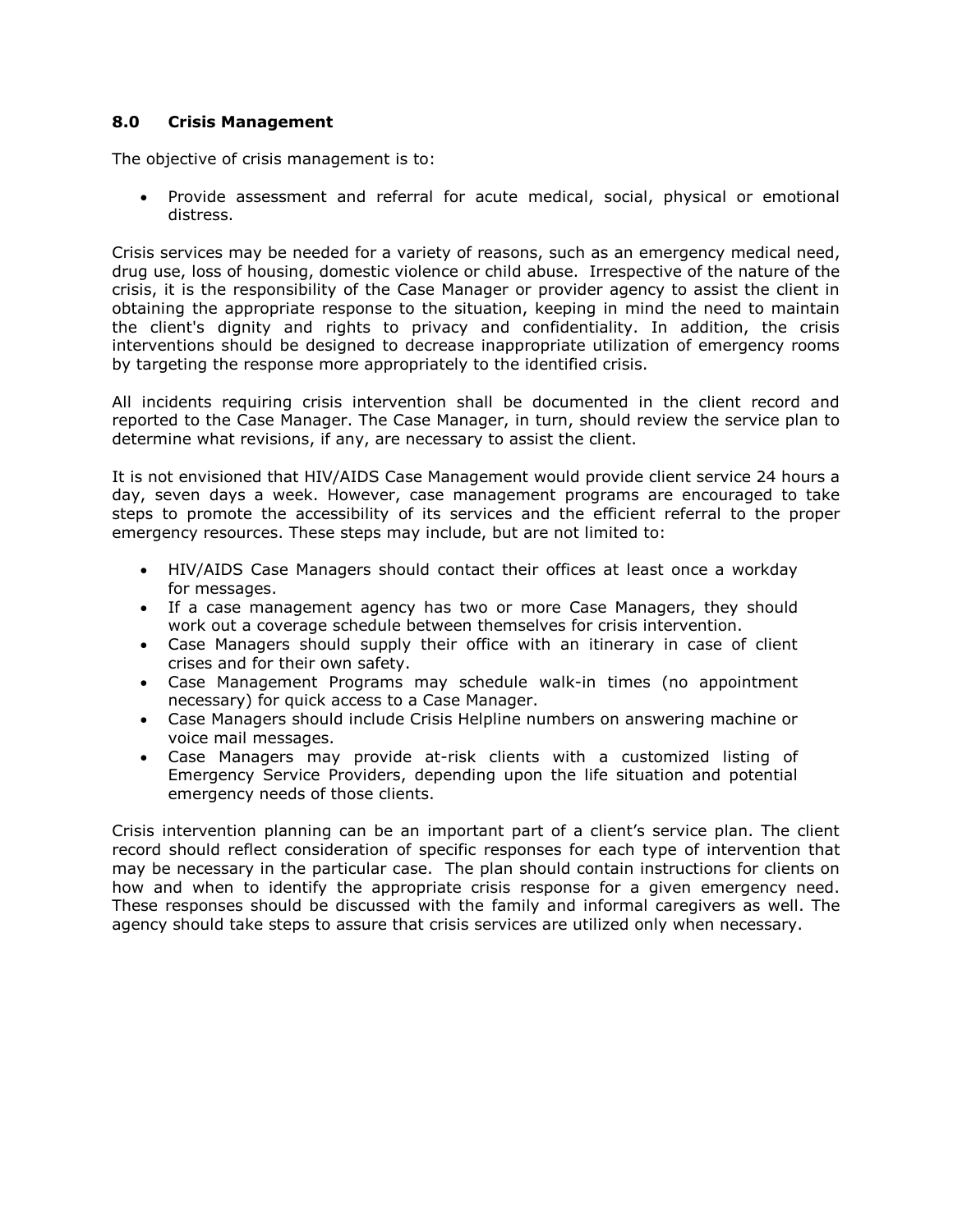## 8.0 Crisis Management

The objective of crisis management is to:

- Provide assessment and referral for acute medical, social, physical or emotional distress.

Crisis services may be needed for a variety of reasons, such as an emergency medical need, drug use, loss of housing, domestic violence or child abuse. Irrespective of the nature of the crisis, it is the responsibility of the Case Manager or provider agency to assist the client in obtaining the appropriate response to the situation, keeping in mind the need to maintain the client's dignity and rights to privacy and confidentiality. In addition, the crisis interventions should be designed to decrease inappropriate utilization of emergency rooms by targeting the response more appropriately to the identified crisis.

All incidents requiring crisis intervention shall be documented in the client record and reported to the Case Manager. The Case Manager, in turn, should review the service plan to determine what revisions, if any, are necessary to assist the client.

It is not envisioned that HIV/AIDS Case Management would provide client service 24 hours a day, seven days a week. However, case management programs are encouraged to take steps to promote the accessibility of its services and the efficient referral to the proper emergency resources. These steps may include, but are not limited to:

- HIV/AIDS Case Managers should contact their offices at least once a workday for messages.
- If a case management agency has two or more Case Managers, they should work out a coverage schedule between themselves for crisis intervention.
- Case Managers should supply their office with an itinerary in case of client crises and for their own safety.
- Case Management Programs may schedule walk-in times (no appointment necessary) for quick access to a Case Manager.
- Case Managers should include Crisis Helpline numbers on answering machine or voice mail messages.
- Case Managers may provide at-risk clients with a customized listing of Emergency Service Providers, depending upon the life situation and potential emergency needs of those clients.

Crisis intervention planning can be an important part of a client's service plan. The client record should reflect consideration of specific responses for each type of intervention that may be necessary in the particular case. The plan should contain instructions for clients on how and when to identify the appropriate crisis response for a given emergency need. These responses should be discussed with the family and informal caregivers as well. The agency should take steps to assure that crisis services are utilized only when necessary.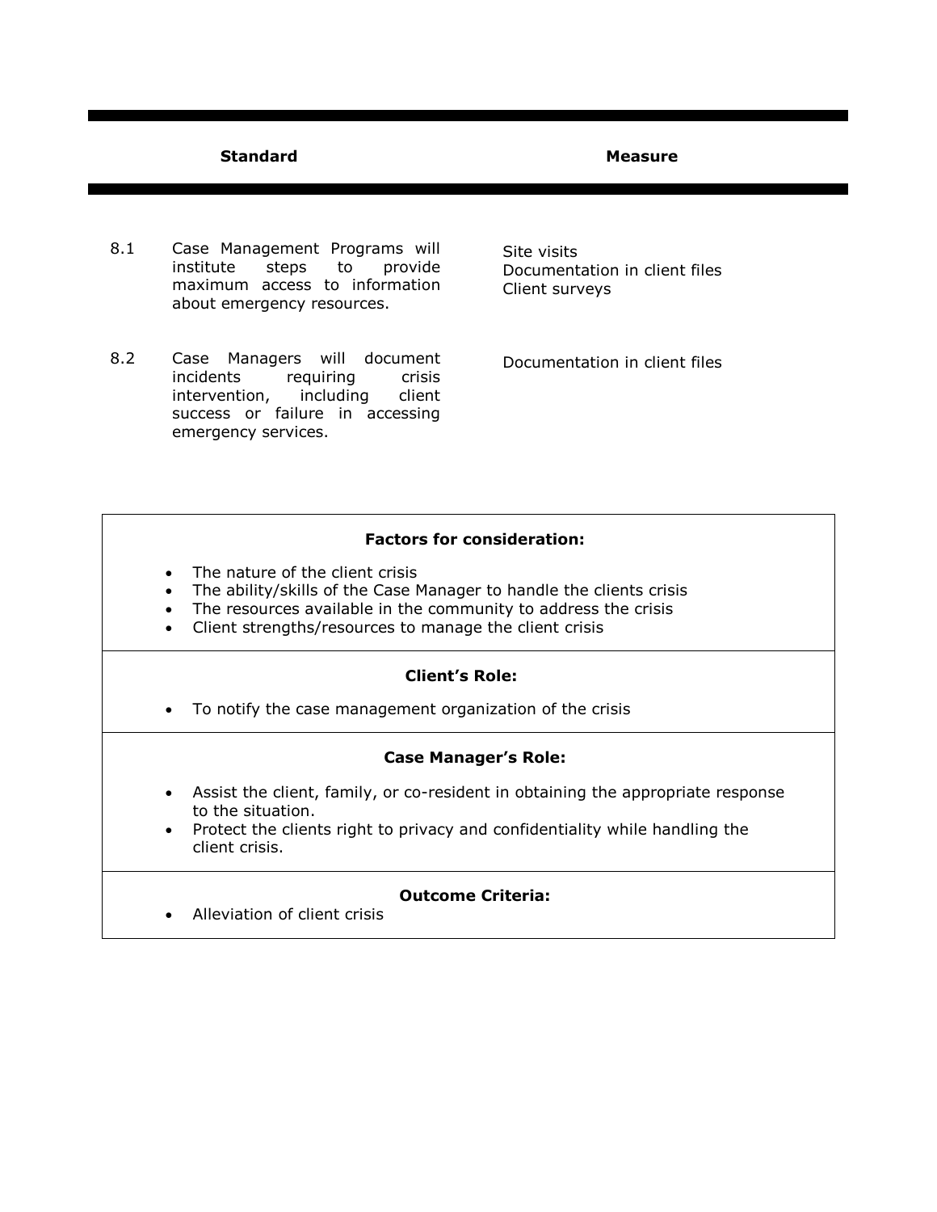| | Standard | Measure |
|---|---|---|
| 8.1 | Case Management Programs will institute steps to provide maximum access to information about emergency resources. | Site visits<br>Documentation in client files<br>Client surveys |
| 8.2 | Case Managers will document incidents requiring crisis intervention, including client success or failure in accessing emergency services. | Documentation in client files |

**Factors for consideration:**

- The nature of the client crisis
- The ability/skills of the Case Manager to handle the clients crisis
- The resources available in the community to address the crisis
- Client strengths/resources to manage the client crisis

**Client's Role:**

- To notify the case management organization of the crisis

**Case Manager's Role:**

- Assist the client, family, or co-resident in obtaining the appropriate response to the situation.
- Protect the clients right to privacy and confidentiality while handling the client crisis.

**Outcome Criteria:**

- Alleviation of client crisis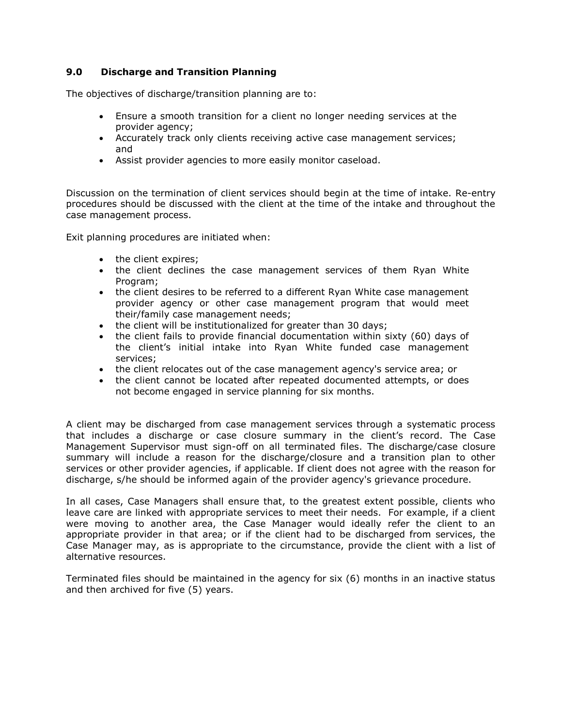## 9.0 Discharge and Transition Planning

The objectives of discharge/transition planning are to:

- Ensure a smooth transition for a client no longer needing services at the provider agency;
- Accurately track only clients receiving active case management services; and
- Assist provider agencies to more easily monitor caseload.

Discussion on the termination of client services should begin at the time of intake. Re-entry procedures should be discussed with the client at the time of the intake and throughout the case management process.

Exit planning procedures are initiated when:

- the client expires;
- the client declines the case management services of them Ryan White Program;
- the client desires to be referred to a different Ryan White case management provider agency or other case management program that would meet their/family case management needs;
- the client will be institutionalized for greater than 30 days;
- the client fails to provide financial documentation within sixty (60) days of the client's initial intake into Ryan White funded case management services;
- the client relocates out of the case management agency's service area; or
- the client cannot be located after repeated documented attempts, or does not become engaged in service planning for six months.

A client may be discharged from case management services through a systematic process that includes a discharge or case closure summary in the client's record. The Case Management Supervisor must sign-off on all terminated files. The discharge/case closure summary will include a reason for the discharge/closure and a transition plan to other services or other provider agencies, if applicable. If client does not agree with the reason for discharge, s/he should be informed again of the provider agency's grievance procedure.

In all cases, Case Managers shall ensure that, to the greatest extent possible, clients who leave care are linked with appropriate services to meet their needs. For example, if a client were moving to another area, the Case Manager would ideally refer the client to an appropriate provider in that area; or if the client had to be discharged from services, the Case Manager may, as is appropriate to the circumstance, provide the client with a list of alternative resources.

Terminated files should be maintained in the agency for six (6) months in an inactive status and then archived for five (5) years.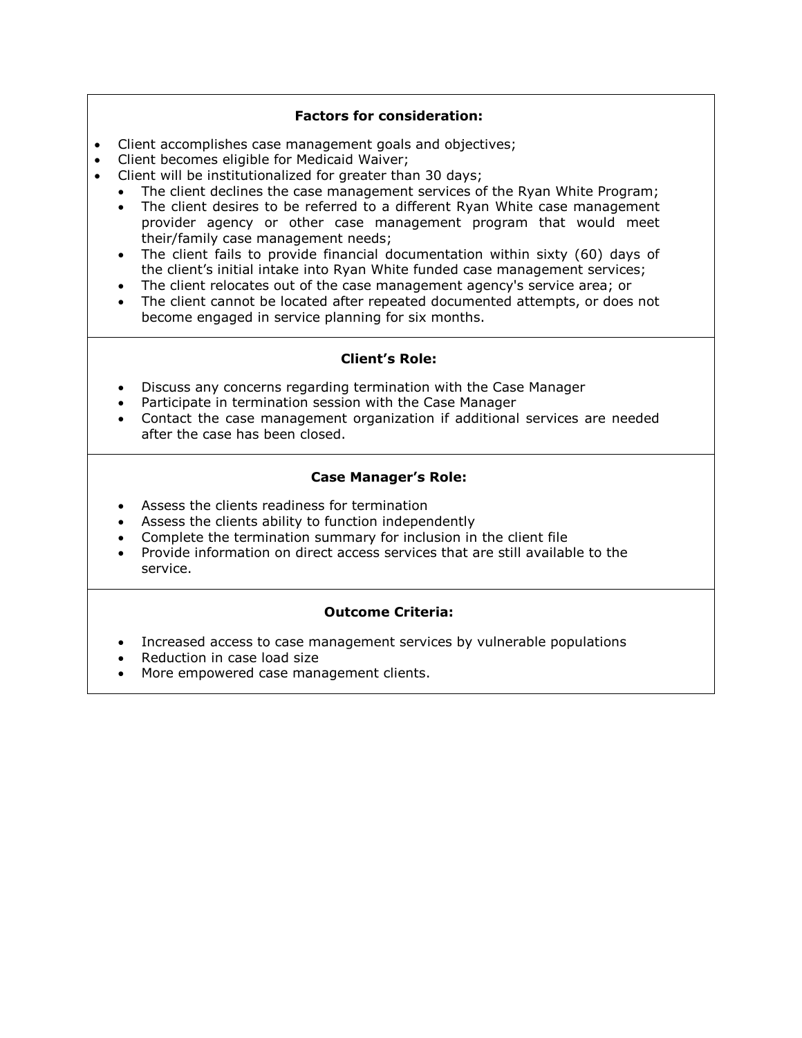**Factors for consideration:**

- Client accomplishes case management goals and objectives;
- Client becomes eligible for Medicaid Waiver;
- Client will be institutionalized for greater than 30 days;
  - The client declines the case management services of the Ryan White Program;
  - The client desires to be referred to a different Ryan White case management provider agency or other case management program that would meet their/family case management needs;
  - The client fails to provide financial documentation within sixty (60) days of the client's initial intake into Ryan White funded case management services;
  - The client relocates out of the case management agency's service area; or
  - The client cannot be located after repeated documented attempts, or does not become engaged in service planning for six months.

**Client's Role:**

- Discuss any concerns regarding termination with the Case Manager
- Participate in termination session with the Case Manager
- Contact the case management organization if additional services are needed after the case has been closed.

**Case Manager's Role:**

- Assess the clients readiness for termination
- Assess the clients ability to function independently
- Complete the termination summary for inclusion in the client file
- Provide information on direct access services that are still available to the service.

**Outcome Criteria:**

- Increased access to case management services by vulnerable populations
- Reduction in case load size
- More empowered case management clients.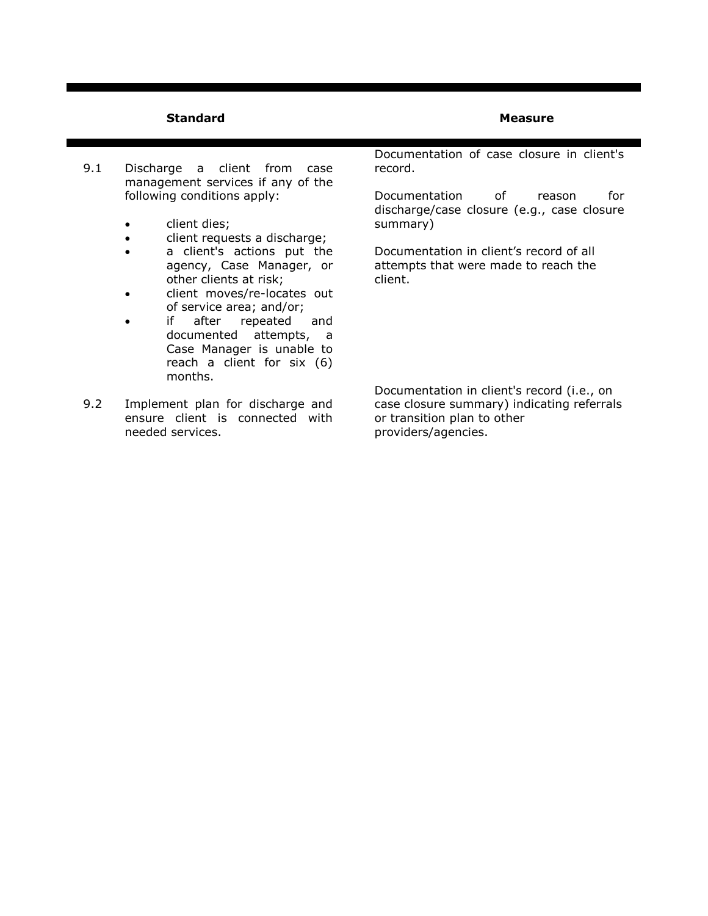| | Standard | Measure |
|---|---|---|
| 9.1 | Discharge a client from case management services if any of the following conditions apply:<br><br>• client dies;<br>• client requests a discharge;<br>• a client's actions put the agency, Case Manager, or other clients at risk;<br>• client moves/re-locates out of service area; and/or;<br>• if after repeated and documented attempts, a Case Manager is unable to reach a client for six (6) months. | Documentation of case closure in client's record.<br><br>Documentation of reason for discharge/case closure (e.g., case closure summary)<br><br>Documentation in client's record of all attempts that were made to reach the client. |
| 9.2 | Implement plan for discharge and ensure client is connected with needed services. | Documentation in client's record (i.e., on case closure summary) indicating referrals or transition plan to other providers/agencies. |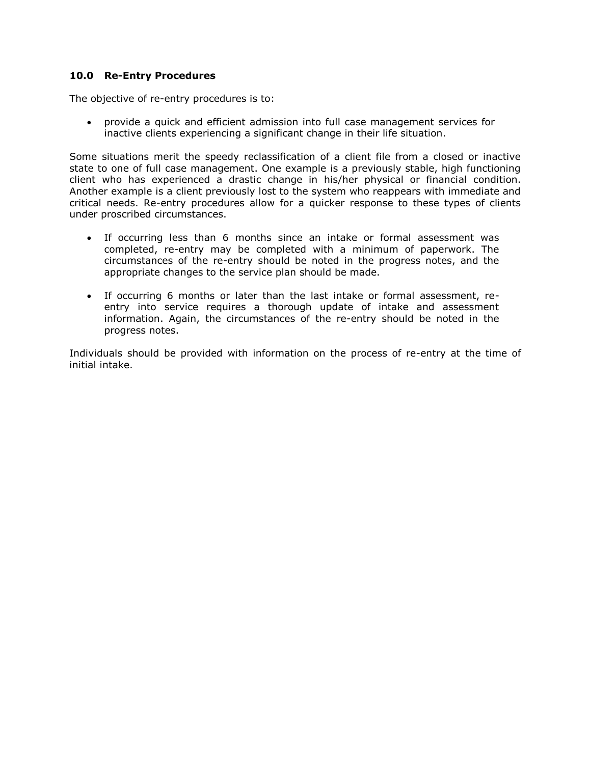## 10.0 Re-Entry Procedures

The objective of re-entry procedures is to:

- provide a quick and efficient admission into full case management services for inactive clients experiencing a significant change in their life situation.

Some situations merit the speedy reclassification of a client file from a closed or inactive state to one of full case management. One example is a previously stable, high functioning client who has experienced a drastic change in his/her physical or financial condition. Another example is a client previously lost to the system who reappears with immediate and critical needs. Re-entry procedures allow for a quicker response to these types of clients under proscribed circumstances.

- If occurring less than 6 months since an intake or formal assessment was completed, re-entry may be completed with a minimum of paperwork. The circumstances of the re-entry should be noted in the progress notes, and the appropriate changes to the service plan should be made.
- If occurring 6 months or later than the last intake or formal assessment, re-entry into service requires a thorough update of intake and assessment information. Again, the circumstances of the re-entry should be noted in the progress notes.

Individuals should be provided with information on the process of re-entry at the time of initial intake.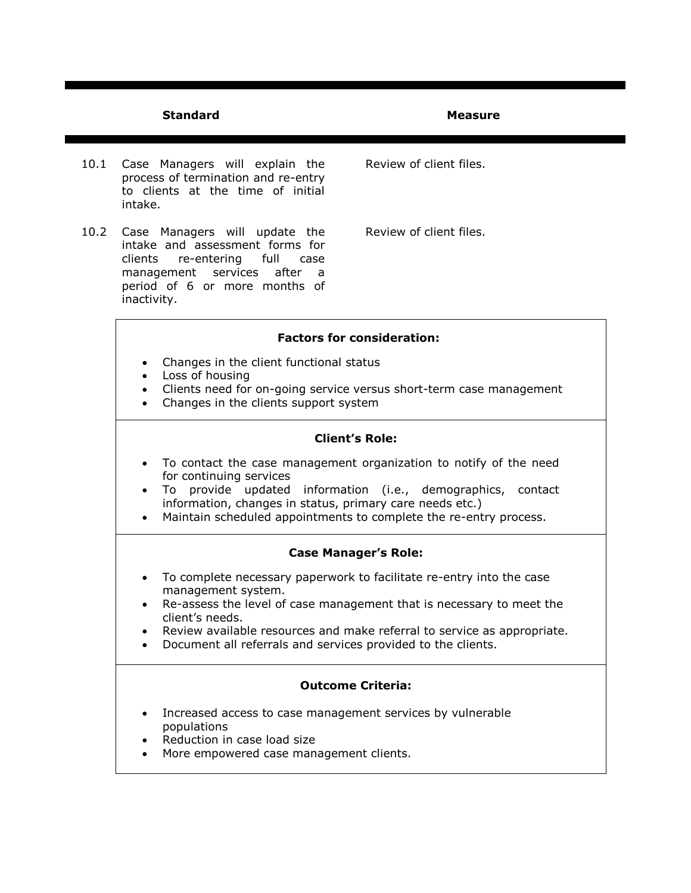| | Standard | Measure |
|---|---|---|
| 10.1 | Case Managers will explain the process of termination and re-entry to clients at the time of initial intake. | Review of client files. |
| 10.2 | Case Managers will update the intake and assessment forms for clients re-entering full case management services after a period of 6 or more months of inactivity. | Review of client files. |

**Factors for consideration:**

- Changes in the client functional status
- Loss of housing
- Clients need for on-going service versus short-term case management
- Changes in the clients support system

**Client's Role:**

- To contact the case management organization to notify of the need for continuing services
- To provide updated information (i.e., demographics, contact information, changes in status, primary care needs etc.)
- Maintain scheduled appointments to complete the re-entry process.

**Case Manager's Role:**

- To complete necessary paperwork to facilitate re-entry into the case management system.
- Re-assess the level of case management that is necessary to meet the client's needs.
- Review available resources and make referral to service as appropriate.
- Document all referrals and services provided to the clients.

**Outcome Criteria:**

- Increased access to case management services by vulnerable populations
- Reduction in case load size
- More empowered case management clients.